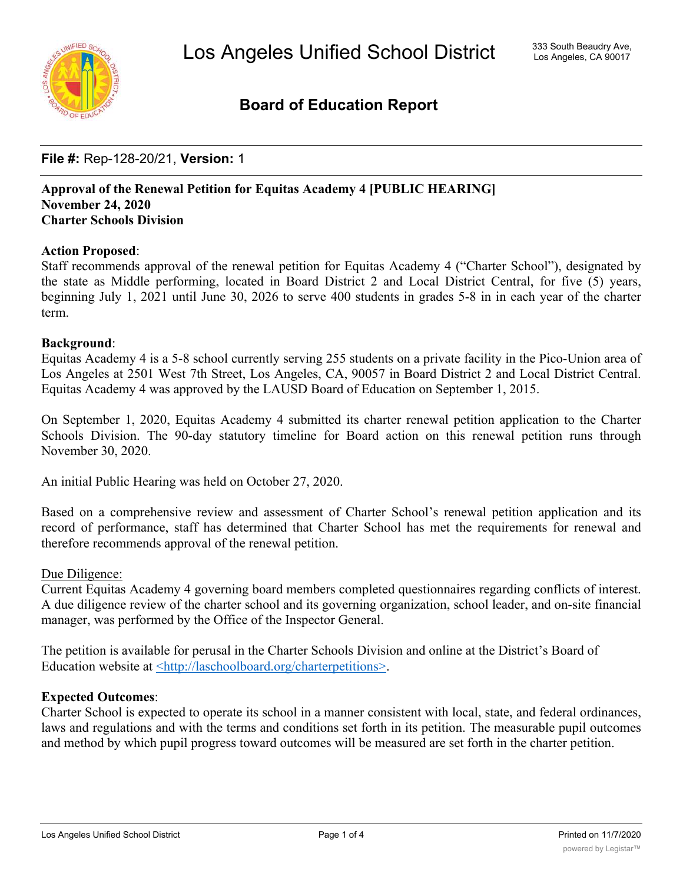# Los Angeles Unified School District

333 South Beaudry Ave,
Los Angeles, CA 90017

## Board of Education Report

**File #:** Rep-128-20/21, **Version:** 1

**Approval of the Renewal Petition for Equitas Academy 4 [PUBLIC HEARING]**
**November 24, 2020**
**Charter Schools Division**

**Action Proposed**:
Staff recommends approval of the renewal petition for Equitas Academy 4 ("Charter School"), designated by the state as Middle performing, located in Board District 2 and Local District Central, for five (5) years, beginning July 1, 2021 until June 30, 2026 to serve 400 students in grades 5-8 in in each year of the charter term.

**Background**:
Equitas Academy 4 is a 5-8 school currently serving 255 students on a private facility in the Pico-Union area of Los Angeles at 2501 West 7th Street, Los Angeles, CA, 90057 in Board District 2 and Local District Central. Equitas Academy 4 was approved by the LAUSD Board of Education on September 1, 2015.

On September 1, 2020, Equitas Academy 4 submitted its charter renewal petition application to the Charter Schools Division. The 90-day statutory timeline for Board action on this renewal petition runs through November 30, 2020.

An initial Public Hearing was held on October 27, 2020.

Based on a comprehensive review and assessment of Charter School's renewal petition application and its record of performance, staff has determined that Charter School has met the requirements for renewal and therefore recommends approval of the renewal petition.

Due Diligence:
Current Equitas Academy 4 governing board members completed questionnaires regarding conflicts of interest. A due diligence review of the charter school and its governing organization, school leader, and on-site financial manager, was performed by the Office of the Inspector General.

The petition is available for perusal in the Charter Schools Division and online at the District's Board of Education website at <http://laschoolboard.org/charterpetitions>.

**Expected Outcomes**:
Charter School is expected to operate its school in a manner consistent with local, state, and federal ordinances, laws and regulations and with the terms and conditions set forth in its petition. The measurable pupil outcomes and method by which pupil progress toward outcomes will be measured are set forth in the charter petition.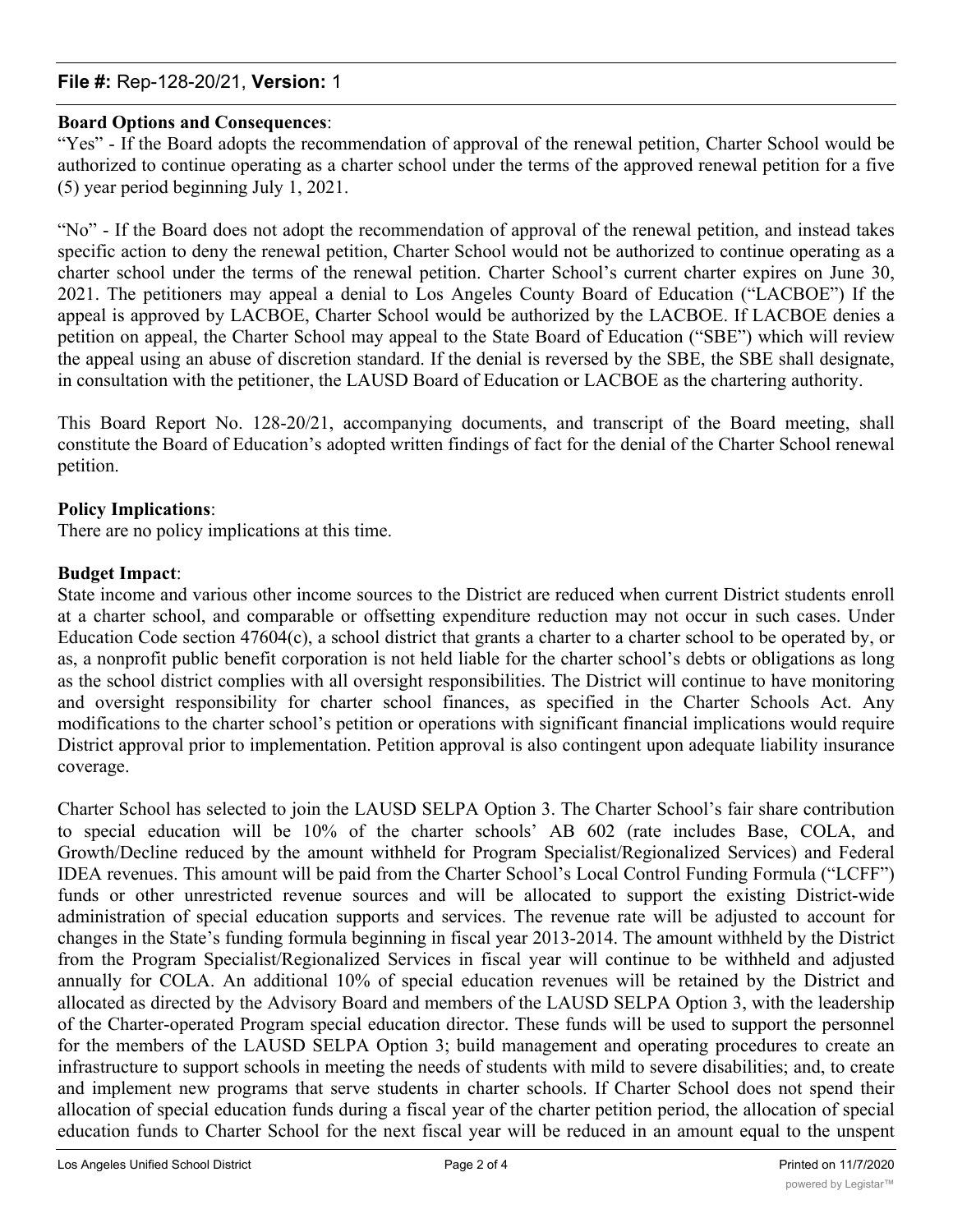**Board Options and Consequences**:

"Yes" - If the Board adopts the recommendation of approval of the renewal petition, Charter School would be authorized to continue operating as a charter school under the terms of the approved renewal petition for a five (5) year period beginning July 1, 2021.

"No" - If the Board does not adopt the recommendation of approval of the renewal petition, and instead takes specific action to deny the renewal petition, Charter School would not be authorized to continue operating as a charter school under the terms of the renewal petition. Charter School's current charter expires on June 30, 2021. The petitioners may appeal a denial to Los Angeles County Board of Education ("LACBOE") If the appeal is approved by LACBOE, Charter School would be authorized by the LACBOE. If LACBOE denies a petition on appeal, the Charter School may appeal to the State Board of Education ("SBE") which will review the appeal using an abuse of discretion standard. If the denial is reversed by the SBE, the SBE shall designate, in consultation with the petitioner, the LAUSD Board of Education or LACBOE as the chartering authority.

This Board Report No. 128-20/21, accompanying documents, and transcript of the Board meeting, shall constitute the Board of Education's adopted written findings of fact for the denial of the Charter School renewal petition.

**Policy Implications**:

There are no policy implications at this time.

**Budget Impact**:

State income and various other income sources to the District are reduced when current District students enroll at a charter school, and comparable or offsetting expenditure reduction may not occur in such cases. Under Education Code section 47604(c), a school district that grants a charter to a charter school to be operated by, or as, a nonprofit public benefit corporation is not held liable for the charter school's debts or obligations as long as the school district complies with all oversight responsibilities. The District will continue to have monitoring and oversight responsibility for charter school finances, as specified in the Charter Schools Act. Any modifications to the charter school's petition or operations with significant financial implications would require District approval prior to implementation. Petition approval is also contingent upon adequate liability insurance coverage.

Charter School has selected to join the LAUSD SELPA Option 3. The Charter School's fair share contribution to special education will be 10% of the charter schools' AB 602 (rate includes Base, COLA, and Growth/Decline reduced by the amount withheld for Program Specialist/Regionalized Services) and Federal IDEA revenues. This amount will be paid from the Charter School's Local Control Funding Formula ("LCFF") funds or other unrestricted revenue sources and will be allocated to support the existing District-wide administration of special education supports and services. The revenue rate will be adjusted to account for changes in the State's funding formula beginning in fiscal year 2013-2014. The amount withheld by the District from the Program Specialist/Regionalized Services in fiscal year will continue to be withheld and adjusted annually for COLA. An additional 10% of special education revenues will be retained by the District and allocated as directed by the Advisory Board and members of the LAUSD SELPA Option 3, with the leadership of the Charter-operated Program special education director. These funds will be used to support the personnel for the members of the LAUSD SELPA Option 3; build management and operating procedures to create an infrastructure to support schools in meeting the needs of students with mild to severe disabilities; and, to create and implement new programs that serve students in charter schools. If Charter School does not spend their allocation of special education funds during a fiscal year of the charter petition period, the allocation of special education funds to Charter School for the next fiscal year will be reduced in an amount equal to the unspent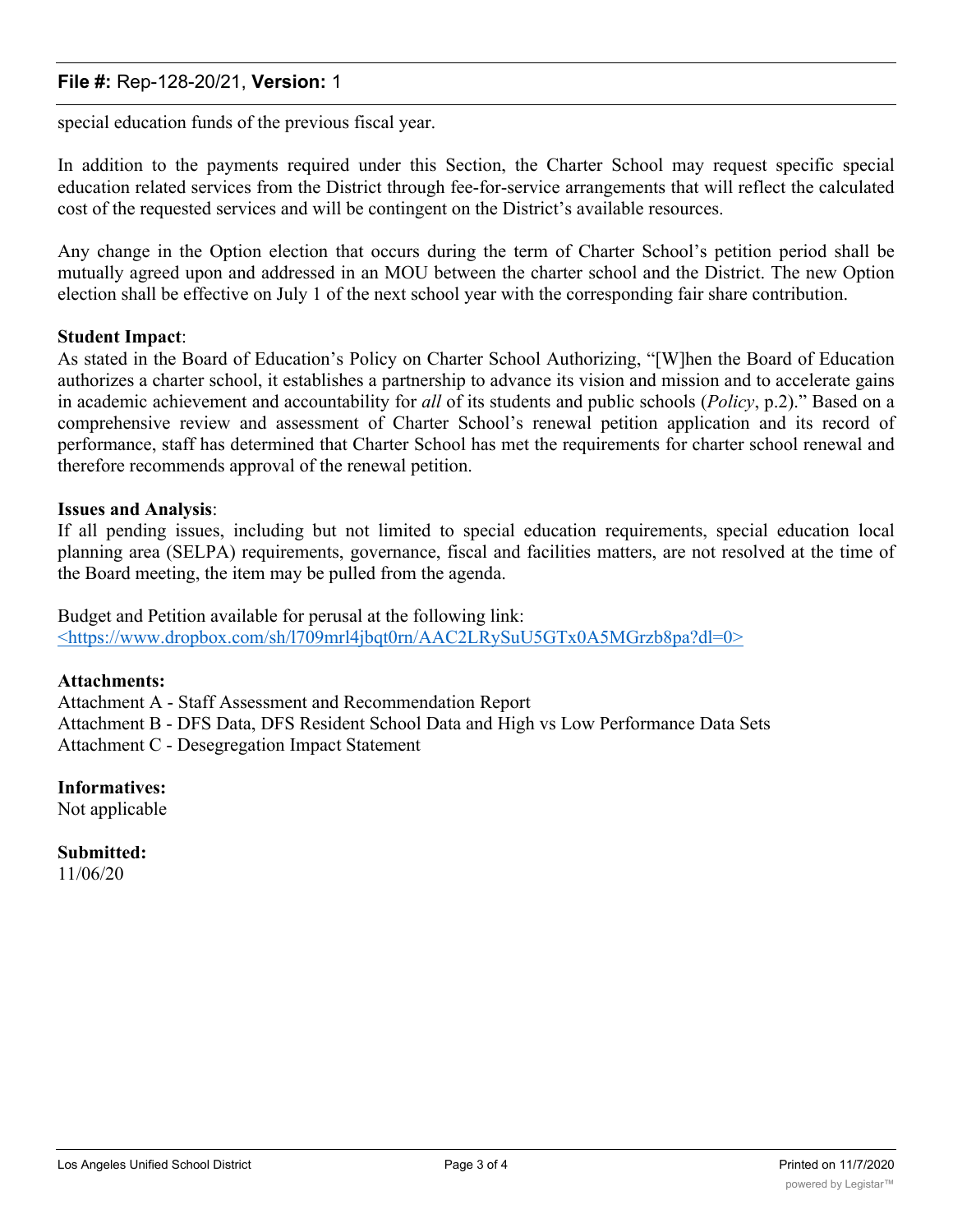special education funds of the previous fiscal year.

In addition to the payments required under this Section, the Charter School may request specific special education related services from the District through fee-for-service arrangements that will reflect the calculated cost of the requested services and will be contingent on the District's available resources.

Any change in the Option election that occurs during the term of Charter School's petition period shall be mutually agreed upon and addressed in an MOU between the charter school and the District. The new Option election shall be effective on July 1 of the next school year with the corresponding fair share contribution.

**Student Impact**:
As stated in the Board of Education's Policy on Charter School Authorizing, "[W]hen the Board of Education authorizes a charter school, it establishes a partnership to advance its vision and mission and to accelerate gains in academic achievement and accountability for *all* of its students and public schools (*Policy*, p.2)." Based on a comprehensive review and assessment of Charter School's renewal petition application and its record of performance, staff has determined that Charter School has met the requirements for charter school renewal and therefore recommends approval of the renewal petition.

**Issues and Analysis**:
If all pending issues, including but not limited to special education requirements, special education local planning area (SELPA) requirements, governance, fiscal and facilities matters, are not resolved at the time of the Board meeting, the item may be pulled from the agenda.

Budget and Petition available for perusal at the following link:
<https://www.dropbox.com/sh/l709mrl4jbqt0rn/AAC2LRySuU5GTx0A5MGrzb8pa?dl=0>

**Attachments:**
Attachment A - Staff Assessment and Recommendation Report
Attachment B - DFS Data, DFS Resident School Data and High vs Low Performance Data Sets
Attachment C - Desegregation Impact Statement

**Informatives:**
Not applicable

**Submitted:**
11/06/20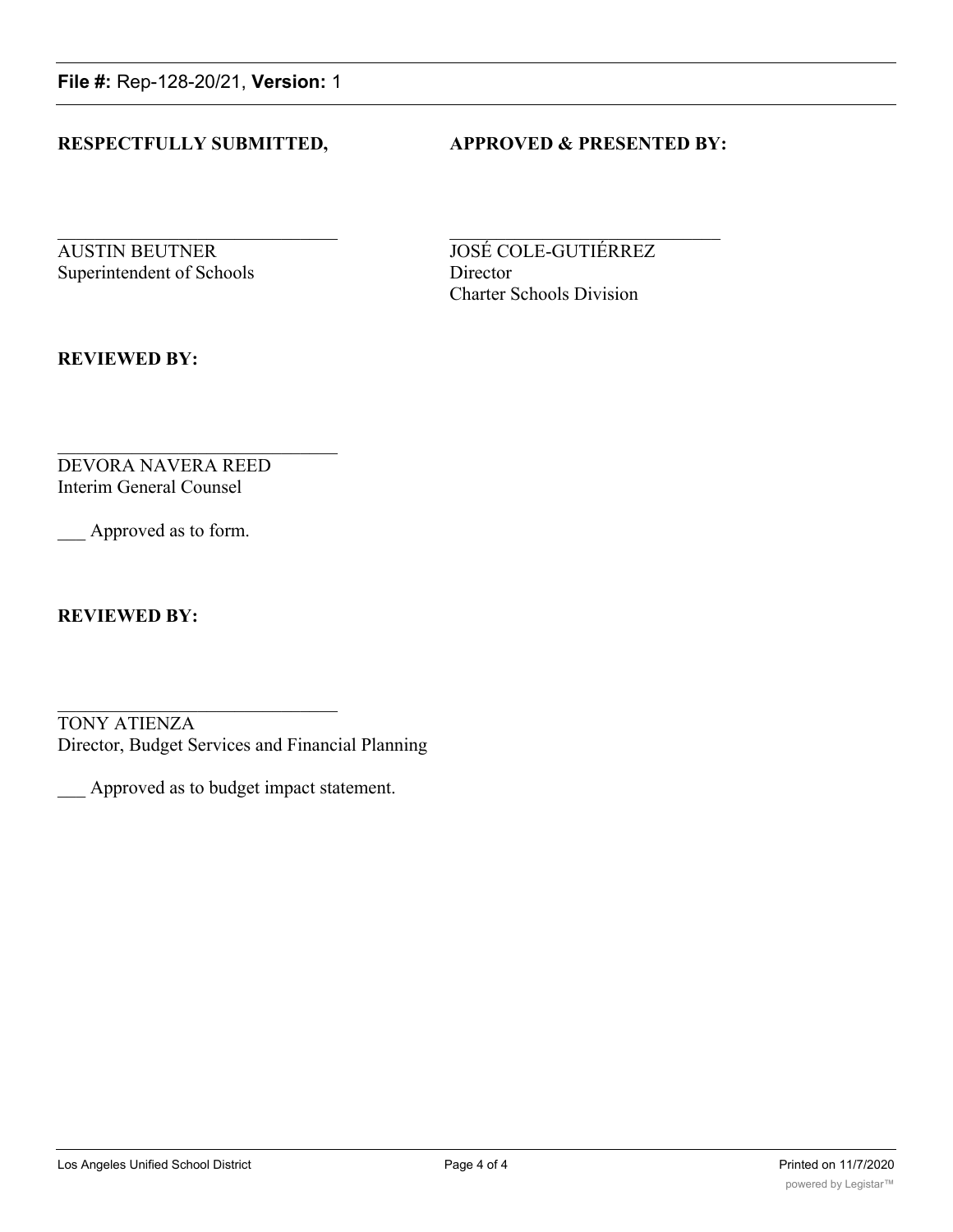File #: Rep-128-20/21, Version: 1

**RESPECTFULLY SUBMITTED,**

\_\_\_\_\_\_\_\_\_\_\_\_\_\_\_\_\_\_\_\_\_\_\_\_\_\_\_\_\_\_
AUSTIN BEUTNER
Superintendent of Schools

**APPROVED & PRESENTED BY:**

\_\_\_\_\_\_\_\_\_\_\_\_\_\_\_\_\_\_\_\_\_\_\_\_\_\_\_\_\_\_
JOSÉ COLE-GUTIÉRREZ
Director
Charter Schools Division

**REVIEWED BY:**

\_\_\_\_\_\_\_\_\_\_\_\_\_\_\_\_\_\_\_\_\_\_\_\_\_\_\_\_\_\_
DEVORA NAVERA REED
Interim General Counsel

\_\_\_ Approved as to form.

**REVIEWED BY:**

\_\_\_\_\_\_\_\_\_\_\_\_\_\_\_\_\_\_\_\_\_\_\_\_\_\_\_\_\_\_
TONY ATIENZA
Director, Budget Services and Financial Planning

\_\_\_ Approved as to budget impact statement.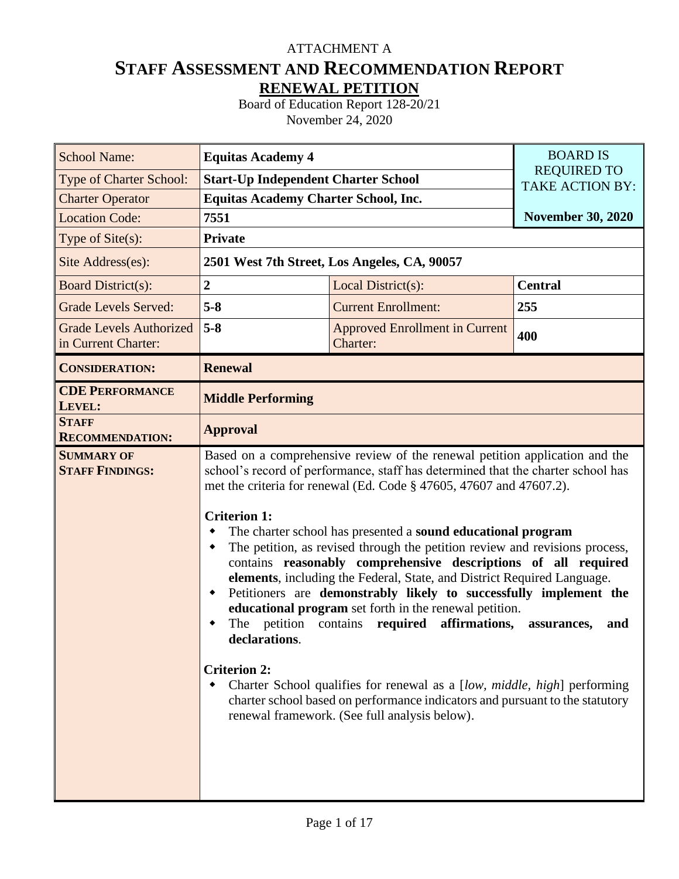ATTACHMENT A

# STAFF ASSESSMENT AND RECOMMENDATION REPORT

## RENEWAL PETITION

Board of Education Report 128-20/21
November 24, 2020

| School Name: | **Equitas Academy 4** | | BOARD IS REQUIRED TO TAKE ACTION BY: |
|---|---|---|---|
| Type of Charter School: | **Start-Up Independent Charter School** | | |
| Charter Operator | **Equitas Academy Charter School, Inc.** | | |
| Location Code: | **7551** | | **November 30, 2020** |
| Type of Site(s): | **Private** | | |
| Site Address(es): | **2501 West 7th Street, Los Angeles, CA, 90057** | | |
| Board District(s): | **2** | Local District(s): | **Central** |
| Grade Levels Served: | **5-8** | Current Enrollment: | **255** |
| Grade Levels Authorized in Current Charter: | **5-8** | Approved Enrollment in Current Charter: | **400** |
| **CONSIDERATION:** | **Renewal** | | |
| **CDE PERFORMANCE LEVEL:** | **Middle Performing** | | |
| **STAFF RECOMMENDATION:** | **Approval** | | |

**SUMMARY OF STAFF FINDINGS:**

Based on a comprehensive review of the renewal petition application and the school's record of performance, staff has determined that the charter school has met the criteria for renewal (Ed. Code § 47605, 47607 and 47607.2).

**Criterion 1:**

- The charter school has presented a **sound educational program**
- The petition, as revised through the petition review and revisions process, contains **reasonably comprehensive descriptions of all required elements**, including the Federal, State, and District Required Language.
- Petitioners are **demonstrably likely to successfully implement the educational program** set forth in the renewal petition.
- The petition contains **required affirmations, assurances, and declarations**.

**Criterion 2:**

- Charter School qualifies for renewal as a [*low, middle, high*] performing charter school based on performance indicators and pursuant to the statutory renewal framework. (See full analysis below).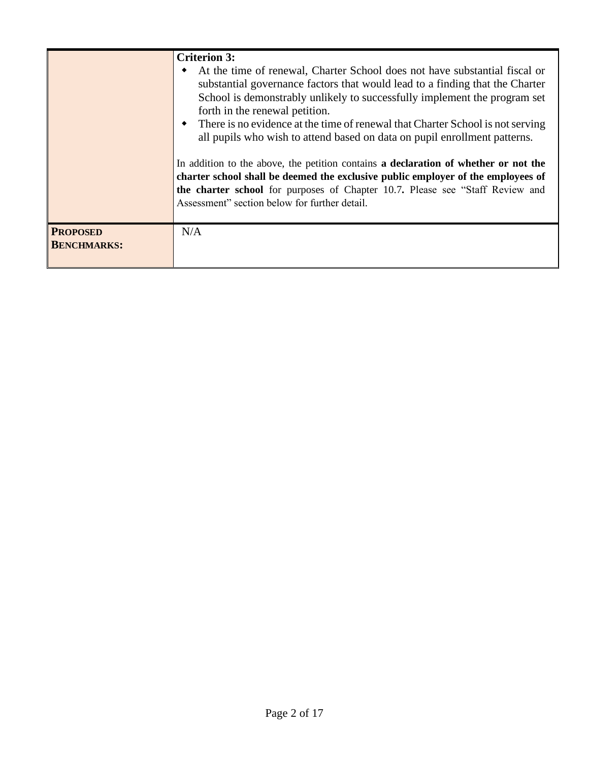| | |
|---|---|
| | **Criterion 3:**<br>◆ At the time of renewal, Charter School does not have substantial fiscal or substantial governance factors that would lead to a finding that the Charter School is demonstrably unlikely to successfully implement the program set forth in the renewal petition.<br>◆ There is no evidence at the time of renewal that Charter School is not serving all pupils who wish to attend based on data on pupil enrollment patterns.<br><br>In addition to the above, the petition contains **a declaration of whether or not the charter school shall be deemed the exclusive public employer of the employees of the charter school** for purposes of Chapter 10.7**.** Please see "Staff Review and Assessment" section below for further detail. |
| **PROPOSED BENCHMARKS:** | N/A |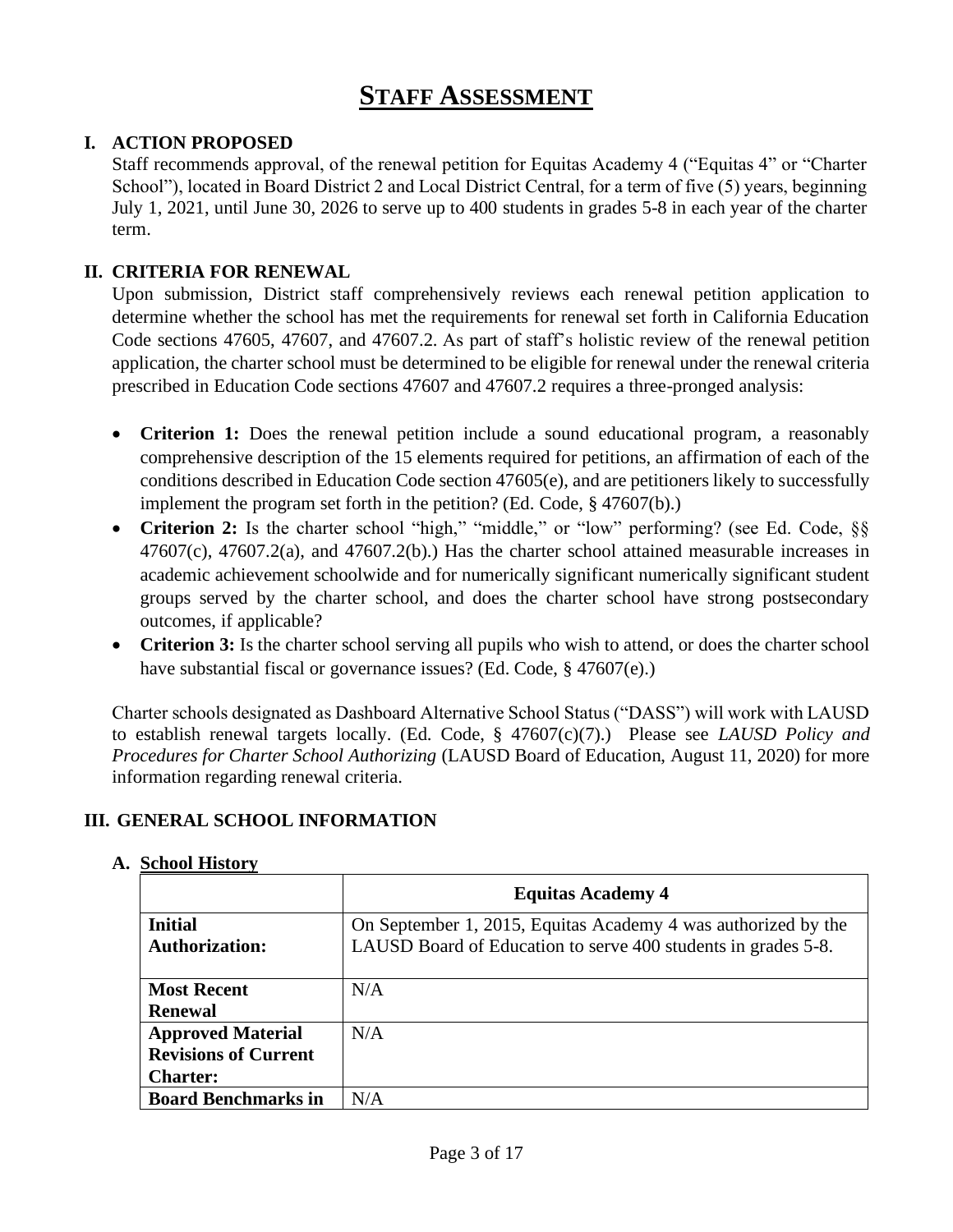# STAFF ASSESSMENT

## I. ACTION PROPOSED

Staff recommends approval, of the renewal petition for Equitas Academy 4 ("Equitas 4" or "Charter School"), located in Board District 2 and Local District Central, for a term of five (5) years, beginning July 1, 2021, until June 30, 2026 to serve up to 400 students in grades 5-8 in each year of the charter term.

## II. CRITERIA FOR RENEWAL

Upon submission, District staff comprehensively reviews each renewal petition application to determine whether the school has met the requirements for renewal set forth in California Education Code sections 47605, 47607, and 47607.2. As part of staff's holistic review of the renewal petition application, the charter school must be determined to be eligible for renewal under the renewal criteria prescribed in Education Code sections 47607 and 47607.2 requires a three-pronged analysis:

- **Criterion 1:** Does the renewal petition include a sound educational program, a reasonably comprehensive description of the 15 elements required for petitions, an affirmation of each of the conditions described in Education Code section 47605(e), and are petitioners likely to successfully implement the program set forth in the petition? (Ed. Code, § 47607(b).)
- **Criterion 2:** Is the charter school "high," "middle," or "low" performing? (see Ed. Code, §§ 47607(c), 47607.2(a), and 47607.2(b).) Has the charter school attained measurable increases in academic achievement schoolwide and for numerically significant numerically significant student groups served by the charter school, and does the charter school have strong postsecondary outcomes, if applicable?
- **Criterion 3:** Is the charter school serving all pupils who wish to attend, or does the charter school have substantial fiscal or governance issues? (Ed. Code, § 47607(e).)

Charter schools designated as Dashboard Alternative School Status ("DASS") will work with LAUSD to establish renewal targets locally. (Ed. Code, § 47607(c)(7).) Please see *LAUSD Policy and Procedures for Charter School Authorizing* (LAUSD Board of Education, August 11, 2020) for more information regarding renewal criteria.

## III. GENERAL SCHOOL INFORMATION

### A. School History

| | Equitas Academy 4 |
|---|---|
| **Initial Authorization:** | On September 1, 2015, Equitas Academy 4 was authorized by the LAUSD Board of Education to serve 400 students in grades 5-8. |
| **Most Recent Renewal** | N/A |
| **Approved Material Revisions of Current Charter:** | N/A |
| **Board Benchmarks in** | N/A |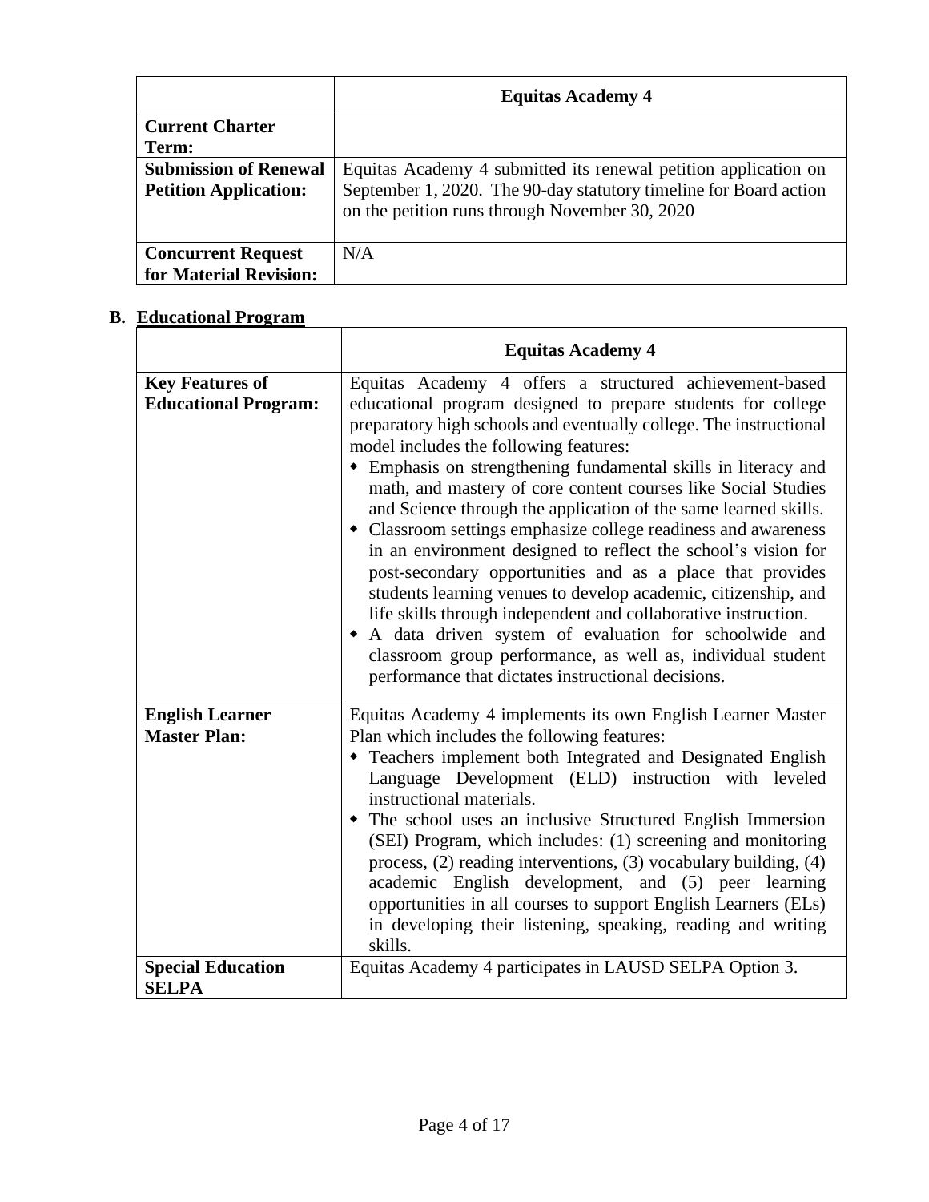| | Equitas Academy 4 |
|---|---|
| **Current Charter Term:** | |
| **Submission of Renewal Petition Application:** | Equitas Academy 4 submitted its renewal petition application on September 1, 2020. The 90-day statutory timeline for Board action on the petition runs through November 30, 2020 |
| **Concurrent Request for Material Revision:** | N/A |

## B. Educational Program

| | Equitas Academy 4 |
|---|---|
| **Key Features of Educational Program:** | Equitas Academy 4 offers a structured achievement-based educational program designed to prepare students for college preparatory high schools and eventually college. The instructional model includes the following features:<br>• Emphasis on strengthening fundamental skills in literacy and math, and mastery of core content courses like Social Studies and Science through the application of the same learned skills.<br>• Classroom settings emphasize college readiness and awareness in an environment designed to reflect the school's vision for post-secondary opportunities and as a place that provides students learning venues to develop academic, citizenship, and life skills through independent and collaborative instruction.<br>• A data driven system of evaluation for schoolwide and classroom group performance, as well as, individual student performance that dictates instructional decisions. |
| **English Learner Master Plan:** | Equitas Academy 4 implements its own English Learner Master Plan which includes the following features:<br>• Teachers implement both Integrated and Designated English Language Development (ELD) instruction with leveled instructional materials.<br>• The school uses an inclusive Structured English Immersion (SEI) Program, which includes: (1) screening and monitoring process, (2) reading interventions, (3) vocabulary building, (4) academic English development, and (5) peer learning opportunities in all courses to support English Learners (ELs) in developing their listening, speaking, reading and writing skills. |
| **Special Education SELPA** | Equitas Academy 4 participates in LAUSD SELPA Option 3. |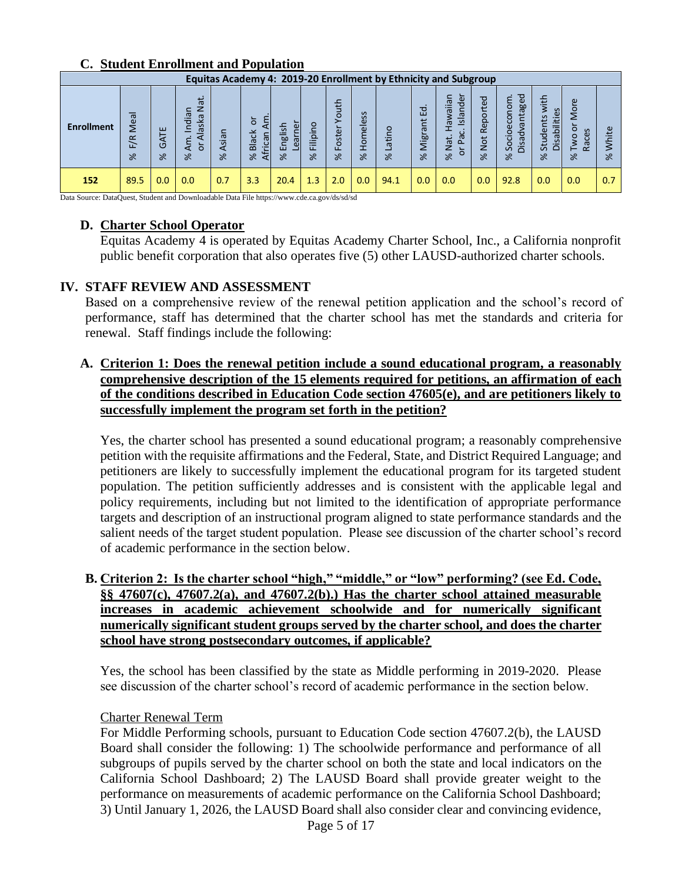## C. Student Enrollment and Population

| Equitas Academy 4: 2019-20 Enrollment by Ethnicity and Subgroup | | | | | | | | | | | | | | | | | |
|---|---|---|---|---|---|---|---|---|---|---|---|---|---|---|---|---|---|
| Enrollment | % F/R Meal | % GATE | % Am. Indian or Alaska Nat. | % Asian | % Black or African Am. | % English Learner | % Filipino | % Foster Youth | % Homeless | % Latino | % Migrant Ed. | % Nat. Hawaiian or Pac. Islander | % Not Reported | % Socioeconom. Disadvantaged | % Students with Disabilities | % Two or More Races | % White |
| 152 | 89.5 | 0.0 | 0.0 | 0.7 | 3.3 | 20.4 | 1.3 | 2.0 | 0.0 | 94.1 | 0.0 | 0.0 | 0.0 | 92.8 | 0.0 | 0.0 | 0.7 |

Data Source: DataQuest, Student and Downloadable Data File https://www.cde.ca.gov/ds/sd/sd

## D. Charter School Operator

Equitas Academy 4 is operated by Equitas Academy Charter School, Inc., a California nonprofit public benefit corporation that also operates five (5) other LAUSD-authorized charter schools.

# IV. STAFF REVIEW AND ASSESSMENT

Based on a comprehensive review of the renewal petition application and the school's record of performance, staff has determined that the charter school has met the standards and criteria for renewal. Staff findings include the following:

## A. Criterion 1: Does the renewal petition include a sound educational program, a reasonably comprehensive description of the 15 elements required for petitions, an affirmation of each of the conditions described in Education Code section 47605(e), and are petitioners likely to successfully implement the program set forth in the petition?

Yes, the charter school has presented a sound educational program; a reasonably comprehensive petition with the requisite affirmations and the Federal, State, and District Required Language; and petitioners are likely to successfully implement the educational program for its targeted student population. The petition sufficiently addresses and is consistent with the applicable legal and policy requirements, including but not limited to the identification of appropriate performance targets and description of an instructional program aligned to state performance standards and the salient needs of the target student population. Please see discussion of the charter school's record of academic performance in the section below.

## B. Criterion 2: Is the charter school "high," "middle," or "low" performing? (see Ed. Code, §§ 47607(c), 47607.2(a), and 47607.2(b).) Has the charter school attained measurable increases in academic achievement schoolwide and for numerically significant numerically significant student groups served by the charter school, and does the charter school have strong postsecondary outcomes, if applicable?

Yes, the school has been classified by the state as Middle performing in 2019-2020. Please see discussion of the charter school's record of academic performance in the section below.

Charter Renewal Term

For Middle Performing schools, pursuant to Education Code section 47607.2(b), the LAUSD Board shall consider the following: 1) The schoolwide performance and performance of all subgroups of pupils served by the charter school on both the state and local indicators on the California School Dashboard; 2) The LAUSD Board shall provide greater weight to the performance on measurements of academic performance on the California School Dashboard; 3) Until January 1, 2026, the LAUSD Board shall also consider clear and convincing evidence,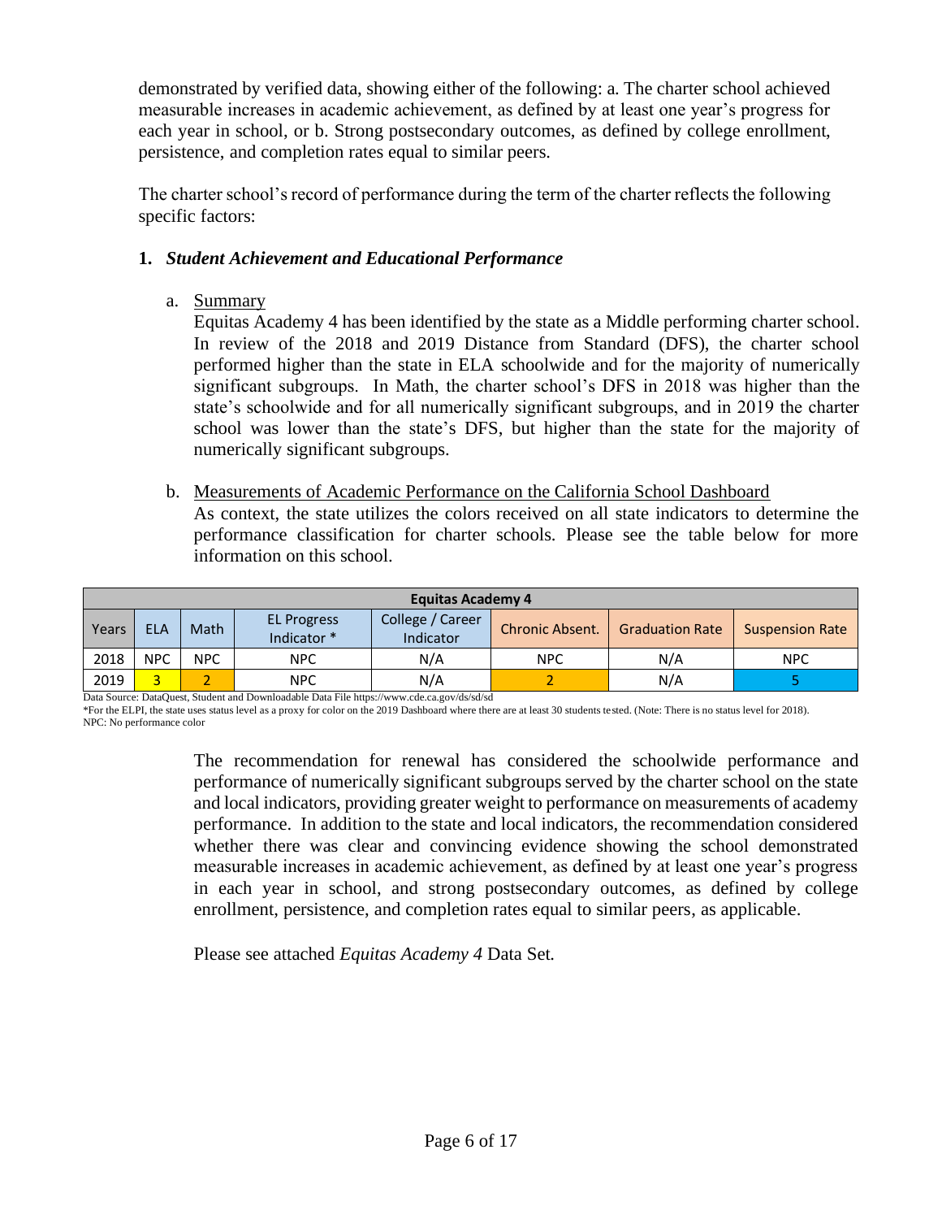demonstrated by verified data, showing either of the following: a. The charter school achieved measurable increases in academic achievement, as defined by at least one year's progress for each year in school, or b. Strong postsecondary outcomes, as defined by college enrollment, persistence, and completion rates equal to similar peers.

The charter school's record of performance during the term of the charter reflects the following specific factors:

**1. *Student Achievement and Educational Performance***

a. Summary

Equitas Academy 4 has been identified by the state as a Middle performing charter school. In review of the 2018 and 2019 Distance from Standard (DFS), the charter school performed higher than the state in ELA schoolwide and for the majority of numerically significant subgroups. In Math, the charter school's DFS in 2018 was higher than the state's schoolwide and for all numerically significant subgroups, and in 2019 the charter school was lower than the state's DFS, but higher than the state for the majority of numerically significant subgroups.

b. Measurements of Academic Performance on the California School Dashboard

As context, the state utilizes the colors received on all state indicators to determine the performance classification for charter schools. Please see the table below for more information on this school.

| Equitas Academy 4 | | | | | | | |
|---|---|---|---|---|---|---|---|
| Years | ELA | Math | EL Progress Indicator * | College / Career Indicator | Chronic Absent. | Graduation Rate | Suspension Rate |
| 2018 | NPC | NPC | NPC | N/A | NPC | N/A | NPC |
| 2019 | 3 | 2 | NPC | N/A | 2 | N/A | 5 |

Data Source: DataQuest, Student and Downloadable Data File https://www.cde.ca.gov/ds/sd/sd
*For the ELPI, the state uses status level as a proxy for color on the 2019 Dashboard where there are at least 30 students tested. (Note: There is no status level for 2018).
NPC: No performance color

The recommendation for renewal has considered the schoolwide performance and performance of numerically significant subgroups served by the charter school on the state and local indicators, providing greater weight to performance on measurements of academy performance. In addition to the state and local indicators, the recommendation considered whether there was clear and convincing evidence showing the school demonstrated measurable increases in academic achievement, as defined by at least one year's progress in each year in school, and strong postsecondary outcomes, as defined by college enrollment, persistence, and completion rates equal to similar peers, as applicable.

Please see attached *Equitas Academy 4* Data Set.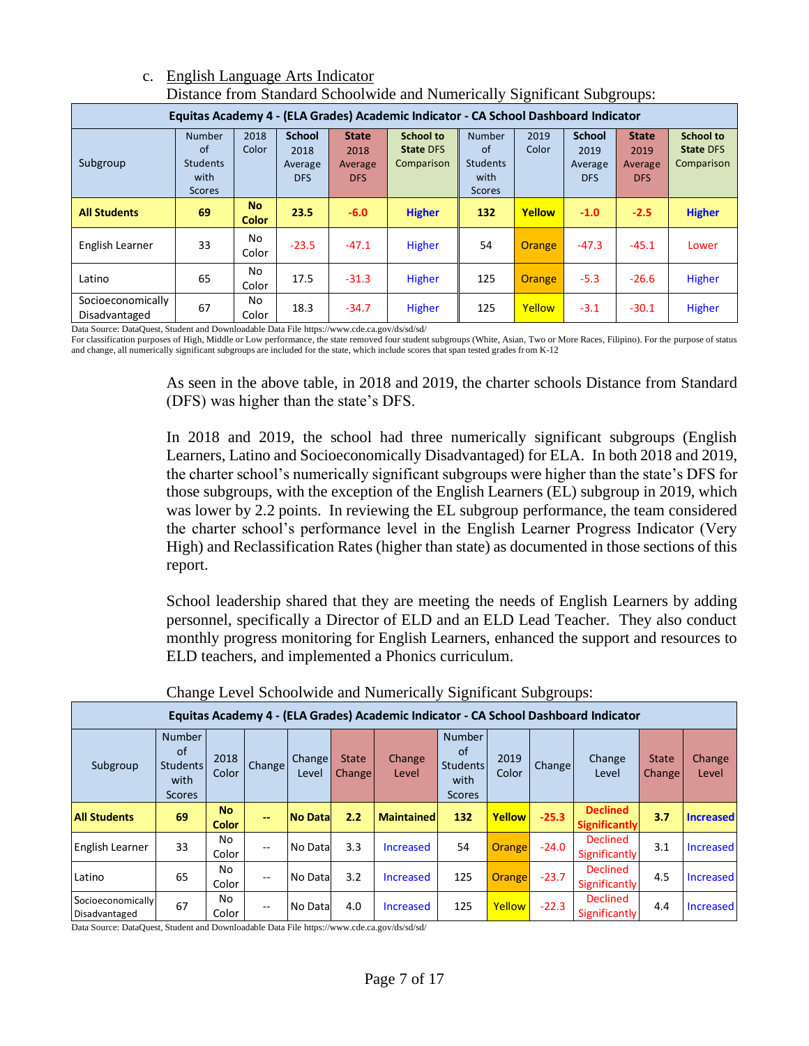c. English Language Arts Indicator

Distance from Standard Schoolwide and Numerically Significant Subgroups:

| Equitas Academy 4 - (ELA Grades) Academic Indicator - CA School Dashboard Indicator | | | | | | | | | | |
|---|---|---|---|---|---|---|---|---|---|---|
| Subgroup | Number of Students with Scores | 2018 Color | School 2018 Average DFS | State 2018 Average DFS | School to State DFS Comparison | Number of Students with Scores | 2019 Color | School 2019 Average DFS | State 2019 Average DFS | School to State DFS Comparison |
| **All Students** | **69** | **No Color** | **23.5** | **-6.0** | **Higher** | **132** | **Yellow** | **-1.0** | **-2.5** | **Higher** |
| English Learner | 33 | No Color | -23.5 | -47.1 | Higher | 54 | Orange | -47.3 | -45.1 | Lower |
| Latino | 65 | No Color | 17.5 | -31.3 | Higher | 125 | Orange | -5.3 | -26.6 | Higher |
| Socioeconomically Disadvantaged | 67 | No Color | 18.3 | -34.7 | Higher | 125 | Yellow | -3.1 | -30.1 | Higher |

Data Source: DataQuest, Student and Downloadable Data File https://www.cde.ca.gov/ds/sd/sd/

For classification purposes of High, Middle or Low performance, the state removed four student subgroups (White, Asian, Two or More Races, Filipino). For the purpose of status and change, all numerically significant subgroups are included for the state, which include scores that span tested grades from K-12

As seen in the above table, in 2018 and 2019, the charter schools Distance from Standard (DFS) was higher than the state's DFS.

In 2018 and 2019, the school had three numerically significant subgroups (English Learners, Latino and Socioeconomically Disadvantaged) for ELA. In both 2018 and 2019, the charter school's numerically significant subgroups were higher than the state's DFS for those subgroups, with the exception of the English Learners (EL) subgroup in 2019, which was lower by 2.2 points. In reviewing the EL subgroup performance, the team considered the charter school's performance level in the English Learner Progress Indicator (Very High) and Reclassification Rates (higher than state) as documented in those sections of this report.

School leadership shared that they are meeting the needs of English Learners by adding personnel, specifically a Director of ELD and an ELD Lead Teacher. They also conduct monthly progress monitoring for English Learners, enhanced the support and resources to ELD teachers, and implemented a Phonics curriculum.

Change Level Schoolwide and Numerically Significant Subgroups:

| Equitas Academy 4 - (ELA Grades) Academic Indicator - CA School Dashboard Indicator | | | | | | | | | | | | |
|---|---|---|---|---|---|---|---|---|---|---|---|---|
| Subgroup | Number of Students with Scores | 2018 Color | Change | Change Level | State Change | Change Level | Number of Students with Scores | 2019 Color | Change | Change Level | State Change | Change Level |
| **All Students** | **69** | **No Color** | **--** | **No Data** | **2.2** | **Maintained** | **132** | **Yellow** | **-25.3** | **Declined Significantly** | **3.7** | **Increased** |
| English Learner | 33 | No Color | -- | No Data | 3.3 | Increased | 54 | Orange | -24.0 | Declined Significantly | 3.1 | Increased |
| Latino | 65 | No Color | -- | No Data | 3.2 | Increased | 125 | Orange | -23.7 | Declined Significantly | 4.5 | Increased |
| Socioeconomically Disadvantaged | 67 | No Color | -- | No Data | 4.0 | Increased | 125 | Yellow | -22.3 | Declined Significantly | 4.4 | Increased |

Data Source: DataQuest, Student and Downloadable Data File https://www.cde.ca.gov/ds/sd/sd/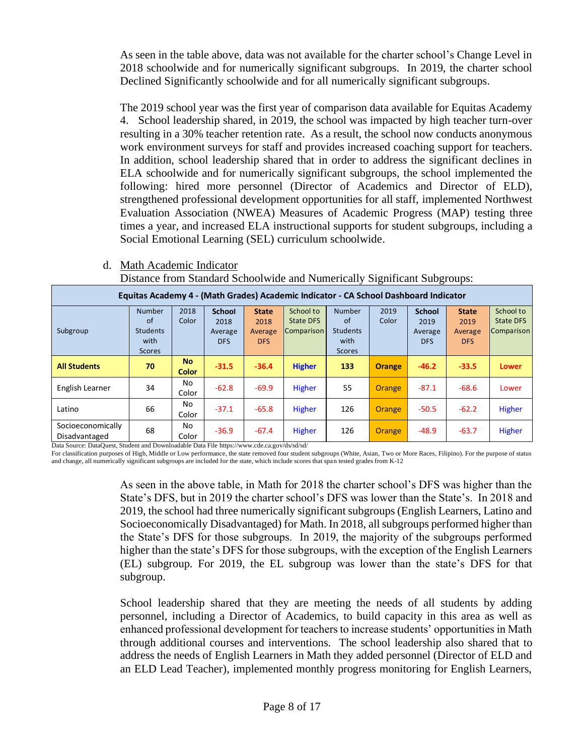As seen in the table above, data was not available for the charter school's Change Level in 2018 schoolwide and for numerically significant subgroups. In 2019, the charter school Declined Significantly schoolwide and for all numerically significant subgroups.

The 2019 school year was the first year of comparison data available for Equitas Academy 4. School leadership shared, in 2019, the school was impacted by high teacher turn-over resulting in a 30% teacher retention rate. As a result, the school now conducts anonymous work environment surveys for staff and provides increased coaching support for teachers. In addition, school leadership shared that in order to address the significant declines in ELA schoolwide and for numerically significant subgroups, the school implemented the following: hired more personnel (Director of Academics and Director of ELD), strengthened professional development opportunities for all staff, implemented Northwest Evaluation Association (NWEA) Measures of Academic Progress (MAP) testing three times a year, and increased ELA instructional supports for student subgroups, including a Social Emotional Learning (SEL) curriculum schoolwide.

d. Math Academic Indicator

Distance from Standard Schoolwide and Numerically Significant Subgroups:

| Equitas Academy 4 - (Math Grades) Academic Indicator - CA School Dashboard Indicator | | | | | | | | | | |
|---|---|---|---|---|---|---|---|---|---|---|
| Subgroup | Number of Students with Scores | 2018 Color | **School** 2018 Average DFS | **State** 2018 Average DFS | School to State DFS Comparison | Number of Students with Scores | 2019 Color | **School** 2019 Average DFS | **State** 2019 Average DFS | School to State DFS Comparison |
| **All Students** | **70** | **No Color** | **-31.5** | **-36.4** | **Higher** | **133** | **Orange** | **-46.2** | **-33.5** | **Lower** |
| English Learner | 34 | No Color | -62.8 | -69.9 | Higher | 55 | Orange | -87.1 | -68.6 | Lower |
| Latino | 66 | No Color | -37.1 | -65.8 | Higher | 126 | Orange | -50.5 | -62.2 | Higher |
| Socioeconomically Disadvantaged | 68 | No Color | -36.9 | -67.4 | Higher | 126 | Orange | -48.9 | -63.7 | Higher |

Data Source: DataQuest, Student and Downloadable Data File https://www.cde.ca.gov/ds/sd/sd/

For classification purposes of High, Middle or Low performance, the state removed four student subgroups (White, Asian, Two or More Races, Filipino). For the purpose of status and change, all numerically significant subgroups are included for the state, which include scores that span tested grades from K-12

As seen in the above table, in Math for 2018 the charter school's DFS was higher than the State's DFS, but in 2019 the charter school's DFS was lower than the State's. In 2018 and 2019, the school had three numerically significant subgroups (English Learners, Latino and Socioeconomically Disadvantaged) for Math. In 2018, all subgroups performed higher than the State's DFS for those subgroups. In 2019, the majority of the subgroups performed higher than the state's DFS for those subgroups, with the exception of the English Learners (EL) subgroup. For 2019, the EL subgroup was lower than the state's DFS for that subgroup.

School leadership shared that they are meeting the needs of all students by adding personnel, including a Director of Academics, to build capacity in this area as well as enhanced professional development for teachers to increase students' opportunities in Math through additional courses and interventions. The school leadership also shared that to address the needs of English Learners in Math they added personnel (Director of ELD and an ELD Lead Teacher), implemented monthly progress monitoring for English Learners,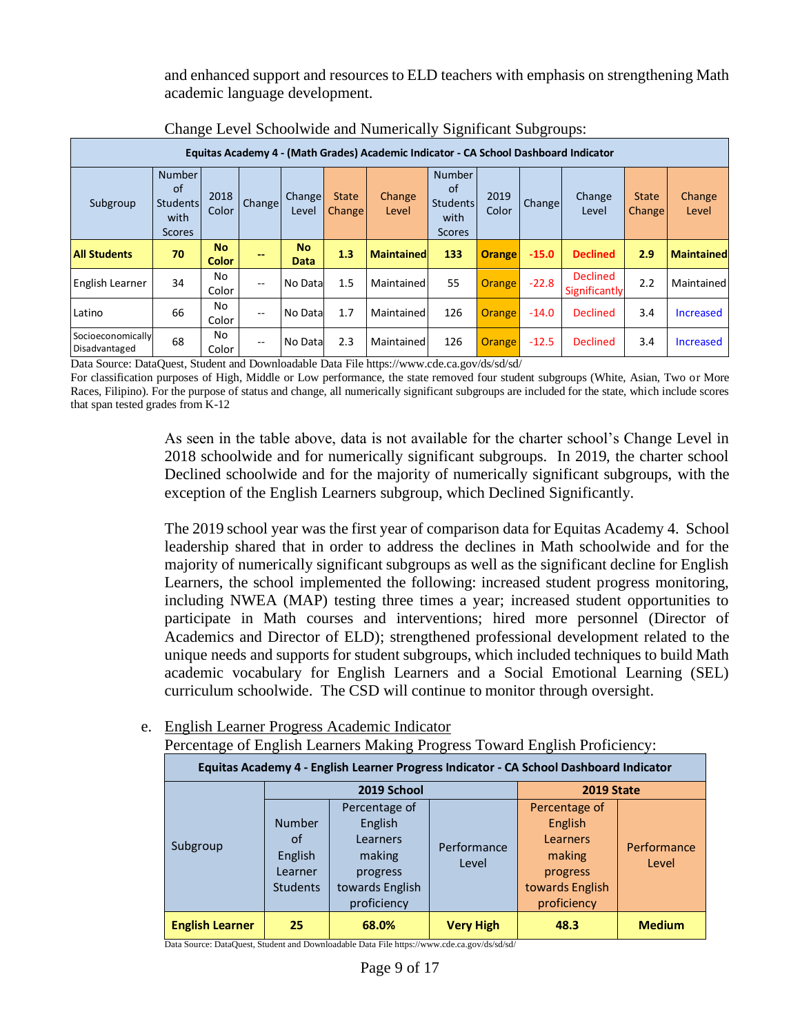and enhanced support and resources to ELD teachers with emphasis on strengthening Math academic language development.

Change Level Schoolwide and Numerically Significant Subgroups:

| Equitas Academy 4 - (Math Grades) Academic Indicator - CA School Dashboard Indicator | | | | | | | | | | | | |
|---|---|---|---|---|---|---|---|---|---|---|---|---|
| Subgroup | Number of Students with Scores | 2018 Color | Change | Change Level | State Change | Change Level | Number of Students with Scores | 2019 Color | Change | Change Level | State Change | Change Level |
| **All Students** | **70** | **No Color** | **--** | **No Data** | **1.3** | **Maintained** | **133** | **Orange** | **-15.0** | **Declined** | **2.9** | **Maintained** |
| English Learner | 34 | No Color | -- | No Data | 1.5 | Maintained | 55 | Orange | -22.8 | Declined Significantly | 2.2 | Maintained |
| Latino | 66 | No Color | -- | No Data | 1.7 | Maintained | 126 | Orange | -14.0 | Declined | 3.4 | Increased |
| Socioeconomically Disadvantaged | 68 | No Color | -- | No Data | 2.3 | Maintained | 126 | Orange | -12.5 | Declined | 3.4 | Increased |

Data Source: DataQuest, Student and Downloadable Data File https://www.cde.ca.gov/ds/sd/sd/

For classification purposes of High, Middle or Low performance, the state removed four student subgroups (White, Asian, Two or More Races, Filipino). For the purpose of status and change, all numerically significant subgroups are included for the state, which include scores that span tested grades from K-12

As seen in the table above, data is not available for the charter school's Change Level in 2018 schoolwide and for numerically significant subgroups. In 2019, the charter school Declined schoolwide and for the majority of numerically significant subgroups, with the exception of the English Learners subgroup, which Declined Significantly.

The 2019 school year was the first year of comparison data for Equitas Academy 4. School leadership shared that in order to address the declines in Math schoolwide and for the majority of numerically significant subgroups as well as the significant decline for English Learners, the school implemented the following: increased student progress monitoring, including NWEA (MAP) testing three times a year; increased student opportunities to participate in Math courses and interventions; hired more personnel (Director of Academics and Director of ELD); strengthened professional development related to the unique needs and supports for student subgroups, which included techniques to build Math academic vocabulary for English Learners and a Social Emotional Learning (SEL) curriculum schoolwide. The CSD will continue to monitor through oversight.

e. English Learner Progress Academic Indicator

Percentage of English Learners Making Progress Toward English Proficiency:

| Equitas Academy 4 - English Learner Progress Indicator - CA School Dashboard Indicator | | | | | |
|---|---|---|---|---|---|
| | 2019 School | | | 2019 State | |
| Subgroup | Number of English Learner Students | Percentage of English Learners making progress towards English proficiency | Performance Level | Percentage of English Learners making progress towards English proficiency | Performance Level |
| **English Learner** | **25** | **68.0%** | **Very High** | **48.3** | **Medium** |

Data Source: DataQuest, Student and Downloadable Data File https://www.cde.ca.gov/ds/sd/sd/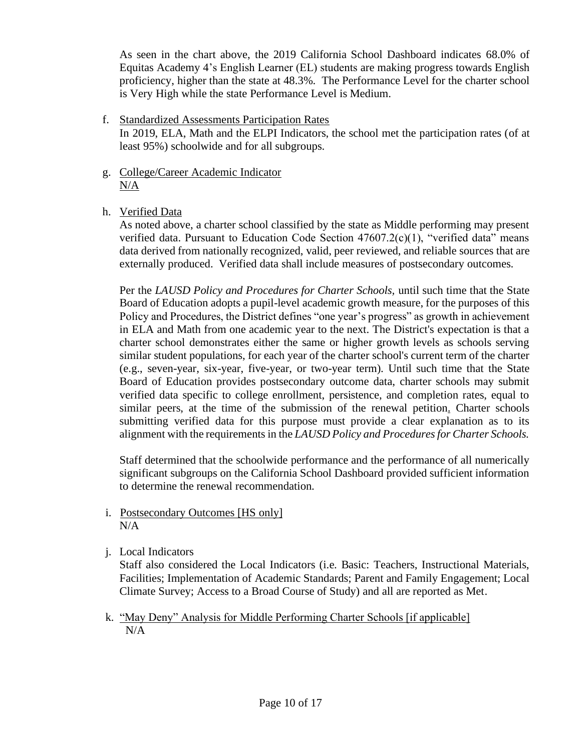As seen in the chart above, the 2019 California School Dashboard indicates 68.0% of Equitas Academy 4's English Learner (EL) students are making progress towards English proficiency, higher than the state at 48.3%. The Performance Level for the charter school is Very High while the state Performance Level is Medium.

f. Standardized Assessments Participation Rates
   In 2019, ELA, Math and the ELPI Indicators, the school met the participation rates (of at least 95%) schoolwide and for all subgroups.

g. College/Career Academic Indicator
   N/A

h. Verified Data
   As noted above, a charter school classified by the state as Middle performing may present verified data. Pursuant to Education Code Section 47607.2(c)(1), "verified data" means data derived from nationally recognized, valid, peer reviewed, and reliable sources that are externally produced. Verified data shall include measures of postsecondary outcomes.

   Per the *LAUSD Policy and Procedures for Charter Schools*, until such time that the State Board of Education adopts a pupil-level academic growth measure, for the purposes of this Policy and Procedures, the District defines "one year's progress" as growth in achievement in ELA and Math from one academic year to the next. The District's expectation is that a charter school demonstrates either the same or higher growth levels as schools serving similar student populations, for each year of the charter school's current term of the charter (e.g., seven-year, six-year, five-year, or two-year term). Until such time that the State Board of Education provides postsecondary outcome data, charter schools may submit verified data specific to college enrollment, persistence, and completion rates, equal to similar peers, at the time of the submission of the renewal petition. Charter schools submitting verified data for this purpose must provide a clear explanation as to its alignment with the requirements in the *LAUSD Policy and Procedures for Charter Schools.*

   Staff determined that the schoolwide performance and the performance of all numerically significant subgroups on the California School Dashboard provided sufficient information to determine the renewal recommendation.

i. Postsecondary Outcomes [HS only]
   N/A

j. Local Indicators
   Staff also considered the Local Indicators (i.e. Basic: Teachers, Instructional Materials, Facilities; Implementation of Academic Standards; Parent and Family Engagement; Local Climate Survey; Access to a Broad Course of Study) and all are reported as Met.

k. "May Deny" Analysis for Middle Performing Charter Schools [if applicable]
   N/A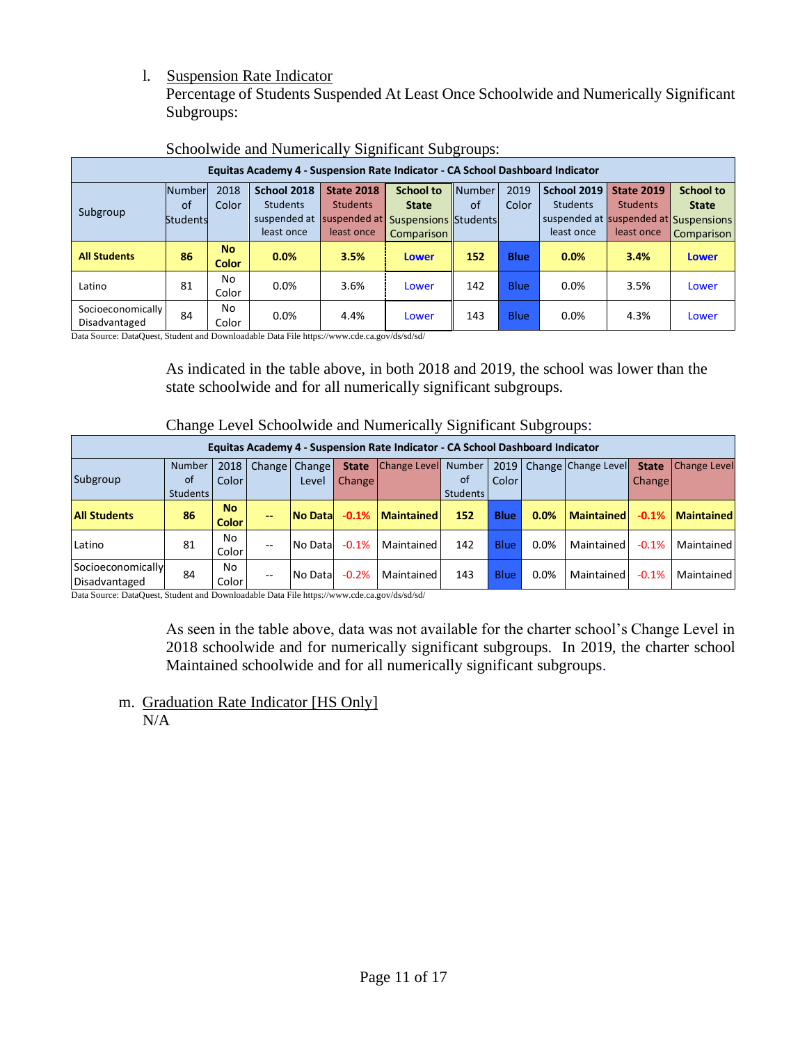l. Suspension Rate Indicator

Percentage of Students Suspended At Least Once Schoolwide and Numerically Significant Subgroups:

Schoolwide and Numerically Significant Subgroups:

| Equitas Academy 4 - Suspension Rate Indicator - CA School Dashboard Indicator | | | | | | | | | | |
|---|---|---|---|---|---|---|---|---|---|---|
| Subgroup | Number of Students | 2018 Color | **School 2018** Students suspended at least once | **State 2018** Students suspended at least once | **School to State** Suspensions Comparison | Number of Students | 2019 Color | **School 2019** Students suspended at least once | **State 2019** Students suspended at least once | **School to State** Suspensions Comparison |
| **All Students** | **86** | **No Color** | **0.0%** | **3.5%** | **Lower** | **152** | **Blue** | **0.0%** | **3.4%** | **Lower** |
| Latino | 81 | No Color | 0.0% | 3.6% | Lower | 142 | Blue | 0.0% | 3.5% | Lower |
| Socioeconomically Disadvantaged | 84 | No Color | 0.0% | 4.4% | Lower | 143 | Blue | 0.0% | 4.3% | Lower |

Data Source: DataQuest, Student and Downloadable Data File https://www.cde.ca.gov/ds/sd/sd/

As indicated in the table above, in both 2018 and 2019, the school was lower than the state schoolwide and for all numerically significant subgroups.

Change Level Schoolwide and Numerically Significant Subgroups:

| Equitas Academy 4 - Suspension Rate Indicator - CA School Dashboard Indicator | | | | | | | | | | | |
|---|---|---|---|---|---|---|---|---|---|---|---|
| Subgroup | Number of Students | 2018 Color | Change | Change Level | **State** Change | Change Level | Number of Students | 2019 Color | Change | Change Level | **State** Change | Change Level |
| **All Students** | **86** | **No Color** | **--** | **No Data** | **-0.1%** | **Maintained** | **152** | **Blue** | **0.0%** | **Maintained** | **-0.1%** | **Maintained** |
| Latino | 81 | No Color | -- | No Data | -0.1% | Maintained | 142 | Blue | 0.0% | Maintained | -0.1% | Maintained |
| Socioeconomically Disadvantaged | 84 | No Color | -- | No Data | -0.2% | Maintained | 143 | Blue | 0.0% | Maintained | -0.1% | Maintained |

Data Source: DataQuest, Student and Downloadable Data File https://www.cde.ca.gov/ds/sd/sd/

As seen in the table above, data was not available for the charter school's Change Level in 2018 schoolwide and for numerically significant subgroups. In 2019, the charter school Maintained schoolwide and for all numerically significant subgroups.

m. Graduation Rate Indicator [HS Only]

N/A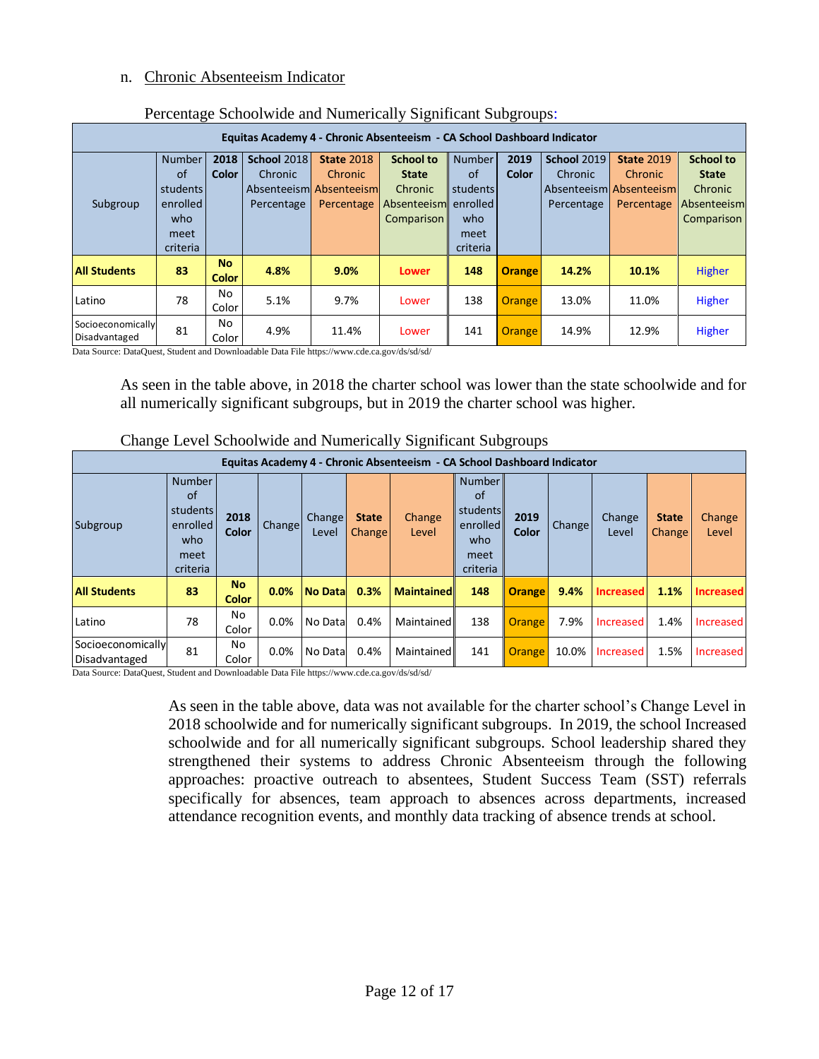n. Chronic Absenteeism Indicator

Percentage Schoolwide and Numerically Significant Subgroups:

| Equitas Academy 4 - Chronic Absenteeism - CA School Dashboard Indicator | | | | | | | | | | |
|---|---|---|---|---|---|---|---|---|---|---|
| Subgroup | Number of students enrolled who meet criteria | 2018 Color | School 2018 Chronic Absenteeism Percentage | State 2018 Chronic Absenteeism Percentage | School to State Chronic Absenteeism Comparison | Number of students enrolled who meet criteria | 2019 Color | School 2019 Chronic Absenteeism Percentage | State 2019 Chronic Absenteeism Percentage | School to State Chronic Absenteeism Comparison |
| **All Students** | **83** | **No Color** | **4.8%** | **9.0%** | **Lower** | **148** | **Orange** | **14.2%** | **10.1%** | **Higher** |
| Latino | 78 | No Color | 5.1% | 9.7% | Lower | 138 | Orange | 13.0% | 11.0% | Higher |
| Socioeconomically Disadvantaged | 81 | No Color | 4.9% | 11.4% | Lower | 141 | Orange | 14.9% | 12.9% | Higher |

Data Source: DataQuest, Student and Downloadable Data File https://www.cde.ca.gov/ds/sd/sd/

As seen in the table above, in 2018 the charter school was lower than the state schoolwide and for all numerically significant subgroups, but in 2019 the charter school was higher.

Change Level Schoolwide and Numerically Significant Subgroups

| Equitas Academy 4 - Chronic Absenteeism - CA School Dashboard Indicator | | | | | | | | | | | | |
|---|---|---|---|---|---|---|---|---|---|---|---|---|
| Subgroup | Number of students enrolled who meet criteria | 2018 Color | Change | Change Level | State Change | Change Level | Number of students enrolled who meet criteria | 2019 Color | Change | Change Level | State Change | Change Level |
| **All Students** | **83** | **No Color** | **0.0%** | **No Data** | **0.3%** | **Maintained** | **148** | **Orange** | **9.4%** | **Increased** | **1.1%** | **Increased** |
| Latino | 78 | No Color | 0.0% | No Data | 0.4% | Maintained | 138 | Orange | 7.9% | Increased | 1.4% | Increased |
| Socioeconomically Disadvantaged | 81 | No Color | 0.0% | No Data | 0.4% | Maintained | 141 | Orange | 10.0% | Increased | 1.5% | Increased |

Data Source: DataQuest, Student and Downloadable Data File https://www.cde.ca.gov/ds/sd/sd/

As seen in the table above, data was not available for the charter school's Change Level in 2018 schoolwide and for numerically significant subgroups. In 2019, the school Increased schoolwide and for all numerically significant subgroups. School leadership shared they strengthened their systems to address Chronic Absenteeism through the following approaches: proactive outreach to absentees, Student Success Team (SST) referrals specifically for absences, team approach to absences across departments, increased attendance recognition events, and monthly data tracking of absence trends at school.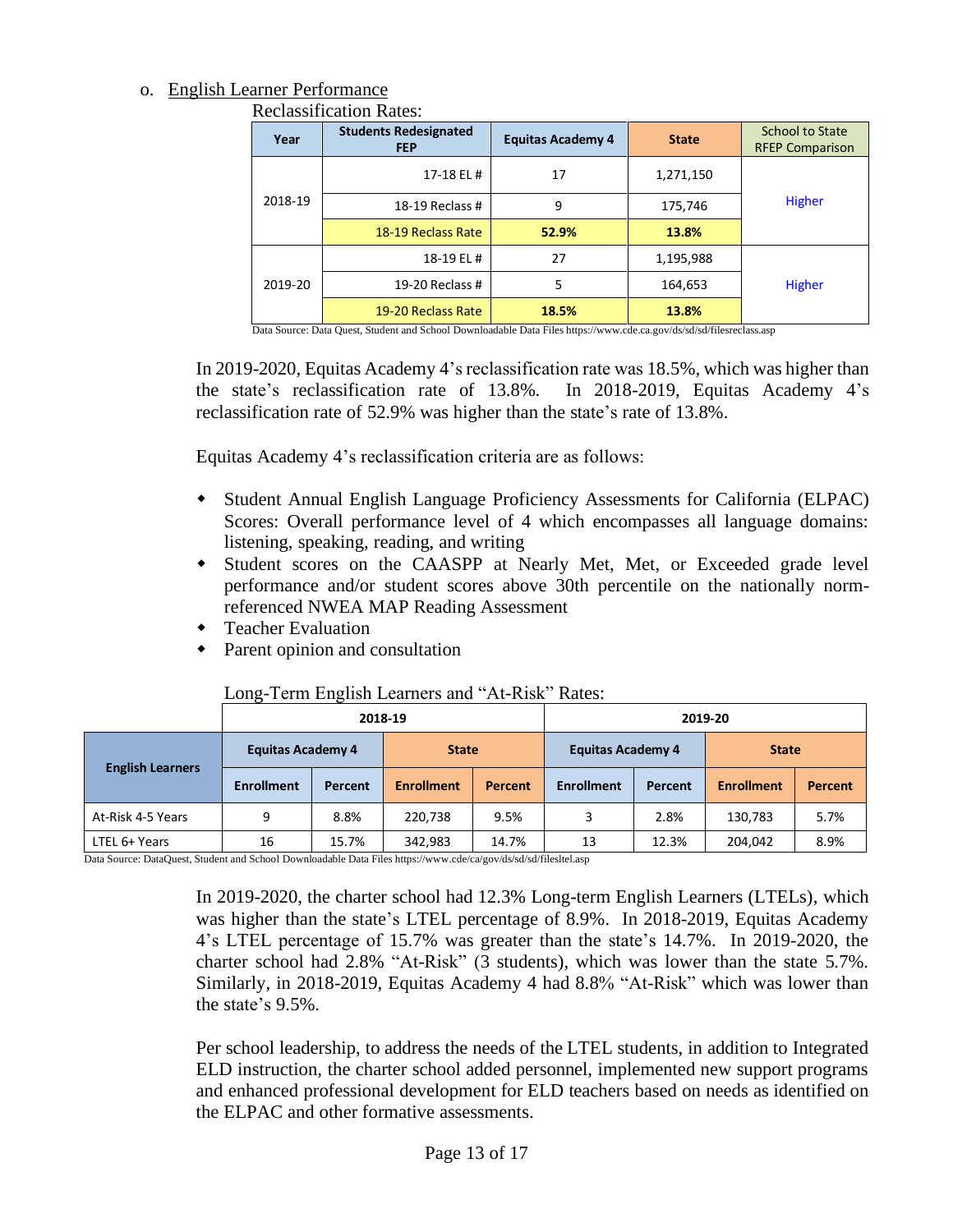o. <u>English Learner Performance</u>

Reclassification Rates:

| Year | Students Redesignated FEP | Equitas Academy 4 | State | School to State RFEP Comparison |
|---|---|---|---|---|
| 2018-19 | 17-18 EL # | 17 | 1,271,150 | Higher |
| | 18-19 Reclass # | 9 | 175,746 | |
| | 18-19 Reclass Rate | **52.9%** | **13.8%** | |
| 2019-20 | 18-19 EL # | 27 | 1,195,988 | Higher |
| | 19-20 Reclass # | 5 | 164,653 | |
| | 19-20 Reclass Rate | **18.5%** | **13.8%** | |

Data Source: Data Quest, Student and School Downloadable Data Files https://www.cde.ca.gov/ds/sd/sd/filesreclass.asp

In 2019-2020, Equitas Academy 4's reclassification rate was 18.5%, which was higher than the state's reclassification rate of 13.8%. In 2018-2019, Equitas Academy 4's reclassification rate of 52.9% was higher than the state's rate of 13.8%.

Equitas Academy 4's reclassification criteria are as follows:

- Student Annual English Language Proficiency Assessments for California (ELPAC) Scores: Overall performance level of 4 which encompasses all language domains: listening, speaking, reading, and writing
- Student scores on the CAASPP at Nearly Met, Met, or Exceeded grade level performance and/or student scores above 30th percentile on the nationally norm-referenced NWEA MAP Reading Assessment
- Teacher Evaluation
- Parent opinion and consultation

Long-Term English Learners and "At-Risk" Rates:

| English Learners | 2018-19 | | | | 2019-20 | | | |
|---|---|---|---|---|---|---|---|---|
| | Equitas Academy 4 | | State | | Equitas Academy 4 | | State | |
| | Enrollment | Percent | Enrollment | Percent | Enrollment | Percent | Enrollment | Percent |
| At-Risk 4-5 Years | 9 | 8.8% | 220,738 | 9.5% | 3 | 2.8% | 130,783 | 5.7% |
| LTEL 6+ Years | 16 | 15.7% | 342,983 | 14.7% | 13 | 12.3% | 204,042 | 8.9% |

Data Source: DataQuest, Student and School Downloadable Data Files https://www.cde/ca/gov/ds/sd/sd/filesltel.asp

In 2019-2020, the charter school had 12.3% Long-term English Learners (LTELs), which was higher than the state's LTEL percentage of 8.9%. In 2018-2019, Equitas Academy 4's LTEL percentage of 15.7% was greater than the state's 14.7%. In 2019-2020, the charter school had 2.8% "At-Risk" (3 students), which was lower than the state 5.7%. Similarly, in 2018-2019, Equitas Academy 4 had 8.8% "At-Risk" which was lower than the state's 9.5%.

Per school leadership, to address the needs of the LTEL students, in addition to Integrated ELD instruction, the charter school added personnel, implemented new support programs and enhanced professional development for ELD teachers based on needs as identified on the ELPAC and other formative assessments.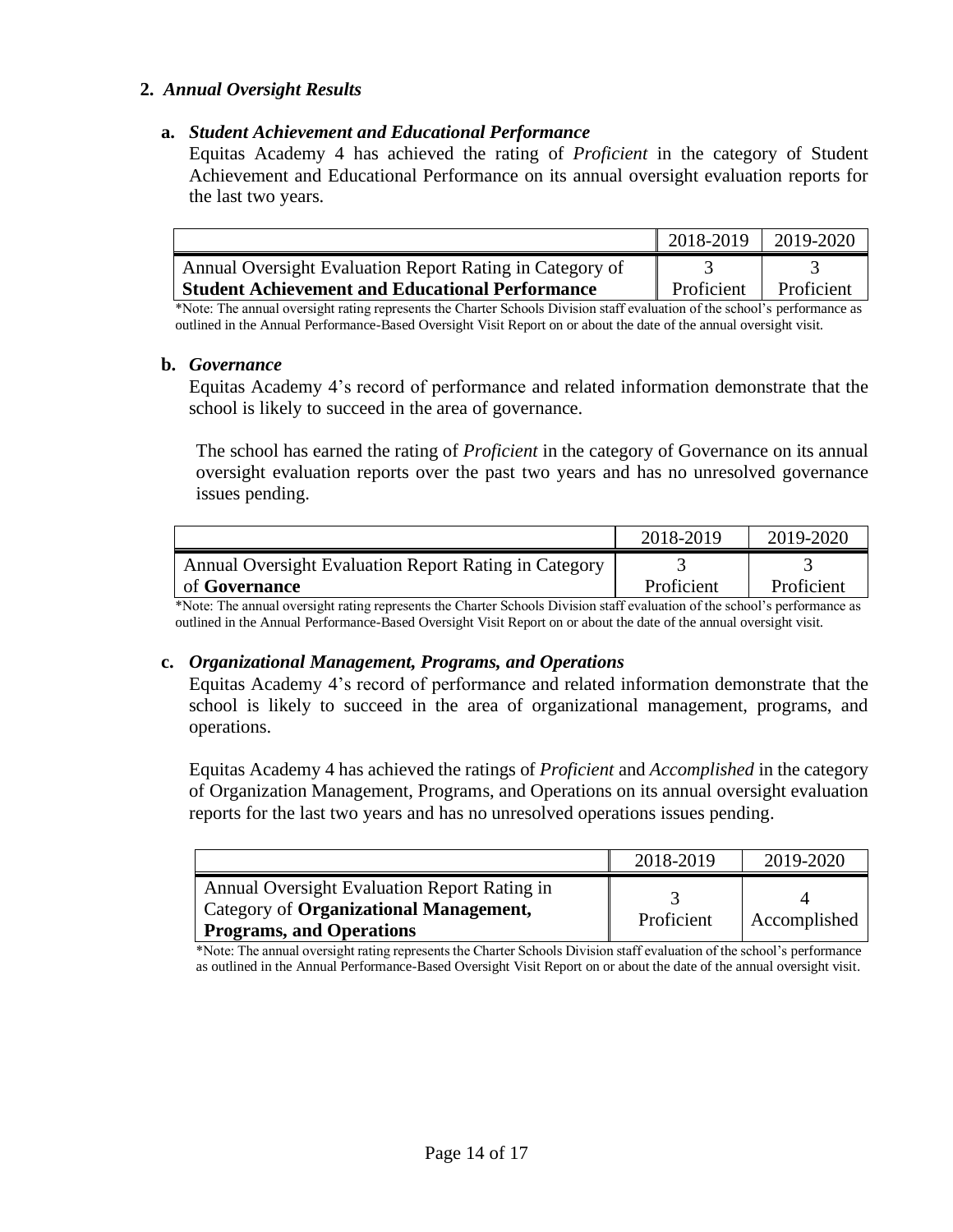## 2. *Annual Oversight Results*

### a. *Student Achievement and Educational Performance*

Equitas Academy 4 has achieved the rating of *Proficient* in the category of Student Achievement and Educational Performance on its annual oversight evaluation reports for the last two years.

| | 2018-2019 | 2019-2020 |
|---|---|---|
| Annual Oversight Evaluation Report Rating in Category of **Student Achievement and Educational Performance** | 3 Proficient | 3 Proficient |

*Note: The annual oversight rating represents the Charter Schools Division staff evaluation of the school's performance as outlined in the Annual Performance-Based Oversight Visit Report on or about the date of the annual oversight visit.

### b. *Governance*

Equitas Academy 4's record of performance and related information demonstrate that the school is likely to succeed in the area of governance.

The school has earned the rating of *Proficient* in the category of Governance on its annual oversight evaluation reports over the past two years and has no unresolved governance issues pending.

| | 2018-2019 | 2019-2020 |
|---|---|---|
| Annual Oversight Evaluation Report Rating in Category of **Governance** | 3 Proficient | 3 Proficient |

*Note: The annual oversight rating represents the Charter Schools Division staff evaluation of the school's performance as outlined in the Annual Performance-Based Oversight Visit Report on or about the date of the annual oversight visit.

### c. *Organizational Management, Programs, and Operations*

Equitas Academy 4's record of performance and related information demonstrate that the school is likely to succeed in the area of organizational management, programs, and operations.

Equitas Academy 4 has achieved the ratings of *Proficient* and *Accomplished* in the category of Organization Management, Programs, and Operations on its annual oversight evaluation reports for the last two years and has no unresolved operations issues pending.

| | 2018-2019 | 2019-2020 |
|---|---|---|
| Annual Oversight Evaluation Report Rating in Category of **Organizational Management, Programs, and Operations** | 3 Proficient | 4 Accomplished |

*Note: The annual oversight rating represents the Charter Schools Division staff evaluation of the school's performance as outlined in the Annual Performance-Based Oversight Visit Report on or about the date of the annual oversight visit.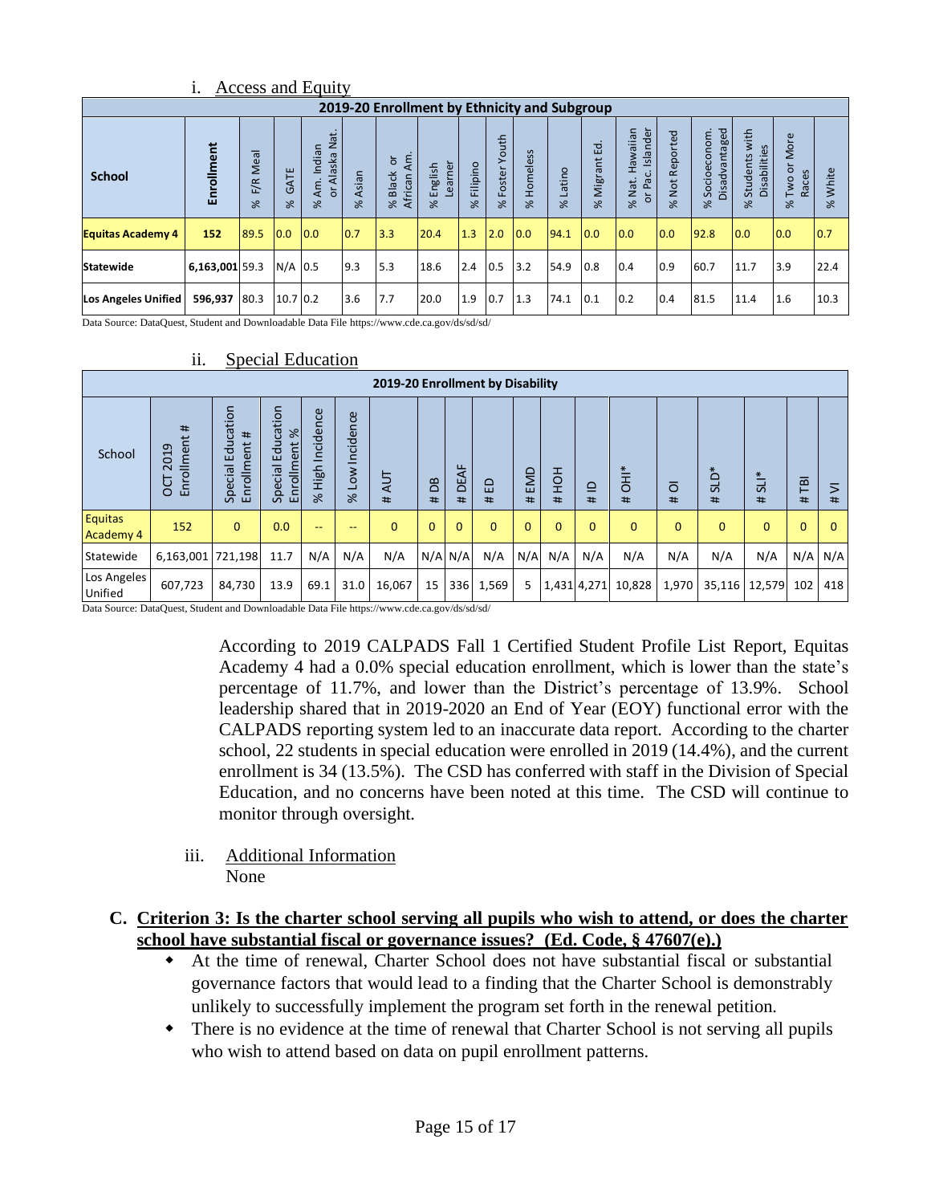i. Access and Equity

| 2019-20 Enrollment by Ethnicity and Subgroup | | | | | | | | | | | | | | | | | | | |
|---|---|---|---|---|---|---|---|---|---|---|---|---|---|---|---|---|---|---|---|
| **School** | **Enrollment** | % F/R Meal | % GATE | % Am. Indian or Alaska Nat. | % Asian | % Black or African Am. | % English Learner | % Filipino | % Foster Youth | % Homeless | % Latino | % Migrant Ed. | % Nat. Hawaiian or Pac. Islander | % Not Reported | % Socioeconom. Disadvantaged | % Students with Disabilities | % Two or More Races | % White |
| **Equitas Academy 4** | **152** | 89.5 | 0.0 | 0.0 | 0.7 | 3.3 | 20.4 | 1.3 | 2.0 | 0.0 | 94.1 | 0.0 | 0.0 | 0.0 | 92.8 | 0.0 | 0.0 | 0.7 |
| **Statewide** | **6,163,001** | 59.3 | N/A | 0.5 | 9.3 | 5.3 | 18.6 | 2.4 | 0.5 | 3.2 | 54.9 | 0.8 | 0.4 | 0.9 | 60.7 | 11.7 | 3.9 | 22.4 |
| **Los Angeles Unified** | **596,937** | 80.3 | 10.7 | 0.2 | 3.6 | 7.7 | 20.0 | 1.9 | 0.7 | 1.3 | 74.1 | 0.1 | 0.2 | 0.4 | 81.5 | 11.4 | 1.6 | 10.3 |

Data Source: DataQuest, Student and Downloadable Data File https://www.cde.ca.gov/ds/sd/sd/

ii. Special Education

| 2019-20 Enrollment by Disability | | | | | | | | | | | | | | | | | | | |
|---|---|---|---|---|---|---|---|---|---|---|---|---|---|---|---|---|---|---|---|
| School | OCT 2019 Enrollment # | Special Education Enrollment # | Special Education Enrollment % | % High Incidence | % Low Incidence | # AUT | # DB | # DEAF | # ED | # EMD | # HOH | # ID | # OHI* | # OI | # SLD* | # SLI* | # TBI | # VI |
| Equitas Academy 4 | 152 | 0 | 0.0 | -- | -- | 0 | 0 | 0 | 0 | 0 | 0 | 0 | 0 | 0 | 0 | 0 | 0 | 0 |
| Statewide | 6,163,001 | 721,198 | 11.7 | N/A | N/A | N/A | N/A | N/A | N/A | N/A | N/A | N/A | N/A | N/A | N/A | N/A | N/A | N/A |
| Los Angeles Unified | 607,723 | 84,730 | 13.9 | 69.1 | 31.0 | 16,067 | 15 | 336 | 1,569 | 5 | 1,431 | 4,271 | 10,828 | 1,970 | 35,116 | 12,579 | 102 | 418 |

Data Source: DataQuest, Student and Downloadable Data File https://www.cde.ca.gov/ds/sd/sd/

According to 2019 CALPADS Fall 1 Certified Student Profile List Report, Equitas Academy 4 had a 0.0% special education enrollment, which is lower than the state's percentage of 11.7%, and lower than the District's percentage of 13.9%. School leadership shared that in 2019-2020 an End of Year (EOY) functional error with the CALPADS reporting system led to an inaccurate data report. According to the charter school, 22 students in special education were enrolled in 2019 (14.4%), and the current enrollment is 34 (13.5%). The CSD has conferred with staff in the Division of Special Education, and no concerns have been noted at this time. The CSD will continue to monitor through oversight.

iii. Additional Information

None

## C. Criterion 3: Is the charter school serving all pupils who wish to attend, or does the charter school have substantial fiscal or governance issues? (Ed. Code, § 47607(e).)

- At the time of renewal, Charter School does not have substantial fiscal or substantial governance factors that would lead to a finding that the Charter School is demonstrably unlikely to successfully implement the program set forth in the renewal petition.
- There is no evidence at the time of renewal that Charter School is not serving all pupils who wish to attend based on data on pupil enrollment patterns.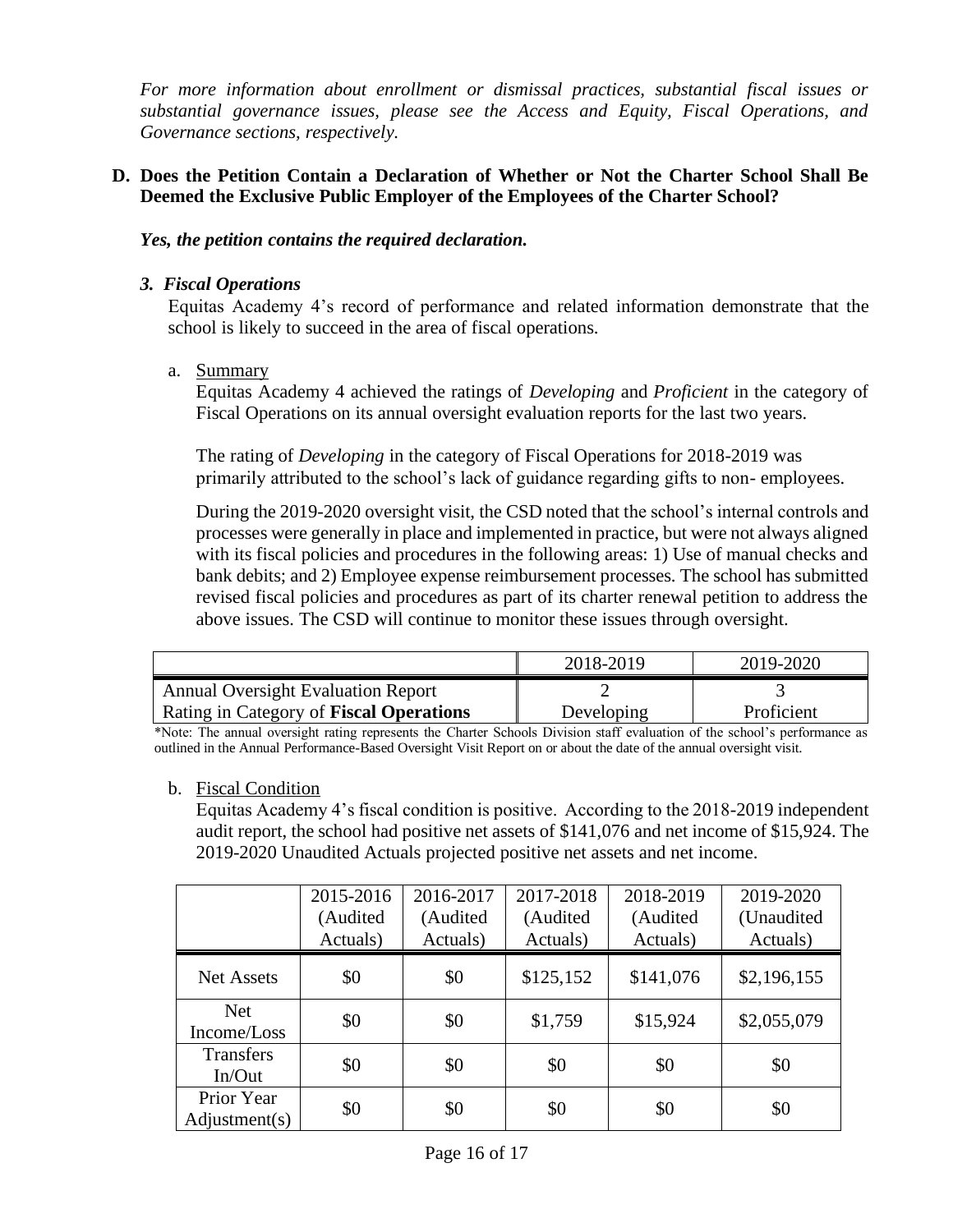*For more information about enrollment or dismissal practices, substantial fiscal issues or substantial governance issues, please see the Access and Equity, Fiscal Operations, and Governance sections, respectively.*

**D. Does the Petition Contain a Declaration of Whether or Not the Charter School Shall Be Deemed the Exclusive Public Employer of the Employees of the Charter School?**

***Yes, the petition contains the required declaration.***

### *3. Fiscal Operations*

Equitas Academy 4's record of performance and related information demonstrate that the school is likely to succeed in the area of fiscal operations.

a. Summary

Equitas Academy 4 achieved the ratings of *Developing* and *Proficient* in the category of Fiscal Operations on its annual oversight evaluation reports for the last two years.

The rating of *Developing* in the category of Fiscal Operations for 2018-2019 was primarily attributed to the school's lack of guidance regarding gifts to non- employees.

During the 2019-2020 oversight visit, the CSD noted that the school's internal controls and processes were generally in place and implemented in practice, but were not always aligned with its fiscal policies and procedures in the following areas: 1) Use of manual checks and bank debits; and 2) Employee expense reimbursement processes. The school has submitted revised fiscal policies and procedures as part of its charter renewal petition to address the above issues. The CSD will continue to monitor these issues through oversight.

| | 2018-2019 | 2019-2020 |
|---|---|---|
| Annual Oversight Evaluation Report Rating in Category of **Fiscal Operations** | 2 Developing | 3 Proficient |

*Note: The annual oversight rating represents the Charter Schools Division staff evaluation of the school's performance as outlined in the Annual Performance-Based Oversight Visit Report on or about the date of the annual oversight visit.

b. Fiscal Condition

Equitas Academy 4's fiscal condition is positive. According to the 2018-2019 independent audit report, the school had positive net assets of $141,076 and net income of $15,924. The 2019-2020 Unaudited Actuals projected positive net assets and net income.

| | 2015-2016 (Audited Actuals) | 2016-2017 (Audited Actuals) | 2017-2018 (Audited Actuals) | 2018-2019 (Audited Actuals) | 2019-2020 (Unaudited Actuals) |
|---|---|---|---|---|---|
| Net Assets | $0 | $0 | $125,152 | $141,076 | $2,196,155 |
| Net Income/Loss | $0 | $0 | $1,759 | $15,924 | $2,055,079 |
| Transfers In/Out | $0 | $0 | $0 | $0 | $0 |
| Prior Year Adjustment(s) | $0 | $0 | $0 | $0 | $0 |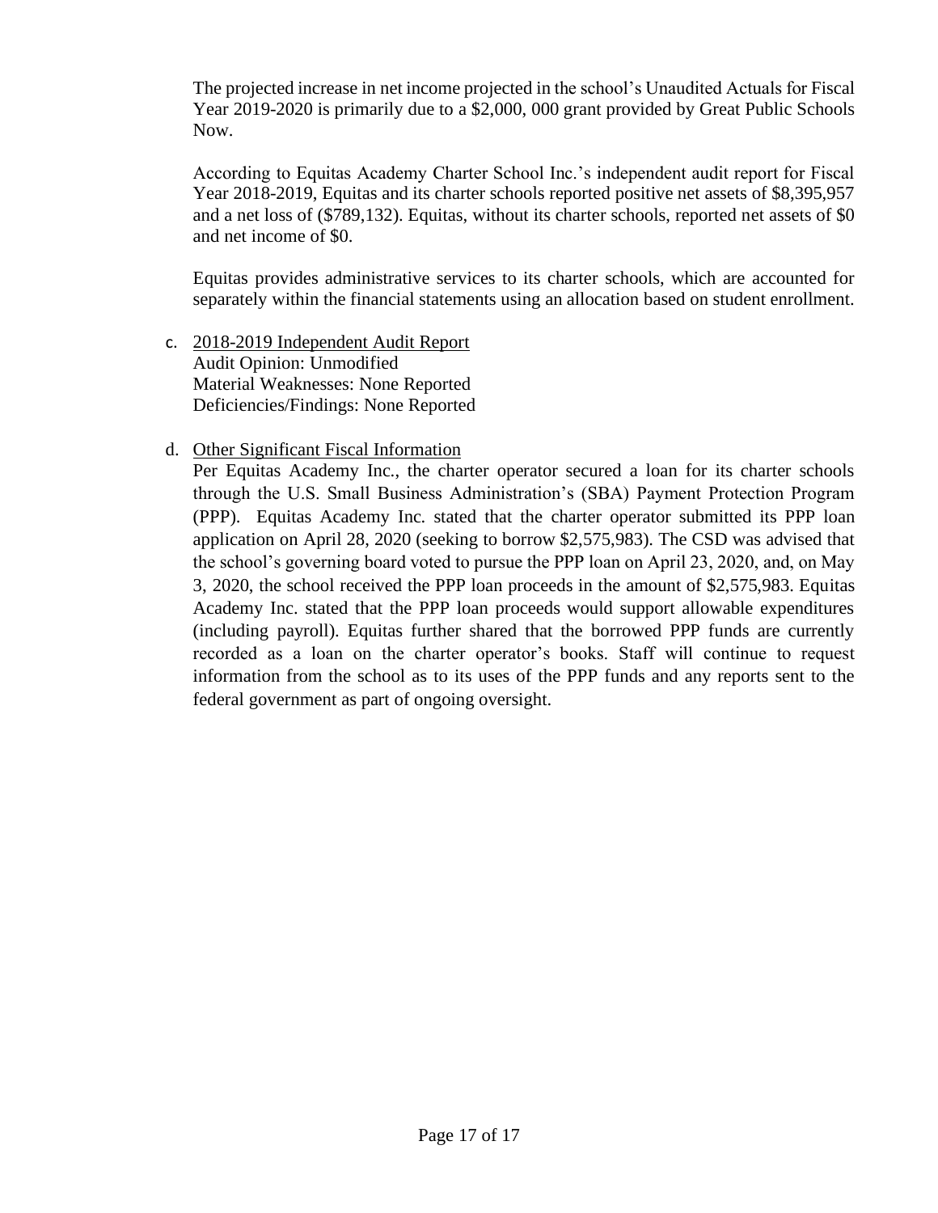The projected increase in net income projected in the school's Unaudited Actuals for Fiscal Year 2019-2020 is primarily due to a $2,000, 000 grant provided by Great Public Schools Now.

According to Equitas Academy Charter School Inc.'s independent audit report for Fiscal Year 2018-2019, Equitas and its charter schools reported positive net assets of $8,395,957 and a net loss of ($789,132). Equitas, without its charter schools, reported net assets of $0 and net income of $0.

Equitas provides administrative services to its charter schools, which are accounted for separately within the financial statements using an allocation based on student enrollment.

c. <u>2018-2019 Independent Audit Report</u>
   Audit Opinion: Unmodified
   Material Weaknesses: None Reported
   Deficiencies/Findings: None Reported

d. <u>Other Significant Fiscal Information</u>
   Per Equitas Academy Inc., the charter operator secured a loan for its charter schools through the U.S. Small Business Administration's (SBA) Payment Protection Program (PPP). Equitas Academy Inc. stated that the charter operator submitted its PPP loan application on April 28, 2020 (seeking to borrow $2,575,983). The CSD was advised that the school's governing board voted to pursue the PPP loan on April 23, 2020, and, on May 3, 2020, the school received the PPP loan proceeds in the amount of $2,575,983. Equitas Academy Inc. stated that the PPP loan proceeds would support allowable expenditures (including payroll). Equitas further shared that the borrowed PPP funds are currently recorded as a loan on the charter operator's books. Staff will continue to request information from the school as to its uses of the PPP funds and any reports sent to the federal government as part of ongoing oversight.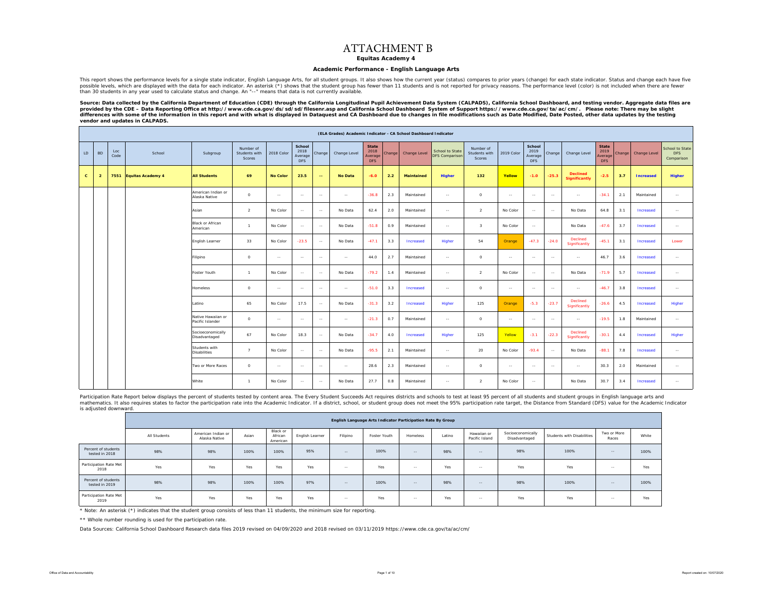# ATTACHMENT B

**Equitas Academy 4**

**Academic Performance - English Language Arts**

This report shows the performance levels for a single state indicator, English Language Arts, for all student groups. It also shows how the current year (status) compares to prior years (change) for each state indicator. Status and change each have five possible levels, which are displayed with the data for each indicator. An asterisk (*) shows that the student group has fewer than 11 students and is not reported for privacy reasons. The performance level (color) is not included when there are fewer than 30 students in any year used to calculate status and change. An "--" means that data is not currently available.

**Source: Data collected by the California Department of Education (CDE) through the California Longitudinal Pupil Achievement Data System (CALPADS), California School Dashboard, and testing vendor. Aggregate data files are provided by the CDE – Data Reporting Office at http://www.cde.ca.gov/ds/sd/sd/filesenr.asp and California School Dashboard System of Support https://www.cde.ca.gov/ta/ac/cm/. Please note: There may be slight differences with some of the information in this report and with what is displayed in Dataquest and CA Dashboard due to changes in file modifications such as Date Modified, Date Posted, other data updates by the testing vendor and updates in CALPADS.**

**(ELA Grades) Academic Indicator - CA School Dashboard Indicator**

| LD | BD | Loc Code | School | Subgroup | Number of Students with Scores | 2018 Color | School 2018 Average DFS | Change | Change Level | State 2018 Average DFS | Change | Change Level | School to State DFS Comparison | Number of Students with Scores | 2019 Color | School 2019 Average DFS | Change | Change Level | State 2019 Average DFS | Change | Change Level | School to State DFS Comparison |
|---|---|---|---|---|---|---|---|---|---|---|---|---|---|---|---|---|---|---|---|---|---|---|
| **C** | **2** | **7551** | **Equitas Academy 4** | **All Students** | **69** | **No Color** | **23.5** | **--** | **No Data** | **-6.0** | **2.2** | **Maintained** | **Higher** | **132** | **Yellow** | **-1.0** | **-25.3** | **Declined Significantly** | **-2.5** | **3.7** | **Increased** | **Higher** |
| | | | | American Indian or Alaska Native | 0 | -- | -- | -- | -- | -36.8 | 2.3 | Maintained | -- | 0 | -- | -- | -- | -- | -34.1 | 2.1 | Maintained | -- |
| | | | | Asian | 2 | No Color | -- | -- | No Data | 62.4 | 2.0 | Maintained | -- | 2 | No Color | -- | -- | No Data | 64.8 | 3.1 | Increased | -- |
| | | | | Black or African American | 1 | No Color | -- | -- | No Data | -51.8 | 0.9 | Maintained | -- | 3 | No Color | -- | | No Data | -47.6 | 3.7 | Increased | -- |
| | | | | English Learner | 33 | No Color | -23.5 | -- | No Data | -47.1 | 3.3 | Increased | Higher | 54 | Orange | -47.3 | -24.0 | Declined Significantly | -45.1 | 3.1 | Increased | Lower |
| | | | | Filipino | 0 | -- | -- | -- | -- | 44.0 | 2.7 | Maintained | -- | 0 | -- | -- | -- | -- | 46.7 | 3.6 | Increased | -- |
| | | | | Foster Youth | 1 | No Color | -- | -- | No Data | -79.2 | 1.4 | Maintained | -- | 2 | No Color | -- | -- | No Data | -71.9 | 5.7 | Increased | -- |
| | | | | Homeless | 0 | -- | -- | -- | -- | -51.0 | 3.3 | Increased | -- | 0 | -- | -- | -- | -- | -46.7 | 3.8 | Increased | -- |
| | | | | Latino | 65 | No Color | 17.5 | -- | No Data | -31.3 | 3.2 | Increased | Higher | 125 | Orange | -5.3 | -23.7 | Declined Significantly | -26.6 | 4.5 | Increased | Higher |
| | | | | Native Hawaiian or Pacific Islander | 0 | -- | -- | -- | -- | -21.3 | 0.7 | Maintained | -- | 0 | -- | -- | -- | -- | -19.5 | 1.8 | Maintained | -- |
| | | | | Socioeconomically Disadvantaged | 67 | No Color | 18.3 | -- | No Data | -34.7 | 4.0 | Increased | Higher | 125 | Yellow | -3.1 | -22.3 | Declined Significantly | -30.1 | 4.4 | Increased | Higher |
| | | | | Students with Disabilities | 7 | No Color | -- | -- | No Data | -95.5 | 2.1 | Maintained | -- | 20 | No Color | -93.4 | -- | No Data | -88.1 | 7.8 | Increased | -- |
| | | | | Two or More Races | 0 | -- | -- | -- | -- | 28.6 | 2.3 | Maintained | -- | 0 | -- | -- | -- | -- | 30.3 | 2.0 | Maintained | -- |
| | | | | White | 1 | No Color | -- | -- | No Data | 27.7 | 0.8 | Maintained | -- | 2 | No Color | -- | | No Data | 30.7 | 3.4 | Increased | -- |

Participation Rate Report below displays the percent of students tested by content area. The Every Student Succeeds Act requires districts and schools to test at least 95 percent of all students and student groups in English language arts and mathematics. It also requires states to factor the participation rate into the Academic Indicator. If a district, school, or student group does not meet the 95% participation rate target, the Distance from Standard (DFS) value for the Academic Indicator is adjusted downward.

**English Language Arts Indicator Participation Rate By Group**

| | All Students | American Indian or Alaska Native | Asian | Black or African American | English Learner | Filipino | Foster Youth | Homeless | Latino | Hawaiian or Pacific Island | Socioeconomically Disadvantaged | Students with Disabilities | Two or More Races | White |
|---|---|---|---|---|---|---|---|---|---|---|---|---|---|---|
| Percent of students tested in 2018 | 98% | 98% | 100% | 100% | 95% | -- | 100% | -- | 98% | -- | 98% | 100% | -- | 100% |
| Participation Rate Met 2018 | Yes | Yes | Yes | Yes | Yes | -- | Yes | -- | Yes | -- | Yes | Yes | -- | Yes |
| Percent of students tested in 2019 | 98% | 98% | 100% | 100% | 97% | -- | 100% | -- | 98% | -- | 98% | 100% | -- | 100% |
| Participation Rate Met 2019 | Yes | Yes | Yes | Yes | Yes | -- | Yes | -- | Yes | -- | Yes | Yes | -- | Yes |

* Note: An asterisk (*) indicates that the student group consists of less than 11 students, the minimum size for reporting.

** Whole number rounding is used for the participation rate.

Data Sources: California School Dashboard Research data files 2019 revised on 04/09/2020 and 2018 revised on 03/11/2019 https://www.cde.ca.gov/ta/ac/cm/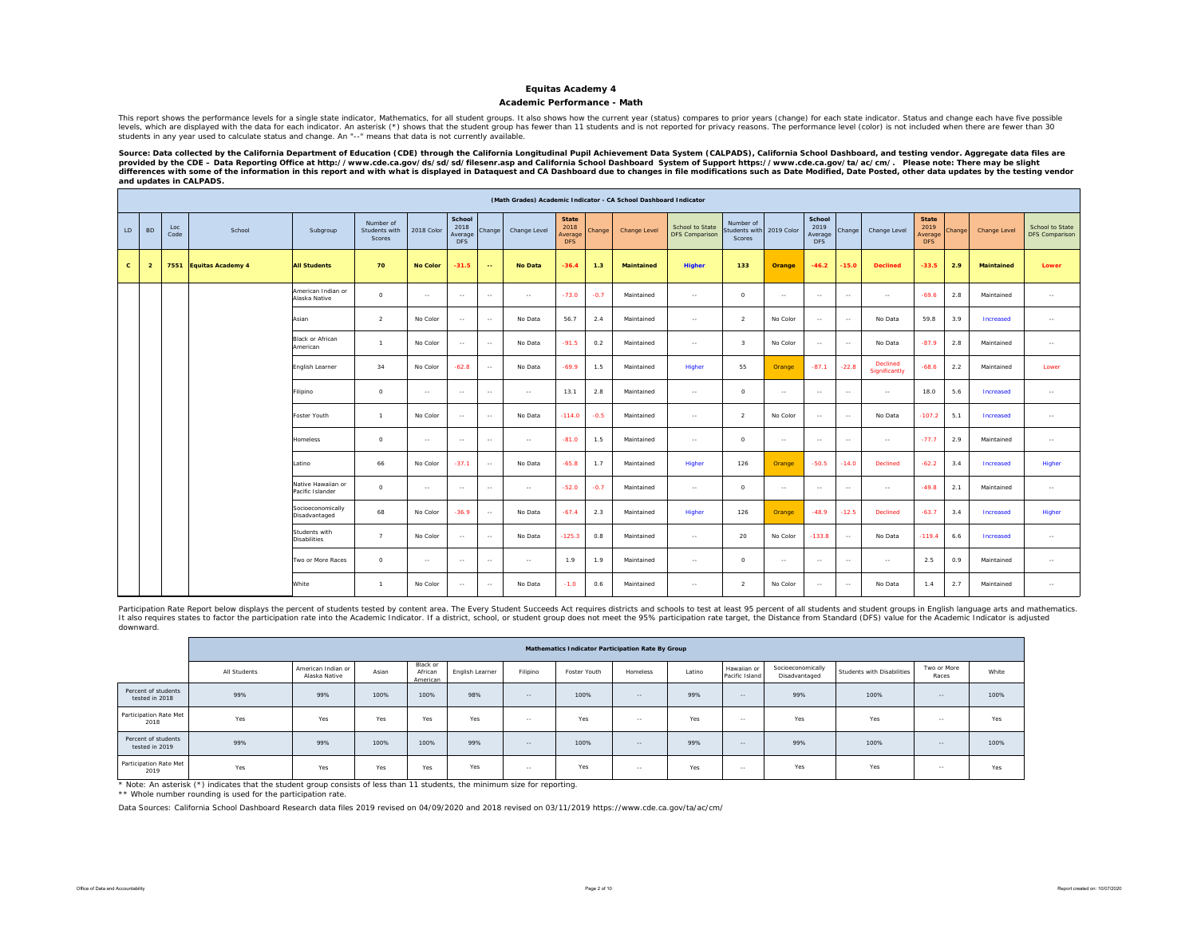# Equitas Academy 4

## Academic Performance - Math

This report shows the performance levels for a single state indicator, Mathematics, for all student groups. It also shows how the current year (status) compares to prior years (change) for each state indicator. Status and change each have five possible levels, which are displayed with the data for each indicator. An asterisk (*) shows that the student group has fewer than 11 students and is not reported for privacy reasons. The performance level (color) is not included when there are fewer than 30 students in any year used to calculate status and change. An "--" means that data is not currently available.

**Source: Data collected by the California Department of Education (CDE) through the California Longitudinal Pupil Achievement Data System (CALPADS), California School Dashboard, and testing vendor. Aggregate data files are provided by the CDE – Data Reporting Office at http://www.cde.ca.gov/ds/sd/sd/filesenr.asp and California School Dashboard System of Support https://www.cde.ca.gov/ta/ac/cm/. Please note: There may be slight differences with some of the information in this report and with what is displayed in Dataquest and CA Dashboard due to changes in file modifications such as Date Modified, Date Posted, other data updates by the testing vendor and updates in CALPADS.**

| (Math Grades) Academic Indicator - CA School Dashboard Indicator | | | | | | | | | | | | | | | | | | | | | | | | |
|---|---|---|---|---|---|---|---|---|---|---|---|---|---|---|---|---|---|---|---|---|---|---|---|---|
| LD | BD | Loc Code | School | Subgroup | Number of Students with Scores | 2018 Color | School 2018 Average DFS | Change | Change Level | State 2018 Average DFS | Change | Change Level | School to State DFS Comparison | Number of Students with Scores | 2019 Color | School 2019 Average DFS | Change | Change Level | State 2019 Average DFS | Change | Change Level | School to State DFS Comparison |
| **C** | **2** | **7551** | **Equitas Academy 4** | **All Students** | **70** | **No Color** | **-31.5** | **--** | **No Data** | **-36.4** | **1.3** | **Maintained** | **Higher** | **133** | **Orange** | **-46.2** | **-15.0** | **Declined** | **-33.5** | **2.9** | **Maintained** | **Lower** |
| | | | | American Indian or Alaska Native | 0 | -- | -- | -- | -- | -73.0 | -0.7 | Maintained | -- | 0 | -- | -- | -- | -- | -69.6 | 2.8 | Maintained | -- |
| | | | | Asian | 2 | No Color | -- | -- | No Data | 56.7 | 2.4 | Maintained | -- | 2 | No Color | -- | -- | No Data | 59.8 | 3.9 | Increased | -- |
| | | | | Black or African American | 1 | No Color | -- | -- | No Data | -91.5 | 0.2 | Maintained | -- | 3 | No Color | -- | -- | No Data | -87.9 | 2.8 | Maintained | -- |
| | | | | English Learner | 34 | No Color | -62.8 | -- | No Data | -69.9 | 1.5 | Maintained | Higher | 55 | Orange | -87.1 | -22.8 | Declined Significantly | -68.6 | 2.2 | Maintained | Lower |
| | | | | Filipino | 0 | -- | -- | -- | -- | 13.1 | 2.8 | Maintained | -- | 0 | -- | -- | -- | -- | 18.0 | 5.6 | Increased | -- |
| | | | | Foster Youth | 1 | No Color | -- | -- | No Data | -114.0 | -0.5 | Maintained | -- | 2 | No Color | -- | -- | No Data | -107.2 | 5.1 | Increased | -- |
| | | | | Homeless | 0 | -- | -- | -- | -- | -81.0 | 1.5 | Maintained | -- | 0 | -- | -- | -- | -- | -77.7 | 2.9 | Maintained | -- |
| | | | | Latino | 66 | No Color | -37.1 | -- | No Data | -65.8 | 1.7 | Maintained | Higher | 126 | Orange | -50.5 | -14.0 | Declined | -62.2 | 3.4 | Increased | Higher |
| | | | | Native Hawaiian or Pacific Islander | 0 | -- | -- | -- | -- | -52.0 | -0.7 | Maintained | -- | 0 | -- | -- | -- | -- | -49.8 | 2.1 | Maintained | -- |
| | | | | Socioeconomically Disadvantaged | 68 | No Color | -36.9 | -- | No Data | -67.4 | 2.3 | Maintained | Higher | 126 | Orange | -48.9 | -12.5 | Declined | -63.7 | 3.4 | Increased | Higher |
| | | | | Students with Disabilities | 7 | No Color | -- | -- | No Data | -125.3 | 0.8 | Maintained | -- | 20 | No Color | -133.8 | -- | No Data | -119.4 | 6.6 | Increased | -- |
| | | | | Two or More Races | 0 | -- | -- | -- | -- | 1.9 | 1.9 | Maintained | -- | 0 | -- | -- | -- | -- | 2.5 | 0.9 | Maintained | -- |
| | | | | White | 1 | No Color | -- | -- | No Data | -1.0 | 0.6 | Maintained | -- | 2 | No Color | -- | -- | No Data | 1.4 | 2.7 | Maintained | -- |

Participation Rate Report below displays the percent of students tested by content area. The Every Student Succeeds Act requires districts and schools to test at least 95 percent of all students and student groups in English language arts and mathematics. It also requires states to factor the participation rate into the Academic Indicator. If a district, school, or student group does not meet the 95% participation rate target, the Distance from Standard (DFS) value for the Academic Indicator is adjusted downward.

| Mathematics Indicator Participation Rate By Group | | | | | | | | | | | | | | |
|---|---|---|---|---|---|---|---|---|---|---|---|---|---|---|
| | All Students | American Indian or Alaska Native | Asian | Black or African American | English Learner | Filipino | Foster Youth | Homeless | Latino | Hawaiian or Pacific Island | Socioeconomically Disadvantaged | Students with Disabilities | Two or More Races | White |
| Percent of students tested in 2018 | 99% | 99% | 100% | 100% | 98% | -- | 100% | -- | 99% | -- | 99% | 100% | -- | 100% |
| Participation Rate Met 2018 | Yes | Yes | Yes | Yes | Yes | -- | Yes | -- | Yes | -- | Yes | Yes | -- | Yes |
| Percent of students tested in 2019 | 99% | 99% | 100% | 100% | 99% | -- | 100% | -- | 99% | -- | 99% | 100% | -- | 100% |
| Participation Rate Met 2019 | Yes | Yes | Yes | Yes | Yes | -- | Yes | -- | Yes | -- | Yes | Yes | -- | Yes |

* Note: An asterisk (*) indicates that the student group consists of less than 11 students, the minimum size for reporting.

** Whole number rounding is used for the participation rate.

Data Sources: California School Dashboard Research data files 2019 revised on 04/09/2020 and 2018 revised on 03/11/2019 https://www.cde.ca.gov/ta/ac/cm/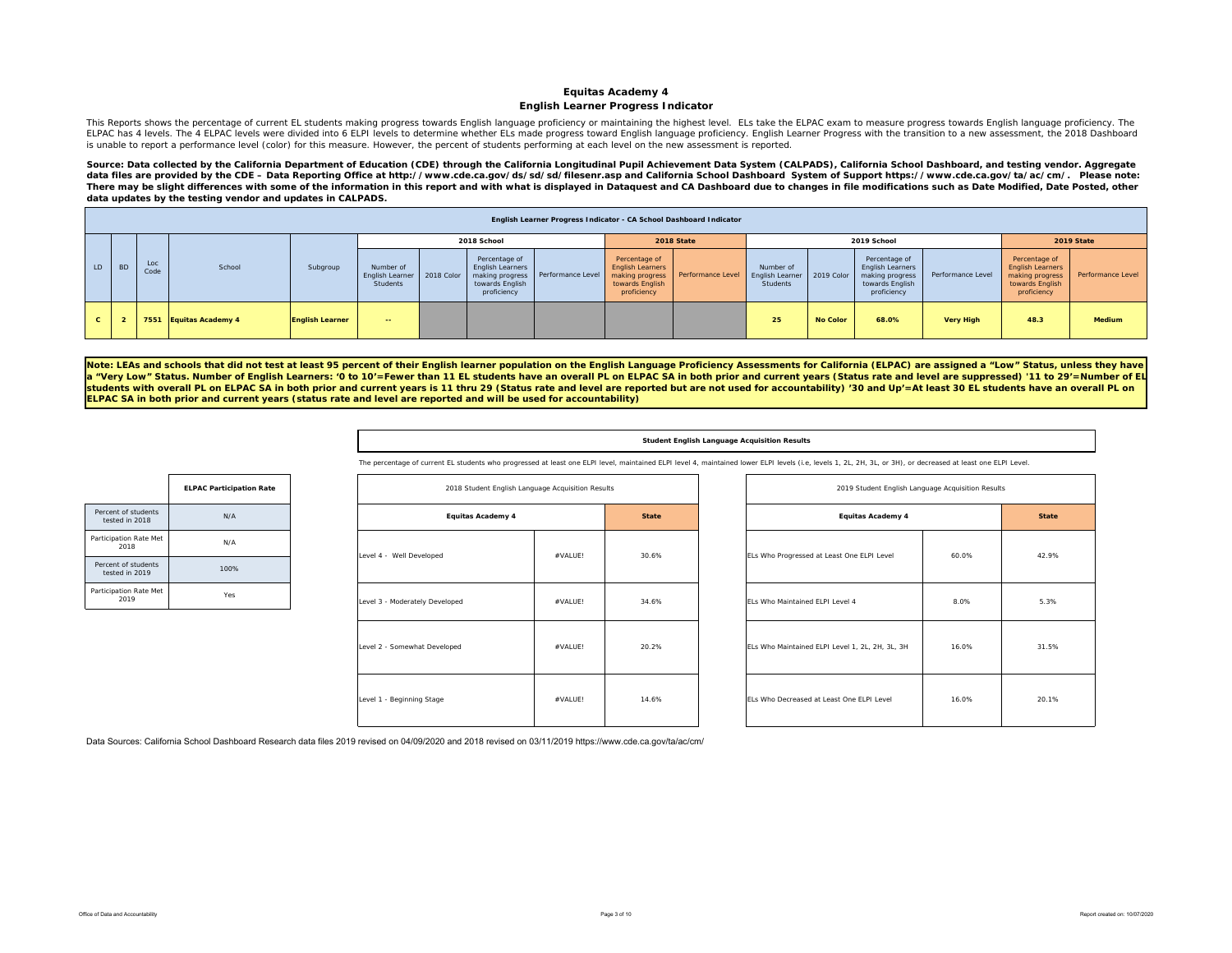# Equitas Academy 4

## English Learner Progress Indicator

This Reports shows the percentage of current EL students making progress towards English language proficiency or maintaining the highest level. ELs take the ELPAC exam to measure progress towards English language proficiency. The ELPAC has 4 levels. The 4 ELPAC levels were divided into 6 ELPI levels to determine whether ELs made progress toward English language proficiency. English Learner Progress with the transition to a new assessment, the 2018 Dashboard is unable to report a performance level (color) for this measure. However, the percent of students performing at each level on the new assessment is reported.

**Source: Data collected by the California Department of Education (CDE) through the California Longitudinal Pupil Achievement Data System (CALPADS), California School Dashboard, and testing vendor. Aggregate data files are provided by the CDE – Data Reporting Office at http://www.cde.ca.gov/ds/sd/sd/filesenr.asp and California School Dashboard System of Support https://www.cde.ca.gov/ta/ac/cm/. Please note: There may be slight differences with some of the information in this report and with what is displayed in Dataquest and CA Dashboard due to changes in file modifications such as Date Modified, Date Posted, other data updates by the testing vendor and updates in CALPADS.**

| English Learner Progress Indicator - CA School Dashboard Indicator | | | | | | | | | | | | | | | | |
|---|---|---|---|---|---|---|---|---|---|---|---|---|---|---|---|---|
| | | | | | 2018 School | | | | 2018 State | | 2019 School | | | | 2019 State | |
| LD | BD | Loc Code | School | Subgroup | Number of English Learner Students | 2018 Color | Percentage of English Learners making progress towards English proficiency | Performance Level | Percentage of English Learners making progress towards English proficiency | Performance Level | Number of English Learner Students | 2019 Color | Percentage of English Learners making progress towards English proficiency | Performance Level | Percentage of English Learners making progress towards English proficiency | Performance Level |
| C | 2 | 7551 | Equitas Academy 4 | English Learner | -- | | | | | | 25 | No Color | 68.0% | Very High | 48.3 | Medium |

**Note: LEAs and schools that did not test at least 95 percent of their English learner population on the English Language Proficiency Assessments for California (ELPAC) are assigned a "Low" Status, unless they have a "Very Low" Status. Number of English Learners: '0 to 10'=Fewer than 11 EL students have an overall PL on ELPAC SA in both prior and current years (Status rate and level are suppressed) '11 to 29'=Number of EL students with overall PL on ELPAC SA in both prior and current years is 11 thru 29 (Status rate and level are reported but are not used for accountability) '30 and Up'=At least 30 EL students have an overall PL on ELPAC SA in both prior and current years (status rate and level are reported and will be used for accountability)**

| | ELPAC Participation Rate |
|---|---|
| Percent of students tested in 2018 | N/A |
| Participation Rate Met 2018 | N/A |
| Percent of students tested in 2019 | 100% |
| Participation Rate Met 2019 | Yes |

**Student English Language Acquisition Results**

The percentage of current EL students who progressed at least one ELPI level, maintained ELPI level 4, maintained lower ELPI levels (i.e, levels 1, 2L, 2H, 3L, or 3H), or decreased at least one ELPI Level.

| 2018 Student English Language Acquisition Results | | |
|---|---|---|
| Equitas Academy 4 | | State |
| Level 4 - Well Developed | #VALUE! | 30.6% |
| Level 3 - Moderately Developed | #VALUE! | 34.6% |
| Level 2 - Somewhat Developed | #VALUE! | 20.2% |
| Level 1 - Beginning Stage | #VALUE! | 14.6% |

| 2019 Student English Language Acquisition Results | | |
|---|---|---|
| Equitas Academy 4 | | State |
| ELs Who Progressed at Least One ELPI Level | 60.0% | 42.9% |
| ELs Who Maintained ELPI Level 4 | 8.0% | 5.3% |
| ELs Who Maintained ELPI Level 1, 2L, 2H, 3L, 3H | 16.0% | 31.5% |
| ELs Who Decreased at Least One ELPI Level | 16.0% | 20.1% |

Data Sources: California School Dashboard Research data files 2019 revised on 04/09/2020 and 2018 revised on 03/11/2019 https://www.cde.ca.gov/ta/ac/cm/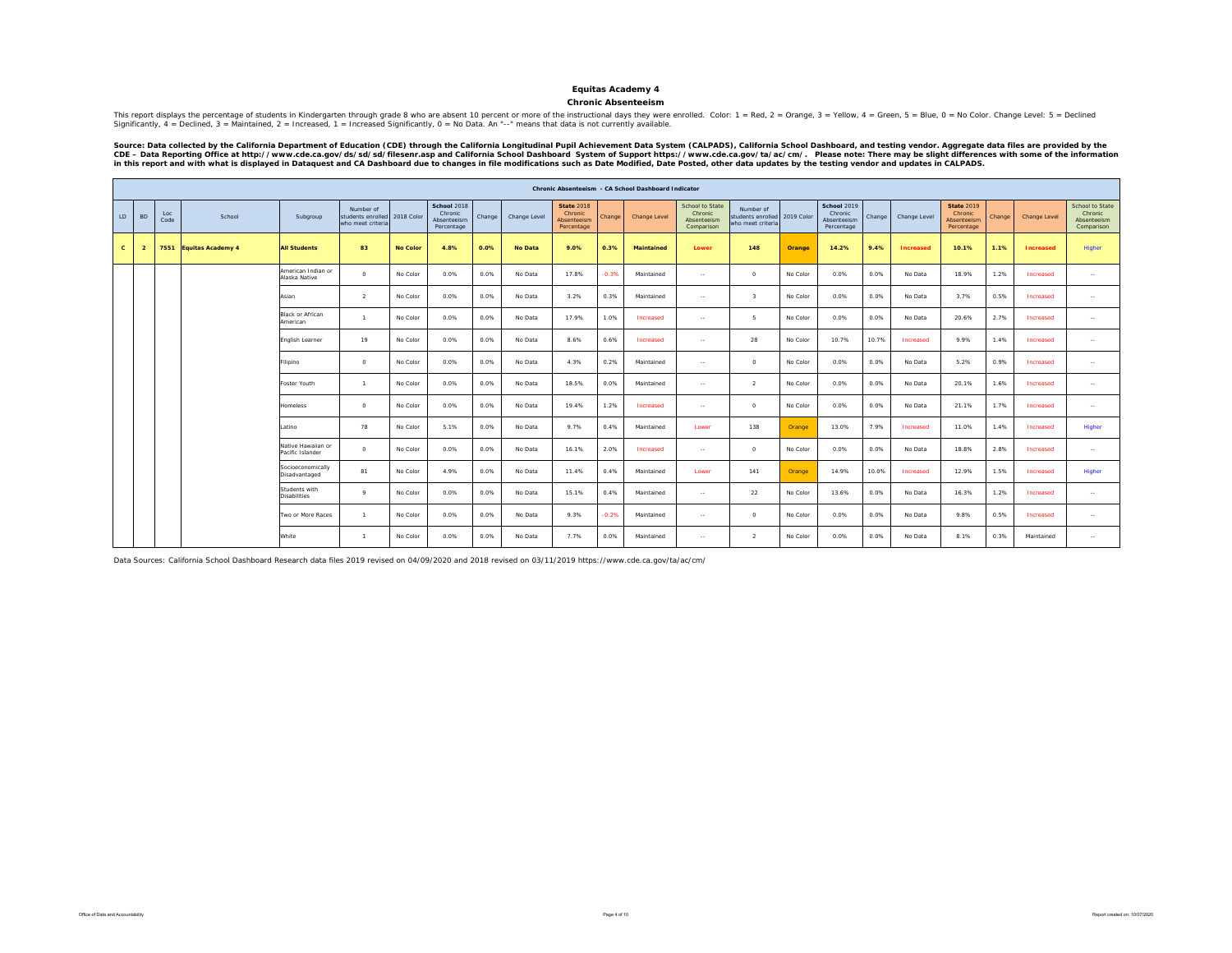# Equitas Academy 4

## Chronic Absenteeism

This report displays the percentage of students in Kindergarten through grade 8 who are absent 10 percent or more of the instructional days they were enrolled. Color: 1 = Red, 2 = Orange, 3 = Yellow, 4 = Green, 5 = Blue, 0 = No Color. Change Level: 5 = Declined Significantly, 4 = Declined, 3 = Maintained, 2 = Increased, 1 = Increased Significantly, 0 = No Data. An "--" means that data is not currently available.

**Source: Data collected by the California Department of Education (CDE) through the California Longitudinal Pupil Achievement Data System (CALPADS), California School Dashboard, and testing vendor. Aggregate data files are provided by the CDE – Data Reporting Office at http://www.cde.ca.gov/ds/sd/sd/filesenr.asp and California School Dashboard System of Support https://www.cde.ca.gov/ta/ac/cm/. Please note: There may be slight differences with some of the information in this report and with what is displayed in Dataquest and CA Dashboard due to changes in file modifications such as Date Modified, Date Posted, other data updates by the testing vendor and updates in CALPADS.**

| Chronic Absenteeism - CA School Dashboard Indicator | | | | | | | | | | | | | | | | | | | | | | | | |
|---|---|---|---|---|---|---|---|---|---|---|---|---|---|---|---|---|---|---|---|---|---|---|---|---|
| LD | BD | Loc Code | School | Subgroup | Number of students enrolled who meet criteria | 2018 Color | School 2018 Chronic Absenteeism Percentage | Change | Change Level | State 2018 Chronic Absenteeism Percentage | Change | Change Level | School to State Chronic Absenteeism Comparison | Number of students enrolled who meet criteria | 2019 Color | School 2019 Chronic Absenteeism Percentage | Change | Change Level | State 2019 Chronic Absenteeism Percentage | Change | Change Level | School to State Chronic Absenteeism Comparison |
| **C** | **2** | **7551** | **Equitas Academy 4** | **All Students** | **83** | **No Color** | **4.8%** | **0.0%** | **No Data** | **9.0%** | **0.3%** | **Maintained** | **Lower** | **148** | **Orange** | **14.2%** | **9.4%** | **Increased** | **10.1%** | **1.1%** | **Increased** | Higher |
| | | | | American Indian or Alaska Native | 0 | No Color | 0.0% | 0.0% | No Data | 17.8% | -0.3% | Maintained | -- | 0 | No Color | 0.0% | 0.0% | No Data | 18.9% | 1.2% | Increased | -- |
| | | | | Asian | 2 | No Color | 0.0% | 0.0% | No Data | 3.2% | 0.3% | Maintained | -- | 3 | No Color | 0.0% | 0.0% | No Data | 3.7% | 0.5% | Increased | -- |
| | | | | Black or African American | 1 | No Color | 0.0% | 0.0% | No Data | 17.9% | 1.0% | Increased | -- | 5 | No Color | 0.0% | 0.0% | No Data | 20.6% | 2.7% | Increased | -- |
| | | | | English Learner | 19 | No Color | 0.0% | 0.0% | No Data | 8.6% | 0.6% | Increased | -- | 28 | No Color | 10.7% | 10.7% | Increased | 9.9% | 1.4% | Increased | -- |
| | | | | Filipino | 0 | No Color | 0.0% | 0.0% | No Data | 4.3% | 0.2% | Maintained | -- | 0 | No Color | 0.0% | 0.0% | No Data | 5.2% | 0.9% | Increased | -- |
| | | | | Foster Youth | 1 | No Color | 0.0% | 0.0% | No Data | 18.5% | 0.0% | Maintained | -- | 2 | No Color | 0.0% | 0.0% | No Data | 20.1% | 1.6% | Increased | -- |
| | | | | Homeless | 0 | No Color | 0.0% | 0.0% | No Data | 19.4% | 1.2% | Increased | -- | 0 | No Color | 0.0% | 0.0% | No Data | 21.1% | 1.7% | Increased | -- |
| | | | | Latino | 78 | No Color | 5.1% | 0.0% | No Data | 9.7% | 0.4% | Maintained | Lower | 138 | Orange | 13.0% | 7.9% | Increased | 11.0% | 1.4% | Increased | Higher |
| | | | | Native Hawaiian or Pacific Islander | 0 | No Color | 0.0% | 0.0% | No Data | 16.1% | 2.0% | Increased | -- | 0 | No Color | 0.0% | 0.0% | No Data | 18.8% | 2.8% | Increased | -- |
| | | | | Socioeconomically Disadvantaged | 81 | No Color | 4.9% | 0.0% | No Data | 11.4% | 0.4% | Maintained | Lower | 141 | Orange | 14.9% | 10.0% | Increased | 12.9% | 1.5% | Increased | Higher |
| | | | | Students with Disabilities | 9 | No Color | 0.0% | 0.0% | No Data | 15.1% | 0.4% | Maintained | -- | 22 | No Color | 13.6% | 0.0% | No Data | 16.3% | 1.2% | Increased | -- |
| | | | | Two or More Races | 1 | No Color | 0.0% | 0.0% | No Data | 9.3% | -0.2% | Maintained | -- | 0 | No Color | 0.0% | 0.0% | No Data | 9.8% | 0.5% | Increased | -- |
| | | | | White | 1 | No Color | 0.0% | 0.0% | No Data | 7.7% | 0.0% | Maintained | -- | 2 | No Color | 0.0% | 0.0% | No Data | 8.1% | 0.3% | Maintained | -- |

Data Sources: California School Dashboard Research data files 2019 revised on 04/09/2020 and 2018 revised on 03/11/2019 https://www.cde.ca.gov/ta/ac/cm/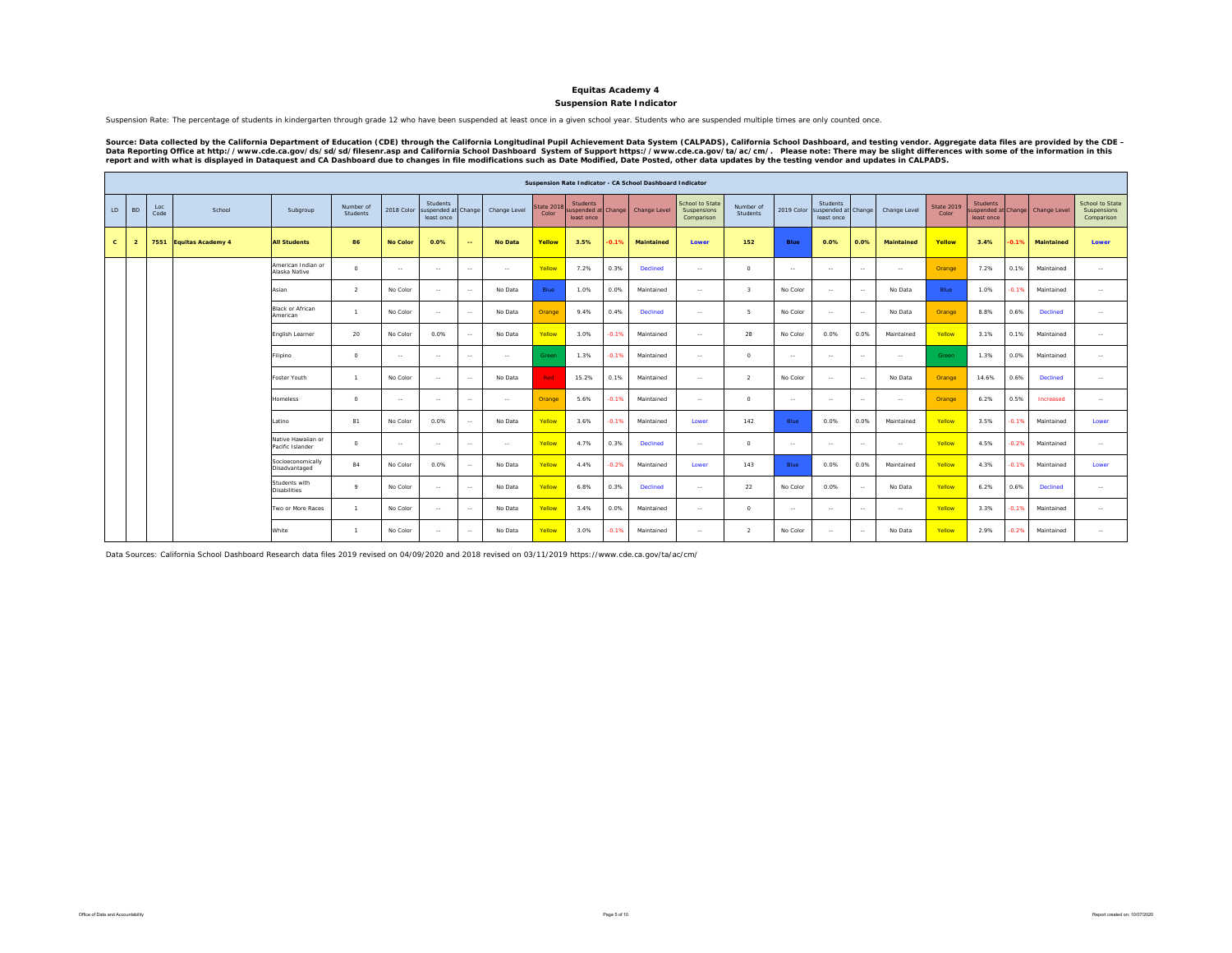# Equitas Academy 4

## Suspension Rate Indicator

Suspension Rate: The percentage of students in kindergarten through grade 12 who have been suspended at least once in a given school year. Students who are suspended multiple times are only counted once.

**Source: Data collected by the California Department of Education (CDE) through the California Longitudinal Pupil Achievement Data System (CALPADS), California School Dashboard, and testing vendor. Aggregate data files are provided by the CDE – Data Reporting Office at http://www.cde.ca.gov/ds/sd/sd/filesenr.asp and California School Dashboard System of Support https://www.cde.ca.gov/ta/ac/cm/. Please note: There may be slight differences with some of the information in this report and with what is displayed in Dataquest and CA Dashboard due to changes in file modifications such as Date Modified, Date Posted, other data updates by the testing vendor and updates in CALPADS.**

| Suspension Rate Indicator - CA School Dashboard Indicator | | | | | | | | | | | | | | | | | | | | | | | | |
|---|---|---|---|---|---|---|---|---|---|---|---|---|---|---|---|---|---|---|---|---|---|---|---|---|
| LD | BD | Loc Code | School | Subgroup | Number of Students | 2018 Color | Students suspended at least once | Change | Change Level | State 2018 Color | Students suspended at least once | Change | Change Level | School to State Suspensions Comparison | Number of Students | 2019 Color | Students suspended at least once | Change | Change Level | State 2019 Color | Students suspended at least once | Change | Change Level | School to State Suspensions Comparison |
| **C** | **2** | **7551** | **Equitas Academy 4** | **All Students** | **86** | **No Color** | **0.0%** | **--** | **No Data** | **Yellow** | **3.5%** | **-0.1%** | **Maintained** | **Lower** | **152** | **Blue** | **0.0%** | **0.0%** | **Maintained** | **Yellow** | **3.4%** | **-0.1%** | **Maintained** | **Lower** |
| | | | | American Indian or Alaska Native | 0 | -- | -- | -- | -- | Yellow | 7.2% | 0.3% | Declined | -- | 0 | -- | -- | -- | -- | Orange | 7.2% | 0.1% | Maintained | -- |
| | | | | Asian | 2 | No Color | -- | -- | No Data | Blue | 1.0% | 0.0% | Maintained | -- | 3 | No Color | -- | -- | No Data | Blue | 1.0% | -0.1% | Maintained | -- |
| | | | | Black or African American | 1 | No Color | -- | -- | No Data | Orange | 9.4% | 0.4% | Declined | -- | 5 | No Color | -- | -- | No Data | Orange | 8.8% | 0.6% | Declined | -- |
| | | | | English Learner | 20 | No Color | 0.0% | -- | No Data | Yellow | 3.0% | -0.1% | Maintained | -- | 28 | No Color | 0.0% | 0.0% | Maintained | Yellow | 3.1% | 0.1% | Maintained | -- |
| | | | | Filipino | 0 | -- | -- | -- | -- | Green | 1.3% | -0.1% | Maintained | -- | 0 | -- | -- | -- | -- | Green | 1.3% | 0.0% | Maintained | -- |
| | | | | Foster Youth | 1 | No Color | -- | -- | No Data | Red | 15.2% | 0.1% | Maintained | -- | 2 | No Color | -- | -- | No Data | Orange | 14.6% | 0.6% | Declined | -- |
| | | | | Homeless | 0 | -- | -- | -- | -- | Orange | 5.6% | -0.1% | Maintained | -- | 0 | -- | -- | -- | -- | Orange | 6.2% | 0.5% | Increased | -- |
| | | | | Latino | 81 | No Color | 0.0% | -- | No Data | Yellow | 3.6% | -0.1% | Maintained | Lower | 142 | Blue | 0.0% | 0.0% | Maintained | Yellow | 3.5% | -0.1% | Maintained | Lower |
| | | | | Native Hawaiian or Pacific Islander | 0 | -- | -- | -- | -- | Yellow | 4.7% | 0.3% | Declined | -- | 0 | -- | -- | -- | -- | Yellow | 4.5% | -0.2% | Maintained | -- |
| | | | | Socioeconomically Disadvantaged | 84 | No Color | 0.0% | -- | No Data | Yellow | 4.4% | -0.2% | Maintained | Lower | 143 | Blue | 0.0% | 0.0% | Maintained | Yellow | 4.3% | -0.1% | Maintained | Lower |
| | | | | Students with Disabilities | 9 | No Color | -- | -- | No Data | Yellow | 6.8% | 0.3% | Declined | -- | 22 | No Color | 0.0% | -- | No Data | Yellow | 6.2% | 0.6% | Declined | -- |
| | | | | Two or More Races | 1 | No Color | -- | -- | No Data | Yellow | 3.4% | 0.0% | Maintained | -- | 0 | -- | -- | -- | -- | Yellow | 3.3% | -0.1% | Maintained | -- |
| | | | | White | 1 | No Color | -- | -- | No Data | Yellow | 3.0% | -0.1% | Maintained | -- | 2 | No Color | -- | -- | No Data | Yellow | 2.9% | -0.2% | Maintained | -- |

Data Sources: California School Dashboard Research data files 2019 revised on 04/09/2020 and 2018 revised on 03/11/2019 https://www.cde.ca.gov/ta/ac/cm/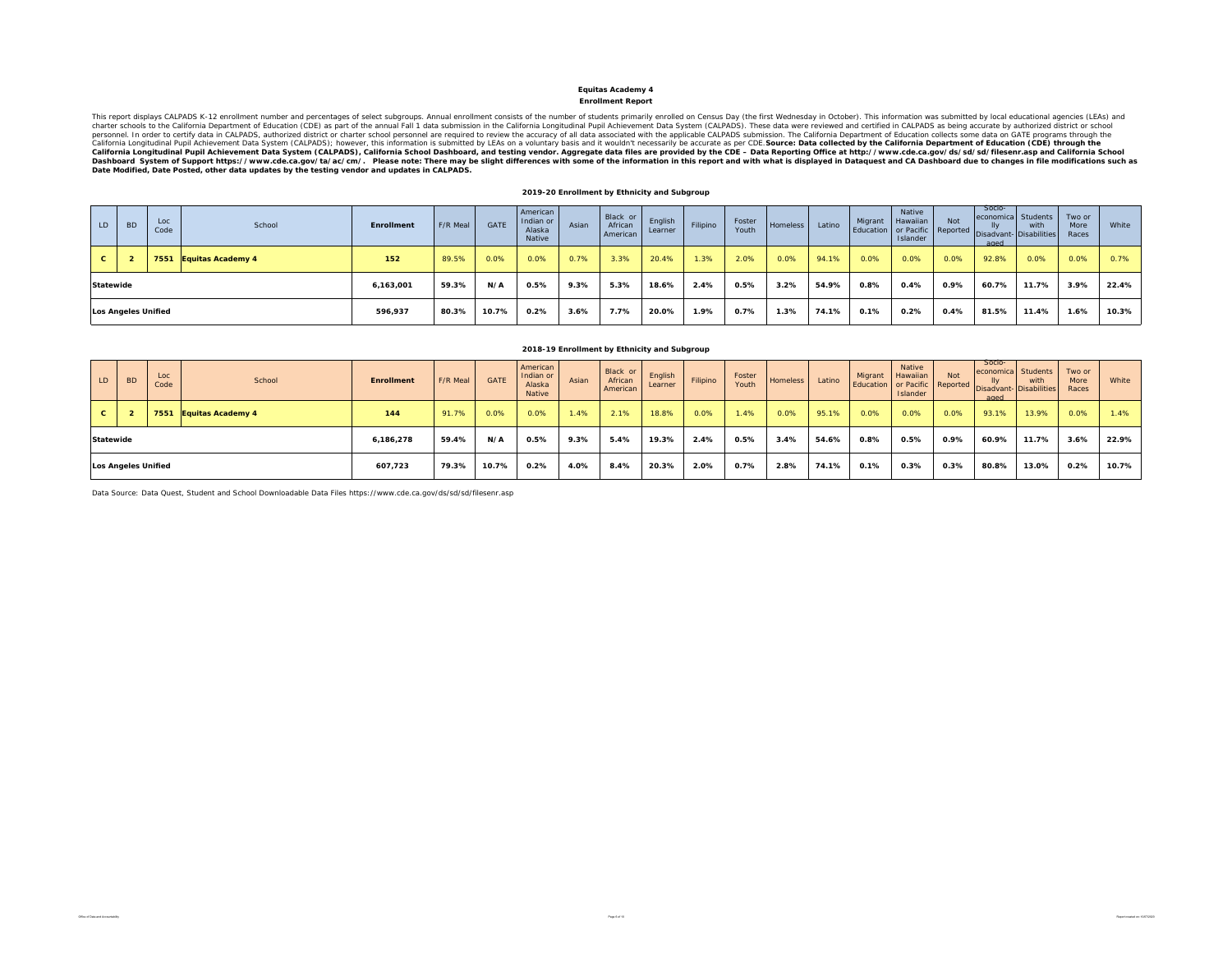**Equitas Academy 4**

**Enrollment Report**

This report displays CALPADS K-12 enrollment number and percentages of select subgroups. Annual enrollment consists of the number of students primarily enrolled on Census Day (the first Wednesday in October). This information was submitted by local educational agencies (LEAs) and charter schools to the California Department of Education (CDE) as part of the annual Fall 1 data submission in the California Longitudinal Pupil Achievement Data System (CALPADS). These data were reviewed and certified in CALPADS as being accurate by authorized district or school personnel. In order to certify data in CALPADS, authorized district or charter school personnel are required to review the accuracy of all data associated with the applicable CALPADS submission. The California Department of Education collects some data on GATE programs through the California Longitudinal Pupil Achievement Data System (CALPADS); however, this information is submitted by LEAs on a voluntary basis and it wouldn't necessarily be accurate as per CDE. **Source: Data collected by the California Department of Education (CDE) through the California Longitudinal Pupil Achievement Data System (CALPADS), California School Dashboard, and testing vendor. Aggregate data files are provided by the CDE – Data Reporting Office at http://www.cde.ca.gov/ds/sd/sd/filesenr.asp and California School Dashboard System of Support https://www.cde.ca.gov/ta/ac/cm/. Please note: There may be slight differences with some of the information in this report and with what is displayed in Dataquest and CA Dashboard due to changes in file modifications such as Date Modified, Date Posted, other data updates by the testing vendor and updates in CALPADS.**

**2019-20 Enrollment by Ethnicity and Subgroup**

| LD | BD | Loc Code | School | Enrollment | F/R Meal | GATE | American Indian or Alaska Native | Asian | Black or African American | English Learner | Filipino | Foster Youth | Homeless | Latino | Migrant Education | Native Hawaiian or Pacific Islander | Not Reported | Socio-economically Disadvantaged | Students with Disabilities | Two or More Races | White |
|---|---|---|---|---|---|---|---|---|---|---|---|---|---|---|---|---|---|---|---|---|---|
| C | 2 | 7551 | Equitas Academy 4 | 152 | 89.5% | 0.0% | 0.0% | 0.7% | 3.3% | 20.4% | 1.3% | 2.0% | 0.0% | 94.1% | 0.0% | 0.0% | 0.0% | 92.8% | 0.0% | 0.0% | 0.7% |
| Statewide | | | | 6,163,001 | 59.3% | N/A | 0.5% | 9.3% | 5.3% | 18.6% | 2.4% | 0.5% | 3.2% | 54.9% | 0.8% | 0.4% | 0.9% | 60.7% | 11.7% | 3.9% | 22.4% |
| Los Angeles Unified | | | | 596,937 | 80.3% | 10.7% | 0.2% | 3.6% | 7.7% | 20.0% | 1.9% | 0.7% | 1.3% | 74.1% | 0.1% | 0.2% | 0.4% | 81.5% | 11.4% | 1.6% | 10.3% |

**2018-19 Enrollment by Ethnicity and Subgroup**

| LD | BD | Loc Code | School | Enrollment | F/R Meal | GATE | American Indian or Alaska Native | Asian | Black or African American | English Learner | Filipino | Foster Youth | Homeless | Latino | Migrant Education | Native Hawaiian or Pacific Islander | Not Reported | Socio-economically Disadvantaged | Students with Disabilities | Two or More Races | White |
|---|---|---|---|---|---|---|---|---|---|---|---|---|---|---|---|---|---|---|---|---|---|
| C | 2 | 7551 | Equitas Academy 4 | 144 | 91.7% | 0.0% | 0.0% | 1.4% | 2.1% | 18.8% | 0.0% | 1.4% | 0.0% | 95.1% | 0.0% | 0.0% | 0.0% | 93.1% | 13.9% | 0.0% | 1.4% |
| Statewide | | | | 6,186,278 | 59.4% | N/A | 0.5% | 9.3% | 5.4% | 19.3% | 2.4% | 0.5% | 3.4% | 54.6% | 0.8% | 0.5% | 0.9% | 60.9% | 11.7% | 3.6% | 22.9% |
| Los Angeles Unified | | | | 607,723 | 79.3% | 10.7% | 0.2% | 4.0% | 8.4% | 20.3% | 2.0% | 0.7% | 2.8% | 74.1% | 0.1% | 0.3% | 0.3% | 80.8% | 13.0% | 0.2% | 10.7% |

Data Source: Data Quest, Student and School Downloadable Data Files https://www.cde.ca.gov/ds/sd/sd/filesenr.asp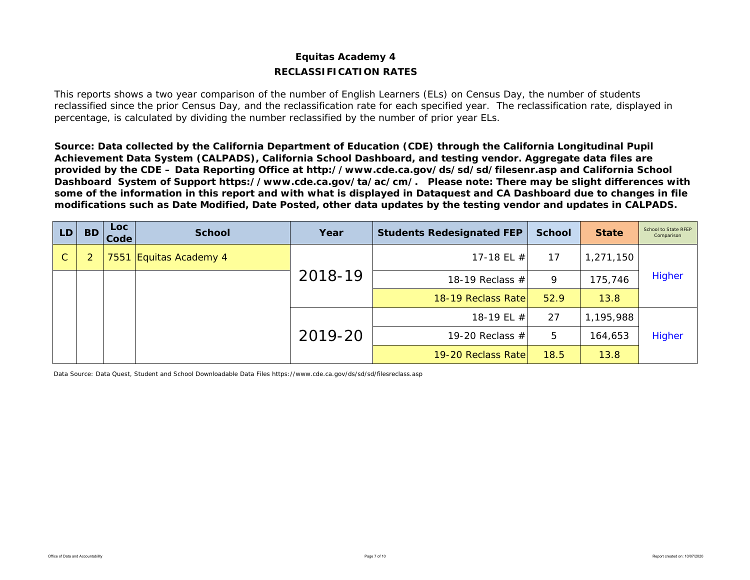# Equitas Academy 4

## RECLASSIFICATION RATES

This reports shows a two year comparison of the number of English Learners (ELs) on Census Day, the number of students reclassified since the prior Census Day, and the reclassification rate for each specified year. The reclassification rate, displayed in percentage, is calculated by dividing the number reclassified by the number of prior year ELs.

**Source: Data collected by the California Department of Education (CDE) through the California Longitudinal Pupil Achievement Data System (CALPADS), California School Dashboard, and testing vendor. Aggregate data files are provided by the CDE – Data Reporting Office at http://www.cde.ca.gov/ds/sd/sd/filesenr.asp and California School Dashboard System of Support https://www.cde.ca.gov/ta/ac/cm/. Please note: There may be slight differences with some of the information in this report and with what is displayed in Dataquest and CA Dashboard due to changes in file modifications such as Date Modified, Date Posted, other data updates by the testing vendor and updates in CALPADS.**

| LD | BD | Loc Code | School | Year | Students Redesignated FEP | School | State | School to State RFEP Comparison |
|---|---|---|---|---|---|---|---|---|
| C | 2 | 7551 | Equitas Academy 4 | 2018-19 | 17-18 EL # | 17 | 1,271,150 | Higher |
| | | | | | 18-19 Reclass # | 9 | 175,746 | |
| | | | | | 18-19 Reclass Rate | 52.9 | 13.8 | |
| | | | | 2019-20 | 18-19 EL # | 27 | 1,195,988 | Higher |
| | | | | | 19-20 Reclass # | 5 | 164,653 | |
| | | | | | 19-20 Reclass Rate | 18.5 | 13.8 | |

Data Source: Data Quest, Student and School Downloadable Data Files https://www.cde.ca.gov/ds/sd/sd/filesreclass.asp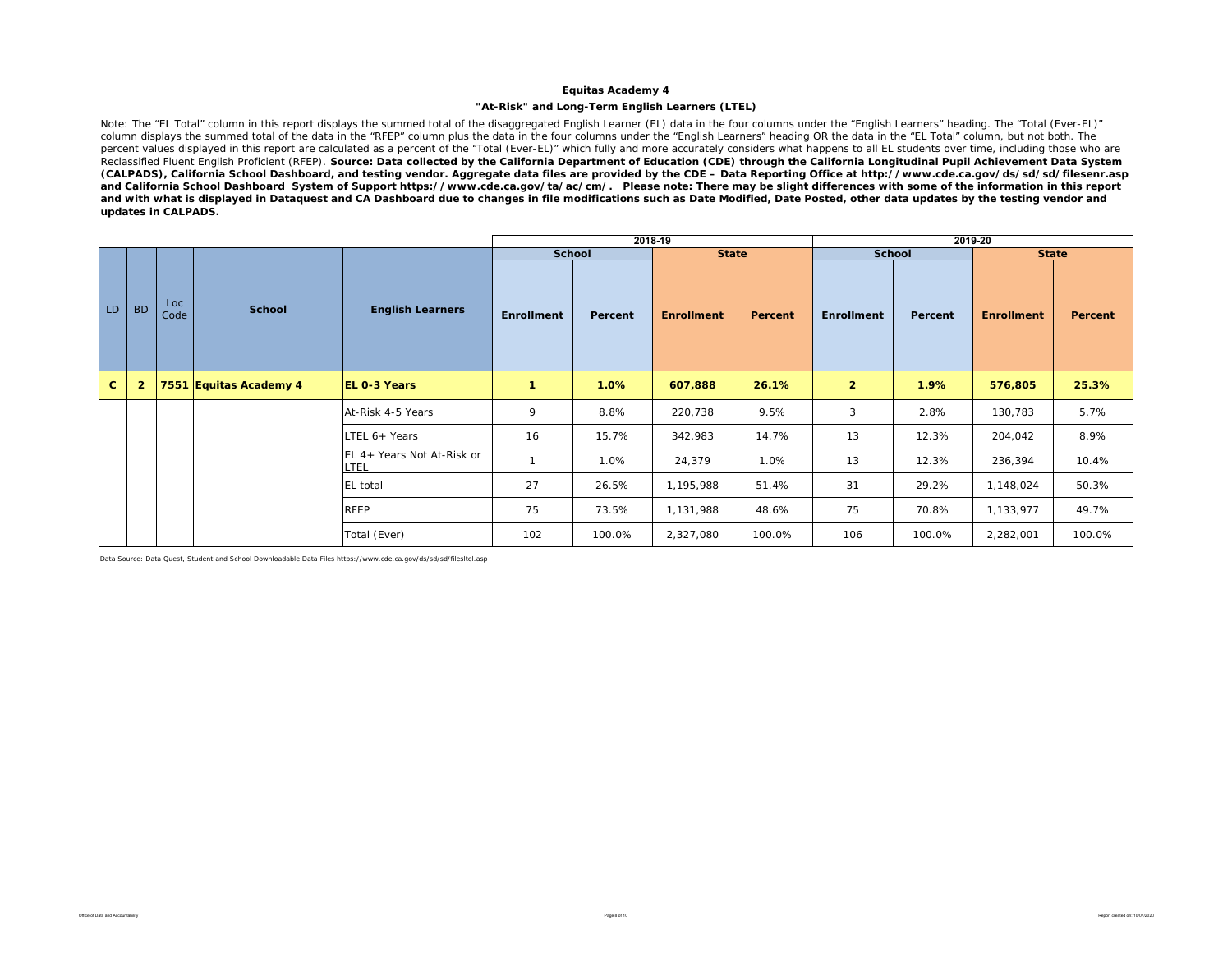**Equitas Academy 4**

**"At-Risk" and Long-Term English Learners (LTEL)**

Note: The "EL Total" column in this report displays the summed total of the disaggregated English Learner (EL) data in the four columns under the "English Learners" heading. The "Total (Ever-EL)" column displays the summed total of the data in the "RFEP" column plus the data in the four columns under the "English Learners" heading OR the data in the "EL Total" column, but not both. The percent values displayed in this report are calculated as a percent of the "Total (Ever-EL)" which fully and more accurately considers what happens to all EL students over time, including those who are Reclassified Fluent English Proficient (RFEP). **Source: Data collected by the California Department of Education (CDE) through the California Longitudinal Pupil Achievement Data System (CALPADS), California School Dashboard, and testing vendor. Aggregate data files are provided by the CDE – Data Reporting Office at http://www.cde.ca.gov/ds/sd/sd/filesenr.asp and California School Dashboard System of Support https://www.cde.ca.gov/ta/ac/cm/. Please note: There may be slight differences with some of the information in this report and with what is displayed in Dataquest and CA Dashboard due to changes in file modifications such as Date Modified, Date Posted, other data updates by the testing vendor and updates in CALPADS.**

| | | | | | 2018-19 | | | | 2019-20 | | | |
|---|---|---|---|---|---|---|---|---|---|---|---|---|
| | | | | | School | | State | | School | | State | |
| LD | BD | Loc Code | School | English Learners | Enrollment | Percent | Enrollment | Percent | Enrollment | Percent | Enrollment | Percent |
| **C** | **2** | **7551** | **Equitas Academy 4** | **EL 0-3 Years** | **1** | **1.0%** | **607,888** | **26.1%** | **2** | **1.9%** | **576,805** | **25.3%** |
| | | | | At-Risk 4-5 Years | 9 | 8.8% | 220,738 | 9.5% | 3 | 2.8% | 130,783 | 5.7% |
| | | | | LTEL 6+ Years | 16 | 15.7% | 342,983 | 14.7% | 13 | 12.3% | 204,042 | 8.9% |
| | | | | EL 4+ Years Not At-Risk or LTEL | 1 | 1.0% | 24,379 | 1.0% | 13 | 12.3% | 236,394 | 10.4% |
| | | | | EL total | 27 | 26.5% | 1,195,988 | 51.4% | 31 | 29.2% | 1,148,024 | 50.3% |
| | | | | RFEP | 75 | 73.5% | 1,131,988 | 48.6% | 75 | 70.8% | 1,133,977 | 49.7% |
| | | | | Total (Ever) | 102 | 100.0% | 2,327,080 | 100.0% | 106 | 100.0% | 2,282,001 | 100.0% |

Data Source: Data Quest, Student and School Downloadable Data Files https://www.cde.ca.gov/ds/sd/sd/filesltel.asp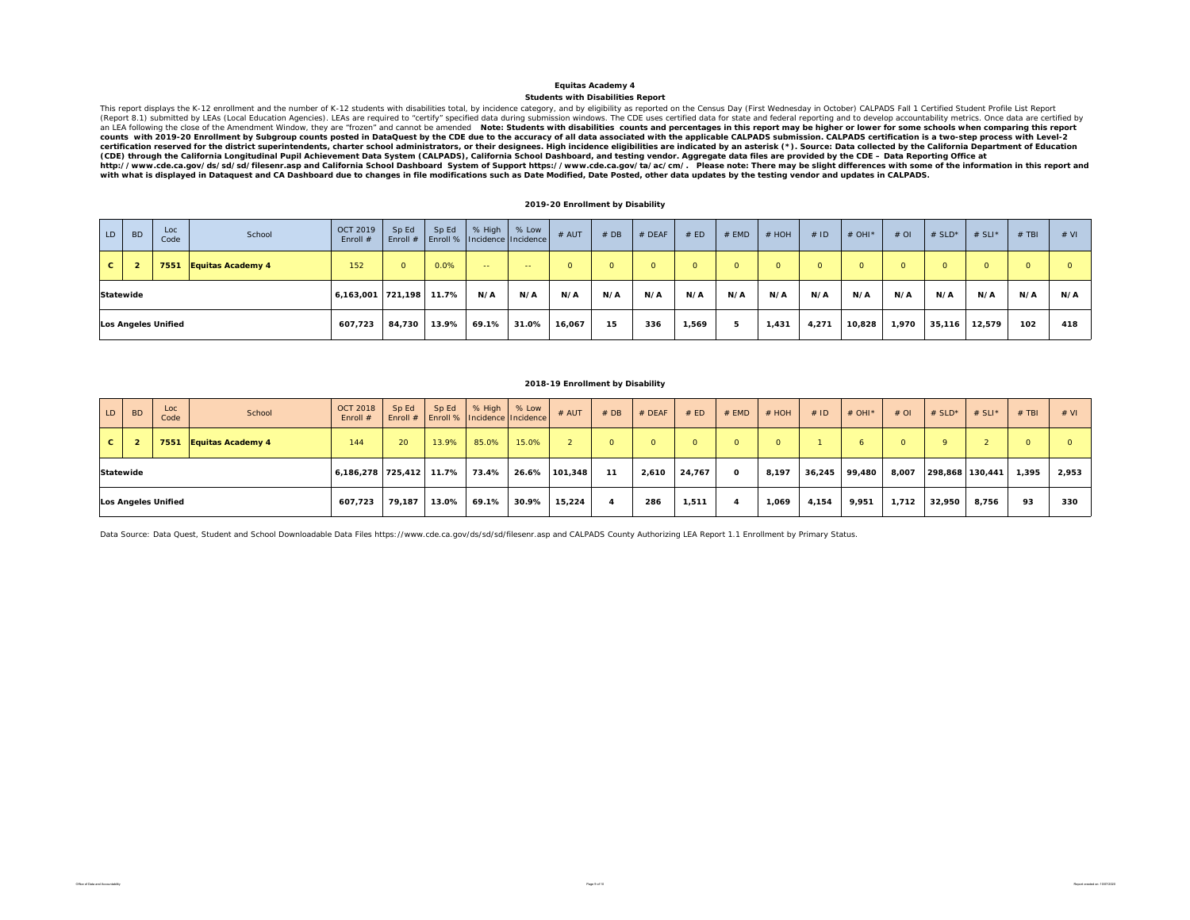# Equitas Academy 4

## Students with Disabilities Report

This report displays the K-12 enrollment and the number of K-12 students with disabilities total, by incidence category, and by eligibility as reported on the Census Day (First Wednesday in October) CALPADS Fall 1 Certified Student Profile List Report (Report 8.1) submitted by LEAs (Local Education Agencies). LEAs are required to "certify" specified data during submission windows. The CDE uses certified data for state and federal reporting and to develop accountability metrics. Once data are certified by an LEA following the close of the Amendment Window, they are "frozen" and cannot be amended **Note: Students with disabilities counts and percentages in this report may be higher or lower for some schools when comparing this report counts with 2019-20 Enrollment by Subgroup counts posted in DataQuest by the CDE due to the accuracy of all data associated with the applicable CALPADS submission. CALPADS certification is a two-step process with Level-2 certification reserved for the district superintendents, charter school administrators, or their designees. High incidence eligibilities are indicated by an asterisk (*). Source: Data collected by the California Department of Education (CDE) through the California Longitudinal Pupil Achievement Data System (CALPADS), California School Dashboard, and testing vendor. Aggregate data files are provided by the CDE – Data Reporting Office at http://www.cde.ca.gov/ds/sd/sd/filesenr.asp and California School Dashboard System of Support https://www.cde.ca.gov/ta/ac/cm/. Please note: There may be slight differences with some of the information in this report and with what is displayed in Dataquest and CA Dashboard due to changes in file modifications such as Date Modified, Date Posted, other data updates by the testing vendor and updates in CALPADS.**

### 2019-20 Enrollment by Disability

| LD | BD | Loc Code | School | OCT 2019 Enroll # | Sp Ed Enroll # | Sp Ed Enroll % | % High Incidence | % Low Incidence | # AUT | # DB | # DEAF | # ED | # EMD | # HOH | # ID | # OHI* | # OI | # SLD* | # SLI* | # TBI | # VI |
|---|---|---|---|---|---|---|---|---|---|---|---|---|---|---|---|---|---|---|---|---|---|
| C | 2 | 7551 | Equitas Academy 4 | 152 | 0 | 0.0% | -- | -- | 0 | 0 | 0 | 0 | 0 | 0 | 0 | 0 | 0 | 0 | 0 | 0 | 0 |
| Statewide | | | | 6,163,001 | 721,198 | 11.7% | N/A | N/A | N/A | N/A | N/A | N/A | N/A | N/A | N/A | N/A | N/A | N/A | N/A | N/A | N/A |
| Los Angeles Unified | | | | 607,723 | 84,730 | 13.9% | 69.1% | 31.0% | 16,067 | 15 | 336 | 1,569 | 5 | 1,431 | 4,271 | 10,828 | 1,970 | 35,116 | 12,579 | 102 | 418 |

### 2018-19 Enrollment by Disability

| LD | BD | Loc Code | School | OCT 2018 Enroll # | Sp Ed Enroll # | Sp Ed Enroll % | % High Incidence | % Low Incidence | # AUT | # DB | # DEAF | # ED | # EMD | # HOH | # ID | # OHI* | # OI | # SLD* | # SLI* | # TBI | # VI |
|---|---|---|---|---|---|---|---|---|---|---|---|---|---|---|---|---|---|---|---|---|---|
| C | 2 | 7551 | Equitas Academy 4 | 144 | 20 | 13.9% | 85.0% | 15.0% | 2 | 0 | 0 | 0 | 0 | 0 | 1 | 6 | 0 | 9 | 2 | 0 | 0 |
| Statewide | | | | 6,186,278 | 725,412 | 11.7% | 73.4% | 26.6% | 101,348 | 11 | 2,610 | 24,767 | 0 | 8,197 | 36,245 | 99,480 | 8,007 | 298,868 | 130,441 | 1,395 | 2,953 |
| Los Angeles Unified | | | | 607,723 | 79,187 | 13.0% | 69.1% | 30.9% | 15,224 | 4 | 286 | 1,511 | 4 | 1,069 | 4,154 | 9,951 | 1,712 | 32,950 | 8,756 | 93 | 330 |

Data Source: Data Quest, Student and School Downloadable Data Files https://www.cde.ca.gov/ds/sd/sd/filesenr.asp and CALPADS County Authorizing LEA Report 1.1 Enrollment by Primary Status.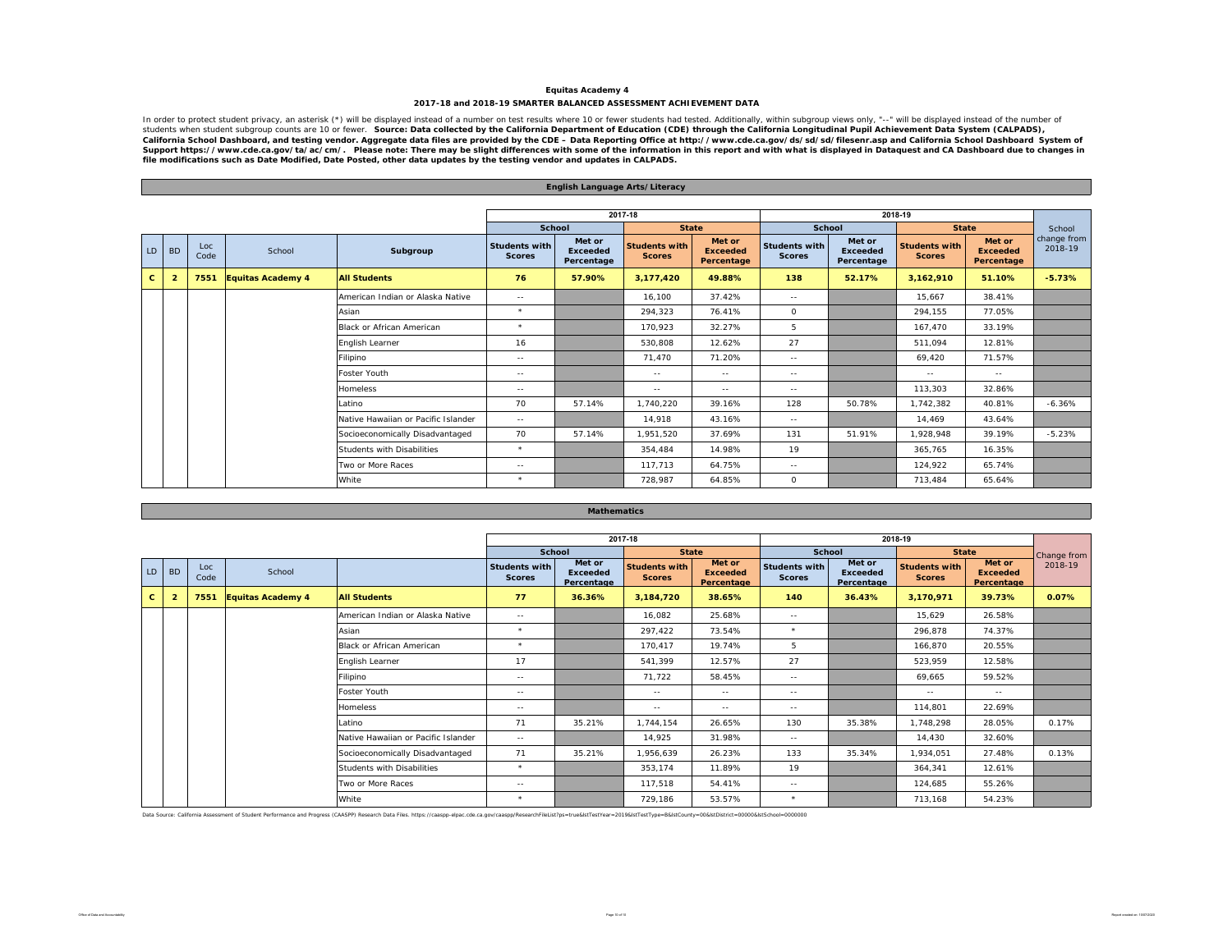# Equitas Academy 4

## 2017-18 and 2018-19 SMARTER BALANCED ASSESSMENT ACHIEVEMENT DATA

In order to protect student privacy, an asterisk (*) will be displayed instead of a number on test results where 10 or fewer students had tested. Additionally, within subgroup views only, "--" will be displayed instead of the number of students when student subgroup counts are 10 or fewer. **Source: Data collected by the California Department of Education (CDE) through the California Longitudinal Pupil Achievement Data System (CALPADS), California School Dashboard, and testing vendor. Aggregate data files are provided by the CDE – Data Reporting Office at http://www.cde.ca.gov/ds/sd/sd/filesenr.asp and California School Dashboard System of Support https://www.cde.ca.gov/ta/ac/cm/. Please note: There may be slight differences with some of the information in this report and with what is displayed in Dataquest and CA Dashboard due to changes in file modifications such as Date Modified, Date Posted, other data updates by the testing vendor and updates in CALPADS.**

### English Language Arts/Literacy

| | | | | | 2017-18 | | | | 2018-19 | | | | |
|---|---|---|---|---|---|---|---|---|---|---|---|---|---|
| | | | | | School | | State | | School | | State | | School change from 2018-19 |
| LD | BD | Loc Code | School | Subgroup | Students with Scores | Met or Exceeded Percentage | Students with Scores | Met or Exceeded Percentage | Students with Scores | Met or Exceeded Percentage | Students with Scores | Met or Exceeded Percentage | |
| **C** | **2** | **7551** | **Equitas Academy 4** | **All Students** | **76** | **57.90%** | **3,177,420** | **49.88%** | **138** | **52.17%** | **3,162,910** | **51.10%** | **-5.73%** |
| | | | | American Indian or Alaska Native | -- | | 16,100 | 37.42% | -- | | 15,667 | 38.41% | |
| | | | | Asian | * | | 294,323 | 76.41% | 0 | | 294,155 | 77.05% | |
| | | | | Black or African American | * | | 170,923 | 32.27% | 5 | | 167,470 | 33.19% | |
| | | | | English Learner | 16 | | 530,808 | 12.62% | 27 | | 511,094 | 12.81% | |
| | | | | Filipino | -- | | 71,470 | 71.20% | -- | | 69,420 | 71.57% | |
| | | | | Foster Youth | -- | | -- | -- | -- | | -- | -- | |
| | | | | Homeless | -- | | -- | -- | -- | | 113,303 | 32.86% | |
| | | | | Latino | 70 | 57.14% | 1,740,220 | 39.16% | 128 | 50.78% | 1,742,382 | 40.81% | -6.36% |
| | | | | Native Hawaiian or Pacific Islander | -- | | 14,918 | 43.16% | -- | | 14,469 | 43.64% | |
| | | | | Socioeconomically Disadvantaged | 70 | 57.14% | 1,951,520 | 37.69% | 131 | 51.91% | 1,928,948 | 39.19% | -5.23% |
| | | | | Students with Disabilities | * | | 354,484 | 14.98% | 19 | | 365,765 | 16.35% | |
| | | | | Two or More Races | -- | | 117,713 | 64.75% | -- | | 124,922 | 65.74% | |
| | | | | White | * | | 728,987 | 64.85% | 0 | | 713,484 | 65.64% | |

### Mathematics

| | | | | | 2017-18 | | | | 2018-19 | | | | |
|---|---|---|---|---|---|---|---|---|---|---|---|---|---|
| | | | | | School | | State | | School | | State | | Change from 2018-19 |
| LD | BD | Loc Code | School | | Students with Scores | Met or Exceeded Percentage | Students with Scores | Met or Exceeded Percentage | Students with Scores | Met or Exceeded Percentage | Students with Scores | Met or Exceeded Percentage | |
| **C** | **2** | **7551** | **Equitas Academy 4** | **All Students** | **77** | **36.36%** | **3,184,720** | **38.65%** | **140** | **36.43%** | **3,170,971** | **39.73%** | **0.07%** |
| | | | | American Indian or Alaska Native | -- | | 16,082 | 25.68% | -- | | 15,629 | 26.58% | |
| | | | | Asian | * | | 297,422 | 73.54% | * | | 296,878 | 74.37% | |
| | | | | Black or African American | * | | 170,417 | 19.74% | 5 | | 166,870 | 20.55% | |
| | | | | English Learner | 17 | | 541,399 | 12.57% | 27 | | 523,959 | 12.58% | |
| | | | | Filipino | -- | | 71,722 | 58.45% | -- | | 69,665 | 59.52% | |
| | | | | Foster Youth | -- | | -- | -- | -- | | -- | -- | |
| | | | | Homeless | -- | | -- | -- | -- | | 114,801 | 22.69% | |
| | | | | Latino | 71 | 35.21% | 1,744,154 | 26.65% | 130 | 35.38% | 1,748,298 | 28.05% | 0.17% |
| | | | | Native Hawaiian or Pacific Islander | -- | | 14,925 | 31.98% | -- | | 14,430 | 32.60% | |
| | | | | Socioeconomically Disadvantaged | 71 | 35.21% | 1,956,639 | 26.23% | 133 | 35.34% | 1,934,051 | 27.48% | 0.13% |
| | | | | Students with Disabilities | * | | 353,174 | 11.89% | 19 | | 364,341 | 12.61% | |
| | | | | Two or More Races | -- | | 117,518 | 54.41% | -- | | 124,685 | 55.26% | |
| | | | | White | * | | 729,186 | 53.57% | * | | 713,168 | 54.23% | |

Data Source: California Assessment of Student Performance and Progress (CAASPP) Research Data Files. https://caaspp-elpac.cde.ca.gov/caaspp/ResearchFileList?ps=true&lstTestYear=2019&lstTestType=B&lstCounty=00&lstDistrict=00000&lstSchool=0000000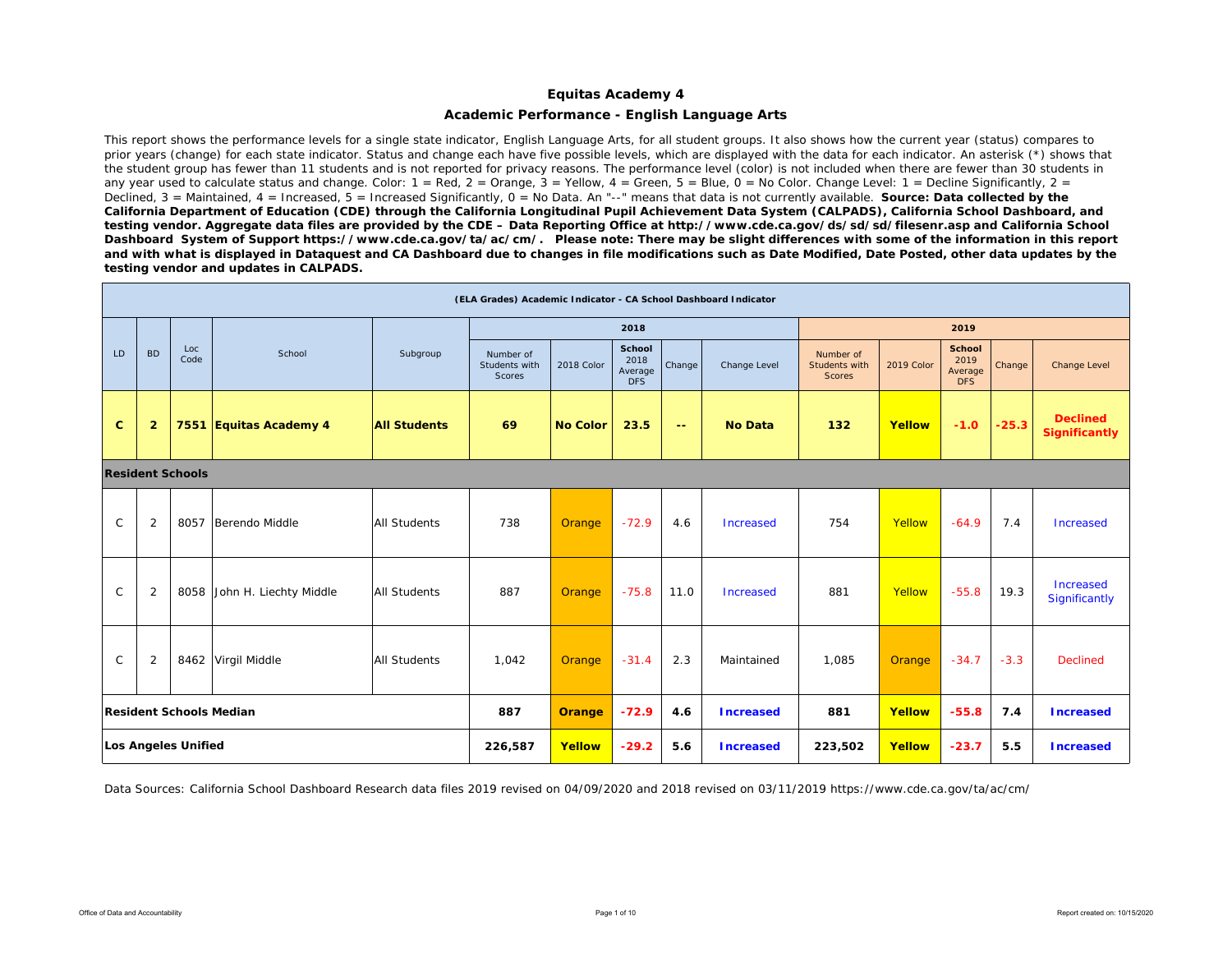# Equitas Academy 4

## Academic Performance - English Language Arts

This report shows the performance levels for a single state indicator, English Language Arts, for all student groups. It also shows how the current year (status) compares to prior years (change) for each state indicator. Status and change each have five possible levels, which are displayed with the data for each indicator. An asterisk (*) shows that the student group has fewer than 11 students and is not reported for privacy reasons. The performance level (color) is not included when there are fewer than 30 students in any year used to calculate status and change. Color: 1 = Red, 2 = Orange, 3 = Yellow, 4 = Green, 5 = Blue, 0 = No Color. Change Level: 1 = Decline Significantly, 2 = Declined, 3 = Maintained, 4 = Increased, 5 = Increased Significantly, 0 = No Data. An "--" means that data is not currently available. **Source: Data collected by the California Department of Education (CDE) through the California Longitudinal Pupil Achievement Data System (CALPADS), California School Dashboard, and testing vendor. Aggregate data files are provided by the CDE – Data Reporting Office at http://www.cde.ca.gov/ds/sd/sd/filesenr.asp and California School Dashboard System of Support https://www.cde.ca.gov/ta/ac/cm/. Please note: There may be slight differences with some of the information in this report and with what is displayed in Dataquest and CA Dashboard due to changes in file modifications such as Date Modified, Date Posted, other data updates by the testing vendor and updates in CALPADS.**

**(ELA Grades) Academic Indicator - CA School Dashboard Indicator**

| LD | BD | Loc Code | School | Subgroup | 2018 | | | | | 2019 | | | | |
|---|---|---|---|---|---|---|---|---|---|---|---|---|---|---|
| | | | | | Number of Students with Scores | 2018 Color | School 2018 Average DFS | Change | Change Level | Number of Students with Scores | 2019 Color | School 2019 Average DFS | Change | Change Level |
| **C** | **2** | **7551** | **Equitas Academy 4** | **All Students** | **69** | **No Color** | **23.5** | **--** | **No Data** | **132** | **Yellow** | **-1.0** | **-25.3** | **Declined Significantly** |
| **Resident Schools** | | | | | | | | | | | | | | |
| C | 2 | 8057 | Berendo Middle | All Students | 738 | Orange | -72.9 | 4.6 | Increased | 754 | Yellow | -64.9 | 7.4 | Increased |
| C | 2 | 8058 | John H. Liechty Middle | All Students | 887 | Orange | -75.8 | 11.0 | Increased | 881 | Yellow | -55.8 | 19.3 | Increased Significantly |
| C | 2 | 8462 | Virgil Middle | All Students | 1,042 | Orange | -31.4 | 2.3 | Maintained | 1,085 | Orange | -34.7 | -3.3 | Declined |
| **Resident Schools Median** | | | | | **887** | **Orange** | **-72.9** | **4.6** | **Increased** | **881** | **Yellow** | **-55.8** | **7.4** | **Increased** |
| **Los Angeles Unified** | | | | | **226,587** | **Yellow** | **-29.2** | **5.6** | **Increased** | **223,502** | **Yellow** | **-23.7** | **5.5** | **Increased** |

Data Sources: California School Dashboard Research data files 2019 revised on 04/09/2020 and 2018 revised on 03/11/2019 https://www.cde.ca.gov/ta/ac/cm/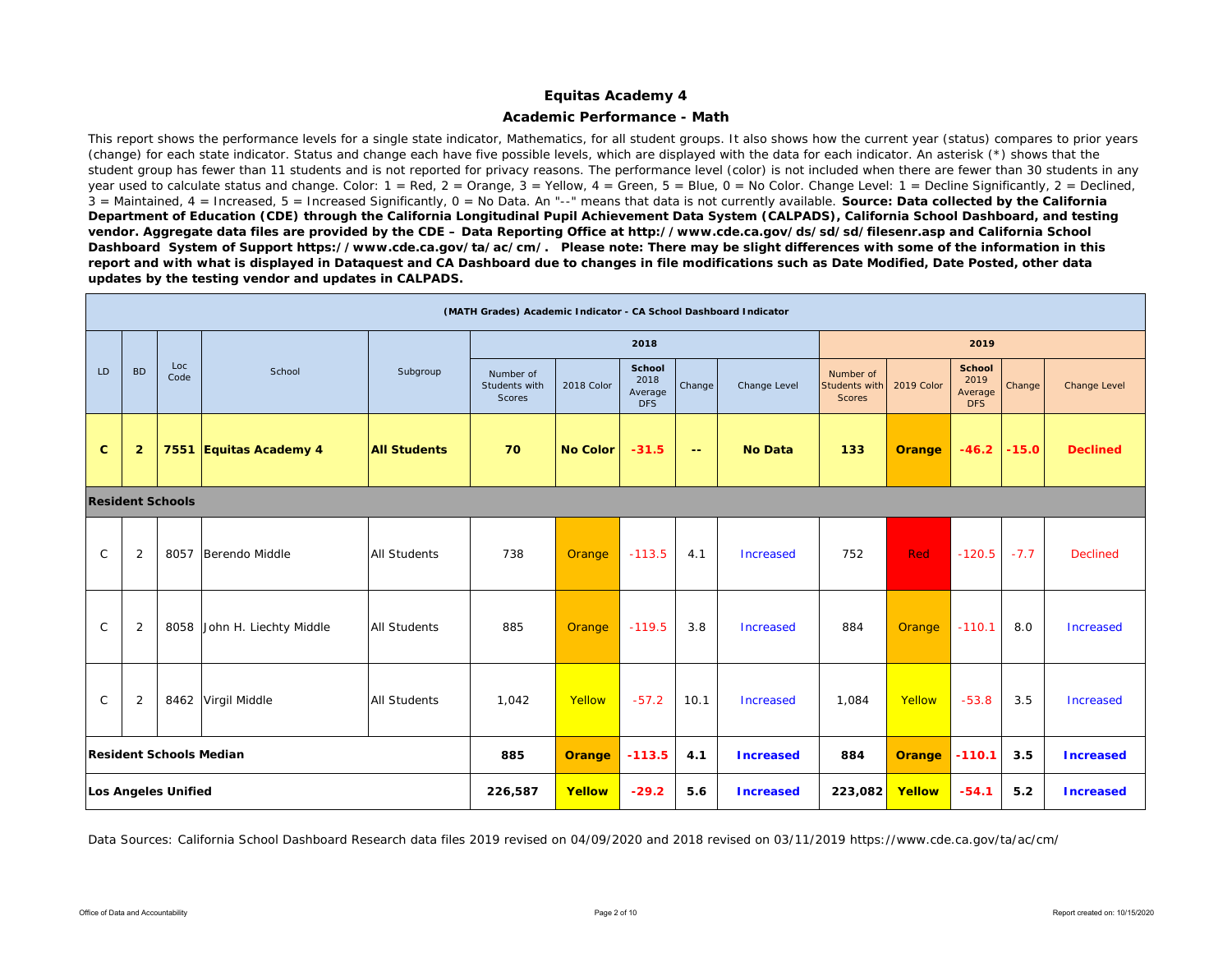## Equitas Academy 4

## Academic Performance - Math

This report shows the performance levels for a single state indicator, Mathematics, for all student groups. It also shows how the current year (status) compares to prior years (change) for each state indicator. Status and change each have five possible levels, which are displayed with the data for each indicator. An asterisk (*) shows that the student group has fewer than 11 students and is not reported for privacy reasons. The performance level (color) is not included when there are fewer than 30 students in any year used to calculate status and change. Color: 1 = Red, 2 = Orange, 3 = Yellow, 4 = Green, 5 = Blue, 0 = No Color. Change Level: 1 = Decline Significantly, 2 = Declined, 3 = Maintained, 4 = Increased, 5 = Increased Significantly, 0 = No Data. An "--" means that data is not currently available. **Source: Data collected by the California Department of Education (CDE) through the California Longitudinal Pupil Achievement Data System (CALPADS), California School Dashboard, and testing vendor. Aggregate data files are provided by the CDE – Data Reporting Office at http://www.cde.ca.gov/ds/sd/sd/filesenr.asp and California School Dashboard System of Support https://www.cde.ca.gov/ta/ac/cm/. Please note: There may be slight differences with some of the information in this report and with what is displayed in Dataquest and CA Dashboard due to changes in file modifications such as Date Modified, Date Posted, other data updates by the testing vendor and updates in CALPADS.**

**(MATH Grades) Academic Indicator - CA School Dashboard Indicator**

| LD | BD | Loc Code | School | Subgroup | 2018 | | | | | 2019 | | | | |
|---|---|---|---|---|---|---|---|---|---|---|---|---|---|---|
| | | | | | Number of Students with Scores | 2018 Color | School 2018 Average DFS | Change | Change Level | Number of Students with Scores | 2019 Color | School 2019 Average DFS | Change | Change Level |
| **C** | **2** | **7551** | **Equitas Academy 4** | **All Students** | **70** | **No Color** | **-31.5** | **--** | **No Data** | **133** | **Orange** | **-46.2** | **-15.0** | **Declined** |
| **Resident Schools** | | | | | | | | | | | | | | |
| C | 2 | 8057 | Berendo Middle | All Students | 738 | Orange | -113.5 | 4.1 | Increased | 752 | Red | -120.5 | -7.7 | Declined |
| C | 2 | 8058 | John H. Liechty Middle | All Students | 885 | Orange | -119.5 | 3.8 | Increased | 884 | Orange | -110.1 | 8.0 | Increased |
| C | 2 | 8462 | Virgil Middle | All Students | 1,042 | Yellow | -57.2 | 10.1 | Increased | 1,084 | Yellow | -53.8 | 3.5 | Increased |
| **Resident Schools Median** | | | | | **885** | **Orange** | **-113.5** | **4.1** | **Increased** | **884** | **Orange** | **-110.1** | **3.5** | **Increased** |
| **Los Angeles Unified** | | | | | **226,587** | **Yellow** | **-29.2** | **5.6** | **Increased** | **223,082** | **Yellow** | **-54.1** | **5.2** | **Increased** |

Data Sources: California School Dashboard Research data files 2019 revised on 04/09/2020 and 2018 revised on 03/11/2019 https://www.cde.ca.gov/ta/ac/cm/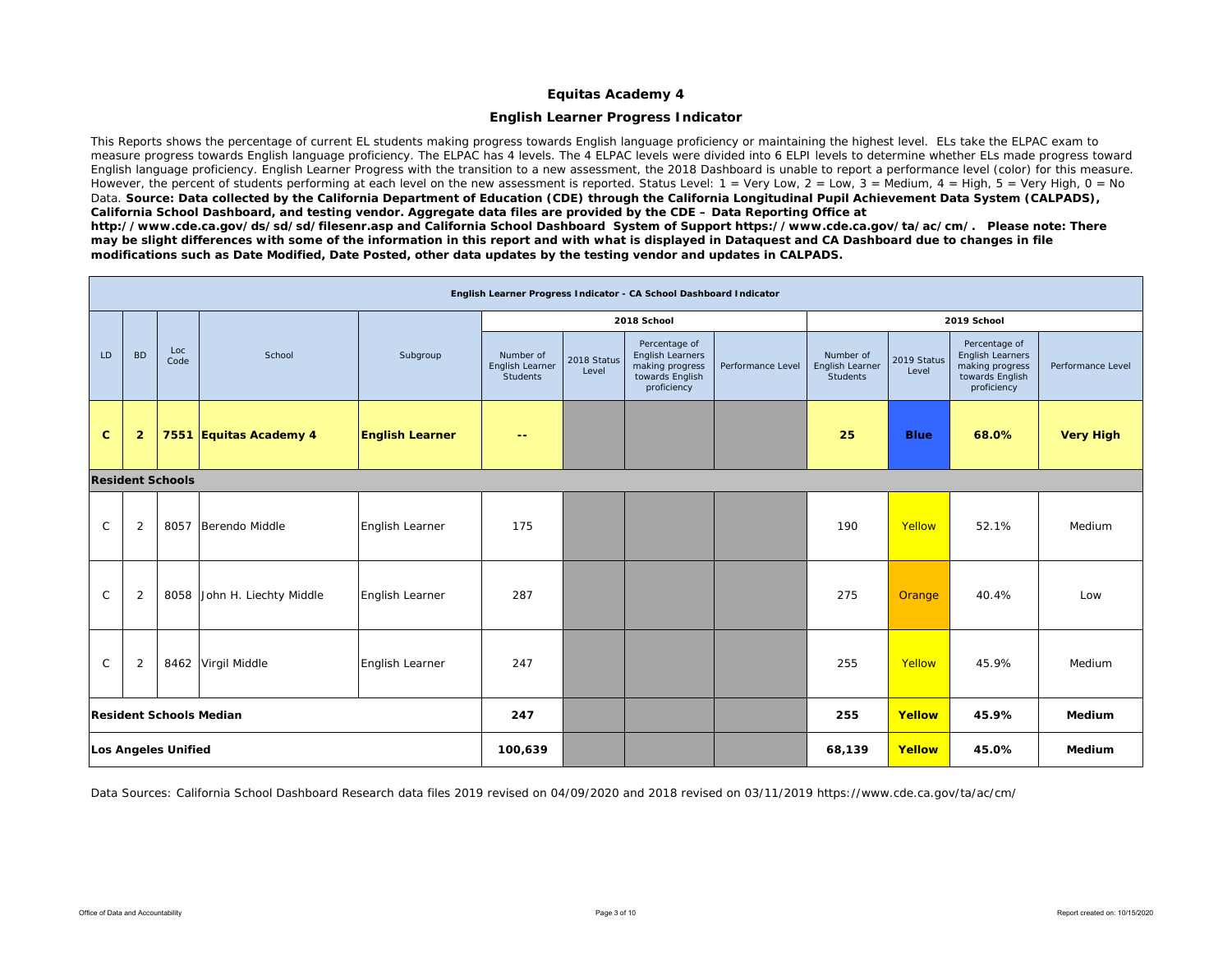# Equitas Academy 4

## English Learner Progress Indicator

This Reports shows the percentage of current EL students making progress towards English language proficiency or maintaining the highest level. ELs take the ELPAC exam to measure progress towards English language proficiency. The ELPAC has 4 levels. The 4 ELPAC levels were divided into 6 ELPI levels to determine whether ELs made progress toward English language proficiency. English Learner Progress with the transition to a new assessment, the 2018 Dashboard is unable to report a performance level (color) for this measure. However, the percent of students performing at each level on the new assessment is reported. Status Level: 1 = Very Low, 2 = Low, 3 = Medium, 4 = High, 5 = Very High, 0 = No Data. **Source: Data collected by the California Department of Education (CDE) through the California Longitudinal Pupil Achievement Data System (CALPADS), California School Dashboard, and testing vendor. Aggregate data files are provided by the CDE – Data Reporting Office at http://www.cde.ca.gov/ds/sd/sd/filesenr.asp and California School Dashboard System of Support https://www.cde.ca.gov/ta/ac/cm/. Please note: There may be slight differences with some of the information in this report and with what is displayed in Dataquest and CA Dashboard due to changes in file modifications such as Date Modified, Date Posted, other data updates by the testing vendor and updates in CALPADS.**

| English Learner Progress Indicator - CA School Dashboard Indicator | | | | | | | | | | | | |
|---|---|---|---|---|---|---|---|---|---|---|---|---|
| | | | | | 2018 School | | | | 2019 School | | | |
| LD | BD | Loc Code | School | Subgroup | Number of English Learner Students | 2018 Status Level | Percentage of English Learners making progress towards English proficiency | Performance Level | Number of English Learner Students | 2019 Status Level | Percentage of English Learners making progress towards English proficiency | Performance Level |
| **C** | **2** | **7551** | **Equitas Academy 4** | **English Learner** | **--** | | | | **25** | **Blue** | **68.0%** | **Very High** |
| **Resident Schools** | | | | | | | | | | | | |
| C | 2 | 8057 | Berendo Middle | English Learner | 175 | | | | 190 | Yellow | 52.1% | Medium |
| C | 2 | 8058 | John H. Liechty Middle | English Learner | 287 | | | | 275 | Orange | 40.4% | Low |
| C | 2 | 8462 | Virgil Middle | English Learner | 247 | | | | 255 | Yellow | 45.9% | Medium |
| **Resident Schools Median** | | | | | **247** | | | | **255** | **Yellow** | **45.9%** | **Medium** |
| **Los Angeles Unified** | | | | | **100,639** | | | | **68,139** | **Yellow** | **45.0%** | **Medium** |

Data Sources: California School Dashboard Research data files 2019 revised on 04/09/2020 and 2018 revised on 03/11/2019 https://www.cde.ca.gov/ta/ac/cm/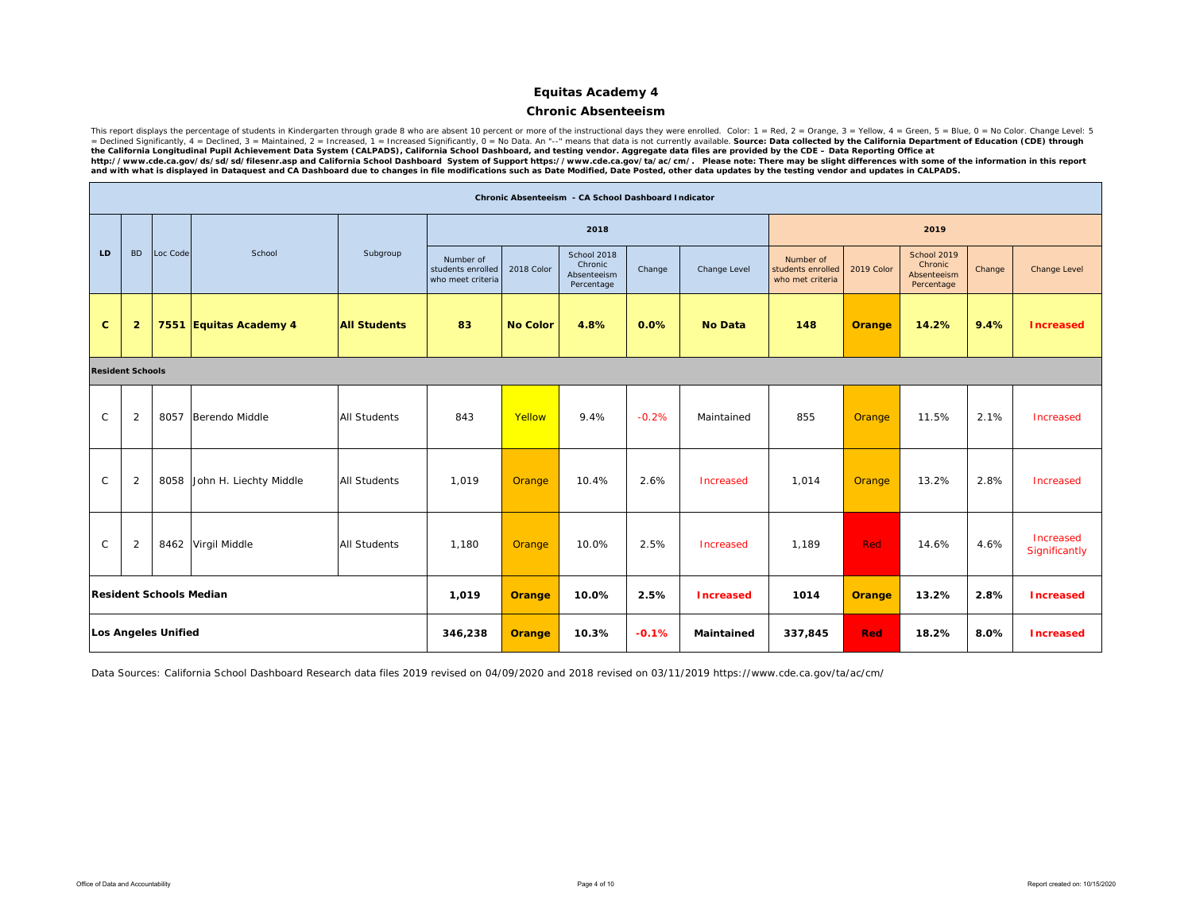# Equitas Academy 4

## Chronic Absenteeism

This report displays the percentage of students in Kindergarten through grade 8 who are absent 10 percent or more of the instructional days they were enrolled. Color: 1 = Red, 2 = Orange, 3 = Yellow, 4 = Green, 5 = Blue, 0 = No Color. Change Level: 5 = Declined Significantly, 4 = Declined, 3 = Maintained, 2 = Increased, 1 = Increased Significantly, 0 = No Data. An "--" means that data is not currently available. **Source: Data collected by the California Department of Education (CDE) through the California Longitudinal Pupil Achievement Data System (CALPADS), California School Dashboard, and testing vendor. Aggregate data files are provided by the CDE – Data Reporting Office at http://www.cde.ca.gov/ds/sd/sd/filesenr.asp and California School Dashboard System of Support https://www.cde.ca.gov/ta/ac/cm/. Please note: There may be slight differences with some of the information in this report and with what is displayed in Dataquest and CA Dashboard due to changes in file modifications such as Date Modified, Date Posted, other data updates by the testing vendor and updates in CALPADS.**

| Chronic Absenteeism - CA School Dashboard Indicator | | | | | | | | | | | | | | |
|---|---|---|---|---|---|---|---|---|---|---|---|---|---|---|
| | | | | | 2018 | | | | | 2019 | | | | |
| LD | BD | Loc Code | School | Subgroup | Number of students enrolled who meet criteria | 2018 Color | School 2018 Chronic Absenteeism Percentage | Change | Change Level | Number of students enrolled who met criteria | 2019 Color | School 2019 Chronic Absenteeism Percentage | Change | Change Level |
| **C** | **2** | **7551** | **Equitas Academy 4** | **All Students** | **83** | **No Color** | **4.8%** | **0.0%** | **No Data** | **148** | **Orange** | **14.2%** | **9.4%** | **Increased** |
| **Resident Schools** | | | | | | | | | | | | | | |
| C | 2 | 8057 | Berendo Middle | All Students | 843 | Yellow | 9.4% | -0.2% | Maintained | 855 | Orange | 11.5% | 2.1% | Increased |
| C | 2 | 8058 | John H. Liechty Middle | All Students | 1,019 | Orange | 10.4% | 2.6% | Increased | 1,014 | Orange | 13.2% | 2.8% | Increased |
| C | 2 | 8462 | Virgil Middle | All Students | 1,180 | Orange | 10.0% | 2.5% | Increased | 1,189 | Red | 14.6% | 4.6% | Increased Significantly |
| **Resident Schools Median** | | | | | **1,019** | **Orange** | **10.0%** | **2.5%** | **Increased** | **1014** | **Orange** | **13.2%** | **2.8%** | **Increased** |
| **Los Angeles Unified** | | | | | **346,238** | **Orange** | **10.3%** | **-0.1%** | **Maintained** | **337,845** | **Red** | **18.2%** | **8.0%** | **Increased** |

Data Sources: California School Dashboard Research data files 2019 revised on 04/09/2020 and 2018 revised on 03/11/2019 https://www.cde.ca.gov/ta/ac/cm/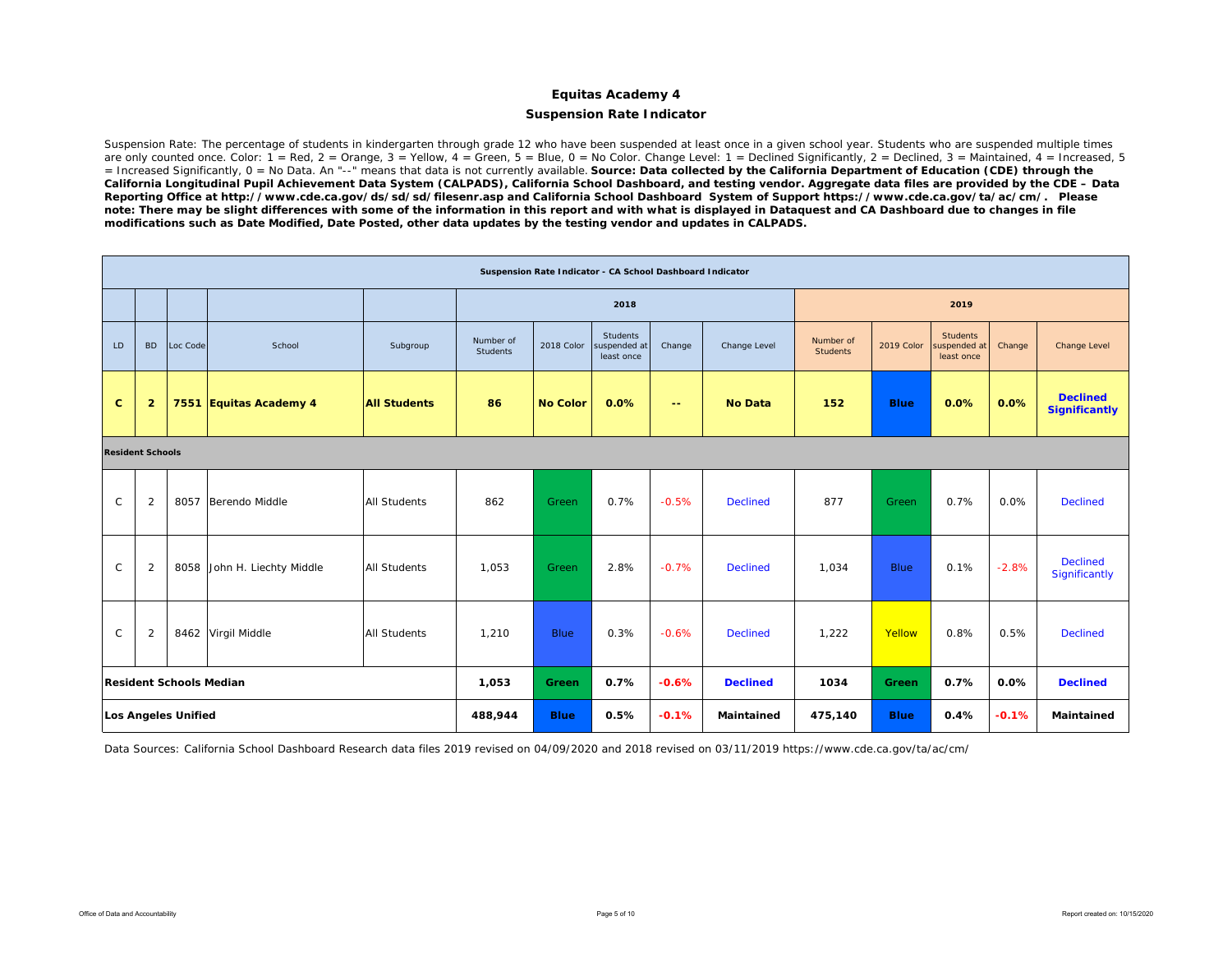# Equitas Academy 4

## Suspension Rate Indicator

Suspension Rate: The percentage of students in kindergarten through grade 12 who have been suspended at least once in a given school year. Students who are suspended multiple times are only counted once. Color: 1 = Red, 2 = Orange, 3 = Yellow, 4 = Green, 5 = Blue, 0 = No Color. Change Level: 1 = Declined Significantly, 2 = Declined, 3 = Maintained, 4 = Increased, 5 = Increased Significantly, 0 = No Data. An "--" means that data is not currently available. **Source: Data collected by the California Department of Education (CDE) through the California Longitudinal Pupil Achievement Data System (CALPADS), California School Dashboard, and testing vendor. Aggregate data files are provided by the CDE – Data Reporting Office at http://www.cde.ca.gov/ds/sd/sd/filesenr.asp and California School Dashboard System of Support https://www.cde.ca.gov/ta/ac/cm/. Please note: There may be slight differences with some of the information in this report and with what is displayed in Dataquest and CA Dashboard due to changes in file modifications such as Date Modified, Date Posted, other data updates by the testing vendor and updates in CALPADS.**

| Suspension Rate Indicator - CA School Dashboard Indicator | | | | | | | | | | | | | | |
|---|---|---|---|---|---|---|---|---|---|---|---|---|---|---|
| | | | | | 2018 | | | | | 2019 | | | | |
| LD | BD | Loc Code | School | Subgroup | Number of Students | 2018 Color | Students suspended at least once | Change | Change Level | Number of Students | 2019 Color | Students suspended at least once | Change | Change Level |
| **C** | **2** | **7551** | **Equitas Academy 4** | **All Students** | **86** | **No Color** | **0.0%** | **--** | **No Data** | **152** | **Blue** | **0.0%** | **0.0%** | **Declined Significantly** |
| **Resident Schools** | | | | | | | | | | | | | | |
| C | 2 | 8057 | Berendo Middle | All Students | 862 | Green | 0.7% | -0.5% | Declined | 877 | Green | 0.7% | 0.0% | Declined |
| C | 2 | 8058 | John H. Liechty Middle | All Students | 1,053 | Green | 2.8% | -0.7% | Declined | 1,034 | Blue | 0.1% | -2.8% | Declined Significantly |
| C | 2 | 8462 | Virgil Middle | All Students | 1,210 | Blue | 0.3% | -0.6% | Declined | 1,222 | Yellow | 0.8% | 0.5% | Declined |
| **Resident Schools Median** | | | | | **1,053** | **Green** | **0.7%** | **-0.6%** | **Declined** | **1034** | **Green** | **0.7%** | **0.0%** | **Declined** |
| **Los Angeles Unified** | | | | | **488,944** | **Blue** | **0.5%** | **-0.1%** | **Maintained** | **475,140** | **Blue** | **0.4%** | **-0.1%** | **Maintained** |

Data Sources: California School Dashboard Research data files 2019 revised on 04/09/2020 and 2018 revised on 03/11/2019 https://www.cde.ca.gov/ta/ac/cm/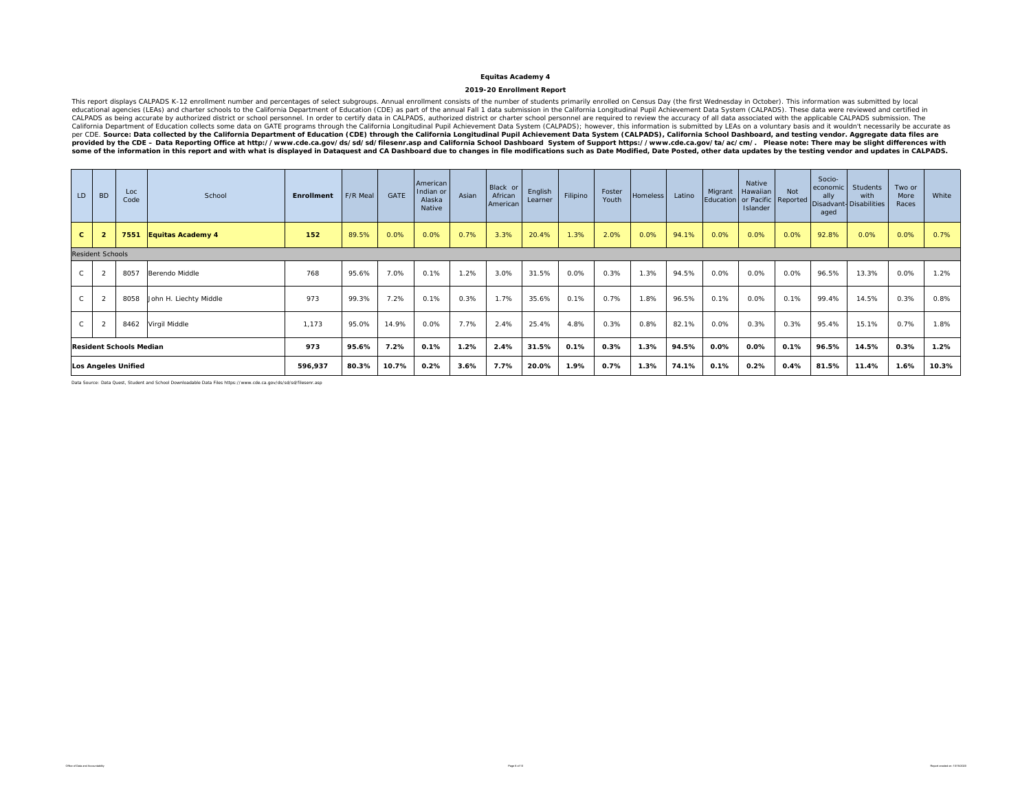**Equitas Academy 4**

**2019-20 Enrollment Report**

This report displays CALPADS K-12 enrollment number and percentages of select subgroups. Annual enrollment consists of the number of students primarily enrolled on Census Day (the first Wednesday in October). This information was submitted by local educational agencies (LEAs) and charter schools to the California Department of Education (CDE) as part of the annual Fall 1 data submission in the California Longitudinal Pupil Achievement Data System (CALPADS). These data were reviewed and certified in CALPADS as being accurate by authorized district or school personnel. In order to certify data in CALPADS, authorized district or charter school personnel are required to review the accuracy of all data associated with the applicable CALPADS submission. The California Department of Education collects some data on GATE programs through the California Longitudinal Pupil Achievement Data System (CALPADS); however, this information is submitted by LEAs on a voluntary basis and it wouldn't necessarily be accurate as per CDE. **Source: Data collected by the California Department of Education (CDE) through the California Longitudinal Pupil Achievement Data System (CALPADS), California School Dashboard, and testing vendor. Aggregate data files are provided by the CDE – Data Reporting Office at http://www.cde.ca.gov/ds/sd/sd/filesenr.asp and California School Dashboard System of Support https://www.cde.ca.gov/ta/ac/cm/. Please note: There may be slight differences with some of the information in this report and with what is displayed in Dataquest and CA Dashboard due to changes in file modifications such as Date Modified, Date Posted, other data updates by the testing vendor and updates in CALPADS.**

| LD | BD | Loc Code | School | Enrollment | F/R Meal | GATE | American Indian or Alaska Native | Asian | Black or African American | English Learner | Filipino | Foster Youth | Homeless | Latino | Migrant Education | Native Hawaiian or Pacific Islander | Not Reported | Socio-economically Disadvantaged | Students with Disabilities | Two or More Races | White |
|---|---|---|---|---|---|---|---|---|---|---|---|---|---|---|---|---|---|---|---|---|---|
| **C** | **2** | **7551** | **Equitas Academy 4** | **152** | 89.5% | 0.0% | 0.0% | 0.7% | 3.3% | 20.4% | 1.3% | 2.0% | 0.0% | 94.1% | 0.0% | 0.0% | 0.0% | 92.8% | 0.0% | 0.0% | 0.7% |
| Resident Schools | | | | | | | | | | | | | | | | | | | | | |
| C | 2 | 8057 | Berendo Middle | 768 | 95.6% | 7.0% | 0.1% | 1.2% | 3.0% | 31.5% | 0.0% | 0.3% | 1.3% | 94.5% | 0.0% | 0.0% | 0.0% | 96.5% | 13.3% | 0.0% | 1.2% |
| C | 2 | 8058 | John H. Liechty Middle | 973 | 99.3% | 7.2% | 0.1% | 0.3% | 1.7% | 35.6% | 0.1% | 0.7% | 1.8% | 96.5% | 0.1% | 0.0% | 0.1% | 99.4% | 14.5% | 0.3% | 0.8% |
| C | 2 | 8462 | Virgil Middle | 1,173 | 95.0% | 14.9% | 0.0% | 7.7% | 2.4% | 25.4% | 4.8% | 0.3% | 0.8% | 82.1% | 0.0% | 0.3% | 0.3% | 95.4% | 15.1% | 0.7% | 1.8% |
| **Resident Schools Median** | | | | **973** | **95.6%** | **7.2%** | **0.1%** | **1.2%** | **2.4%** | **31.5%** | **0.1%** | **0.3%** | **1.3%** | **94.5%** | **0.0%** | **0.0%** | **0.1%** | **96.5%** | **14.5%** | **0.3%** | **1.2%** |
| **Los Angeles Unified** | | | | **596,937** | **80.3%** | **10.7%** | **0.2%** | **3.6%** | **7.7%** | **20.0%** | **1.9%** | **0.7%** | **1.3%** | **74.1%** | **0.1%** | **0.2%** | **0.4%** | **81.5%** | **11.4%** | **1.6%** | **10.3%** |

Data Source: Data Quest, Student and School Downloadable Data Files https://www.cde.ca.gov/ds/sd/sd/filesenr.asp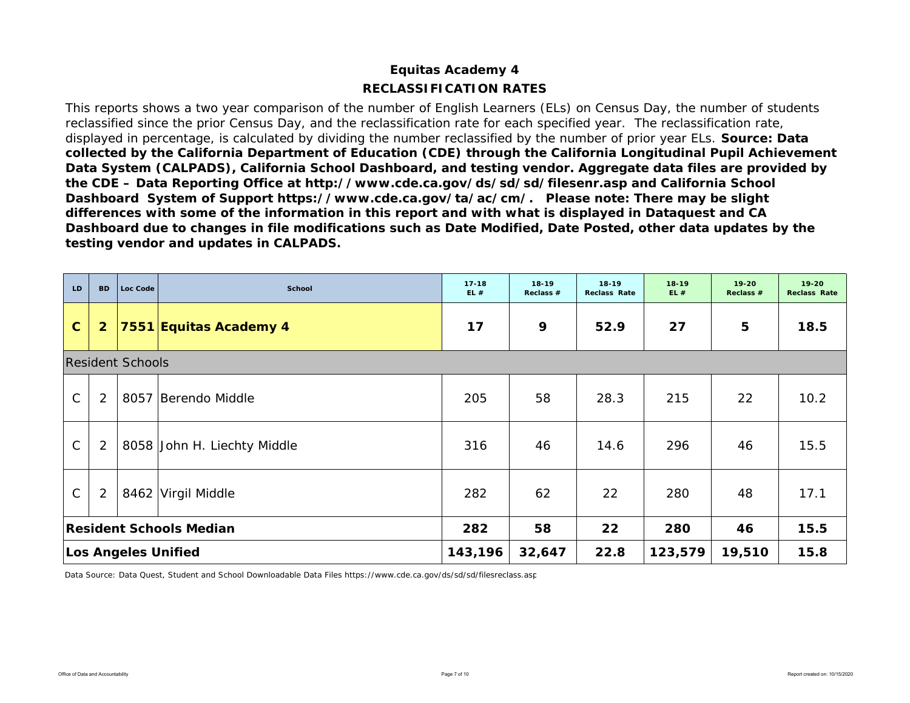## Equitas Academy 4

## RECLASSIFICATION RATES

This reports shows a two year comparison of the number of English Learners (ELs) on Census Day, the number of students reclassified since the prior Census Day, and the reclassification rate for each specified year. The reclassification rate, displayed in percentage, is calculated by dividing the number reclassified by the number of prior year ELs. **Source: Data collected by the California Department of Education (CDE) through the California Longitudinal Pupil Achievement Data System (CALPADS), California School Dashboard, and testing vendor. Aggregate data files are provided by the CDE – Data Reporting Office at http://www.cde.ca.gov/ds/sd/sd/filesenr.asp and California School Dashboard System of Support https://www.cde.ca.gov/ta/ac/cm/. Please note: There may be slight differences with some of the information in this report and with what is displayed in Dataquest and CA Dashboard due to changes in file modifications such as Date Modified, Date Posted, other data updates by the testing vendor and updates in CALPADS.**

| LD | BD | Loc Code | School | 17-18 EL # | 18-19 Reclass # | 18-19 Reclass Rate | 18-19 EL # | 19-20 Reclass # | 19-20 Reclass Rate |
|---|---|---|---|---|---|---|---|---|---|
| **C** | **2** | **7551** | **Equitas Academy 4** | **17** | **9** | **52.9** | **27** | **5** | **18.5** |
| Resident Schools | | | | | | | | | |
| C | 2 | 8057 | Berendo Middle | 205 | 58 | 28.3 | 215 | 22 | 10.2 |
| C | 2 | 8058 | John H. Liechty Middle | 316 | 46 | 14.6 | 296 | 46 | 15.5 |
| C | 2 | 8462 | Virgil Middle | 282 | 62 | 22 | 280 | 48 | 17.1 |
| **Resident Schools Median** | | | | **282** | **58** | **22** | **280** | **46** | **15.5** |
| **Los Angeles Unified** | | | | **143,196** | **32,647** | **22.8** | **123,579** | **19,510** | **15.8** |

Data Source: Data Quest, Student and School Downloadable Data Files https://www.cde.ca.gov/ds/sd/sd/filesreclass.asp

Office of Data and Accountability

Report created on: 10/15/2020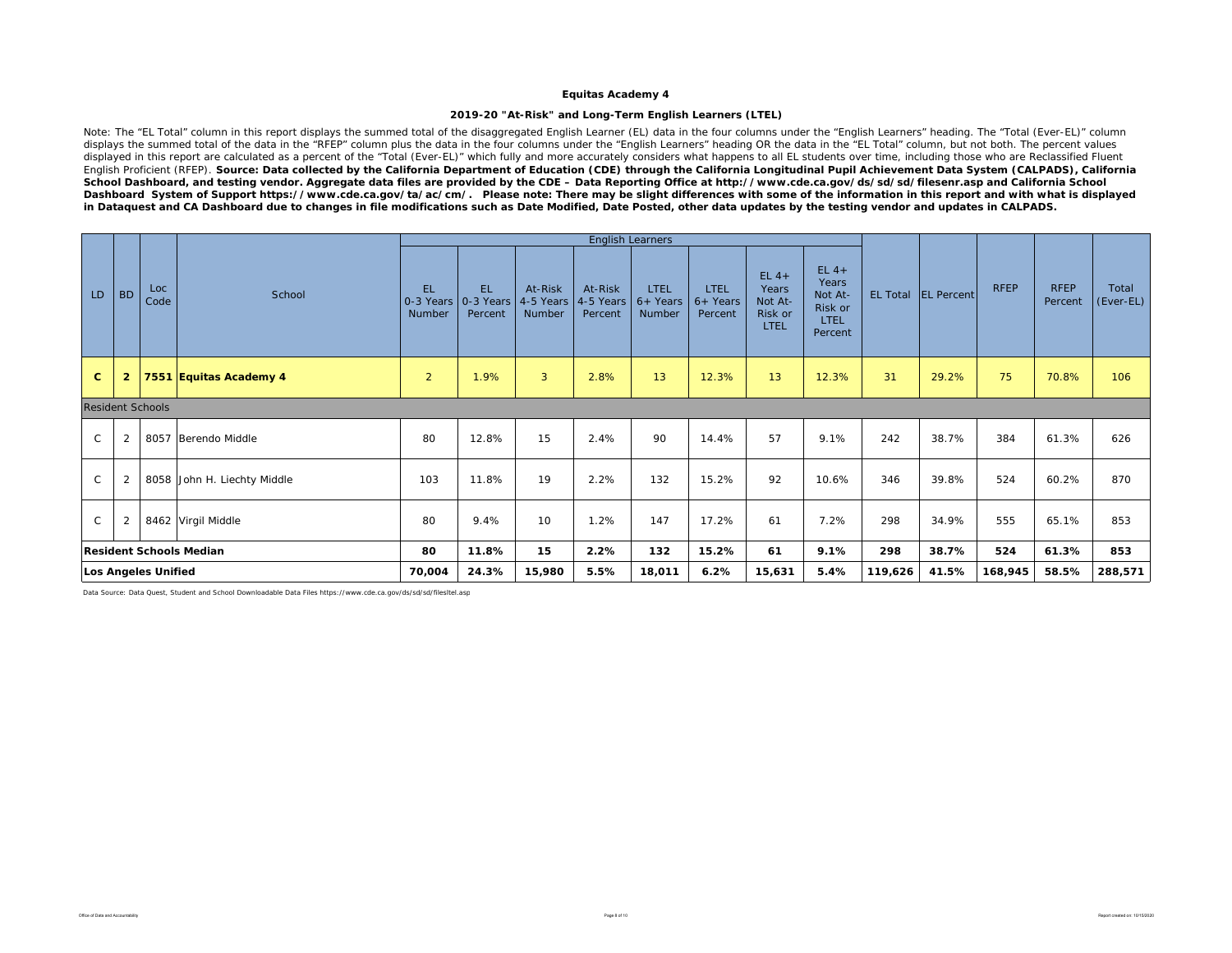**Equitas Academy 4**

**2019-20 "At-Risk" and Long-Term English Learners (LTEL)**

Note: The "EL Total" column in this report displays the summed total of the disaggregated English Learner (EL) data in the four columns under the "English Learners" heading. The "Total (Ever-EL)" column displays the summed total of the data in the "RFEP" column plus the data in the four columns under the "English Learners" heading OR the data in the "EL Total" column, but not both. The percent values displayed in this report are calculated as a percent of the "Total (Ever-EL)" which fully and more accurately considers what happens to all EL students over time, including those who are Reclassified Fluent English Proficient (RFEP). **Source: Data collected by the California Department of Education (CDE) through the California Longitudinal Pupil Achievement Data System (CALPADS), California School Dashboard, and testing vendor. Aggregate data files are provided by the CDE – Data Reporting Office at http://www.cde.ca.gov/ds/sd/sd/filesenr.asp and California School Dashboard System of Support https://www.cde.ca.gov/ta/ac/cm/. Please note: There may be slight differences with some of the information in this report and with what is displayed in Dataquest and CA Dashboard due to changes in file modifications such as Date Modified, Date Posted, other data updates by the testing vendor and updates in CALPADS.**

| LD | BD | Loc Code | School | English Learners | | | | | | | | EL Total | EL Percent | RFEP | RFEP Percent | Total (Ever-EL) |
|---|---|---|---|---|---|---|---|---|---|---|---|---|---|---|---|---|
| | | | | EL 0-3 Years Number | EL 0-3 Years Percent | At-Risk 4-5 Years Number | At-Risk 4-5 Years Percent | LTEL 6+ Years Number | LTEL 6+ Years Percent | EL 4+ Years Not At-Risk or LTEL | EL 4+ Years Not At-Risk or LTEL Percent | | | | | |
| **C** | **2** | **7551** | **Equitas Academy 4** | 2 | 1.9% | 3 | 2.8% | 13 | 12.3% | 13 | 12.3% | 31 | 29.2% | 75 | 70.8% | 106 |
| Resident Schools | | | | | | | | | | | | | | | | |
| C | 2 | 8057 | Berendo Middle | 80 | 12.8% | 15 | 2.4% | 90 | 14.4% | 57 | 9.1% | 242 | 38.7% | 384 | 61.3% | 626 |
| C | 2 | 8058 | John H. Liechty Middle | 103 | 11.8% | 19 | 2.2% | 132 | 15.2% | 92 | 10.6% | 346 | 39.8% | 524 | 60.2% | 870 |
| C | 2 | 8462 | Virgil Middle | 80 | 9.4% | 10 | 1.2% | 147 | 17.2% | 61 | 7.2% | 298 | 34.9% | 555 | 65.1% | 853 |
| **Resident Schools Median** | | | | **80** | **11.8%** | **15** | **2.2%** | **132** | **15.2%** | **61** | **9.1%** | **298** | **38.7%** | **524** | **61.3%** | **853** |
| **Los Angeles Unified** | | | | **70,004** | **24.3%** | **15,980** | **5.5%** | **18,011** | **6.2%** | **15,631** | **5.4%** | **119,626** | **41.5%** | **168,945** | **58.5%** | **288,571** |

Data Source: Data Quest, Student and School Downloadable Data Files https://www.cde.ca.gov/ds/sd/sd/filesltel.asp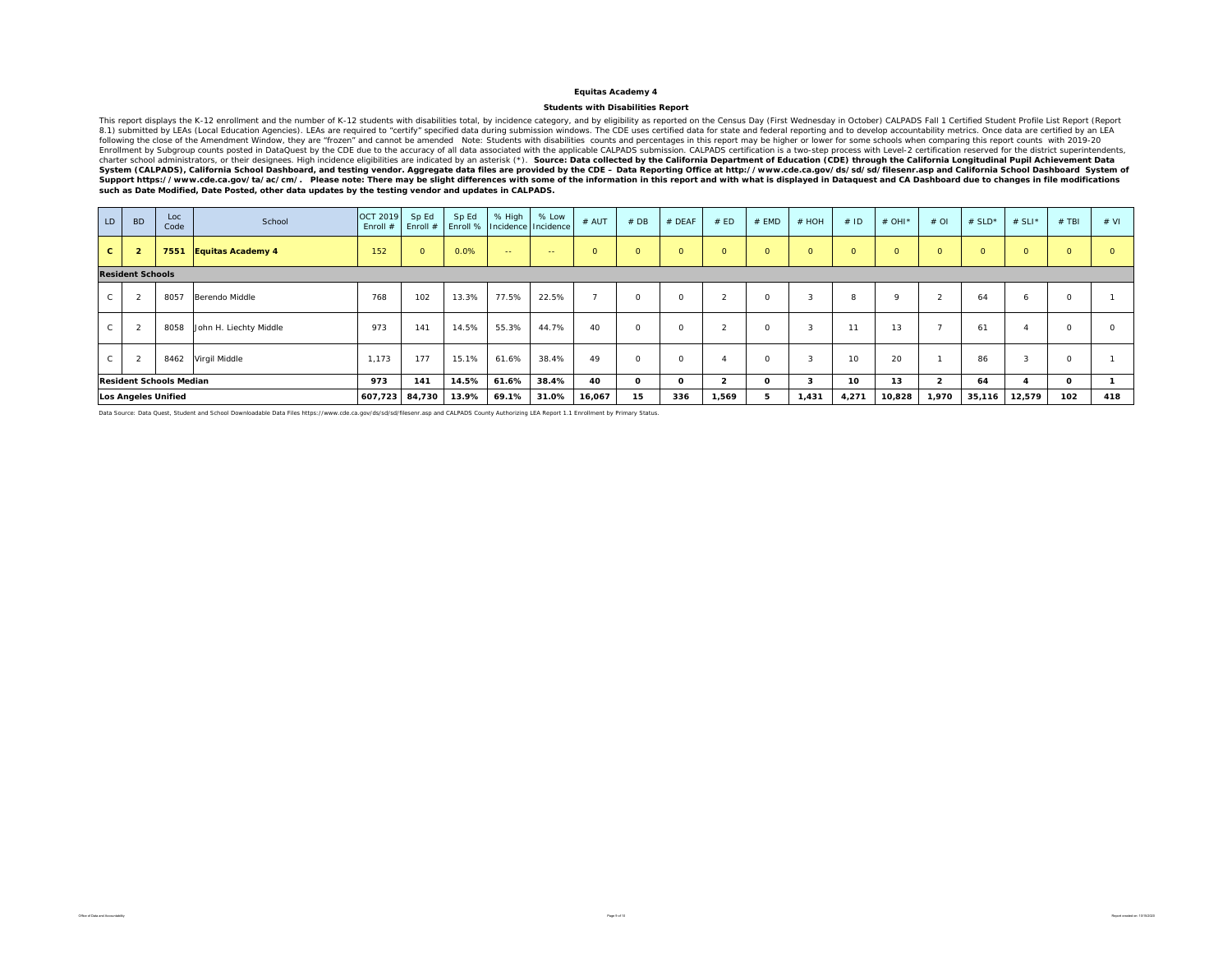**Equitas Academy 4**

**Students with Disabilities Report**

This report displays the K-12 enrollment and the number of K-12 students with disabilities total, by incidence category, and by eligibility as reported on the Census Day (First Wednesday in October) CALPADS Fall 1 Certified Student Profile List Report (Report 8.1) submitted by LEAs (Local Education Agencies). LEAs are required to "certify" specified data during submission windows. The CDE uses certified data for state and federal reporting and to develop accountability metrics. Once data are certified by an LEA following the close of the Amendment Window, they are "frozen" and cannot be amended Note: Students with disabilities counts and percentages in this report may be higher or lower for some schools when comparing this report counts with 2019-20 Enrollment by Subgroup counts posted in DataQuest by the CDE due to the accuracy of all data associated with the applicable CALPADS submission. CALPADS certification is a two-step process with Level-2 certification reserved for the district superintendents, charter school administrators, or their designees. High incidence eligibilities are indicated by an asterisk (*). **Source: Data collected by the California Department of Education (CDE) through the California Longitudinal Pupil Achievement Data System (CALPADS), California School Dashboard, and testing vendor. Aggregate data files are provided by the CDE – Data Reporting Office at http://www.cde.ca.gov/ds/sd/sd/filesenr.asp and California School Dashboard System of Support https://www.cde.ca.gov/ta/ac/cm/. Please note: There may be slight differences with some of the information in this report and with what is displayed in Dataquest and CA Dashboard due to changes in file modifications such as Date Modified, Date Posted, other data updates by the testing vendor and updates in CALPADS.**

| LD | BD | Loc Code | School | OCT 2019 Enroll # | Sp Ed Enroll # | Sp Ed Enroll % | % High Incidence | % Low Incidence | # AUT | # DB | # DEAF | # ED | # EMD | # HOH | # ID | # OHI* | # OI | # SLD* | # SLI* | # TBI | # VI |
|---|---|---|---|---|---|---|---|---|---|---|---|---|---|---|---|---|---|---|---|---|---|
| **C** | **2** | **7551** | **Equitas Academy 4** | 152 | 0 | 0.0% | -- | -- | 0 | 0 | 0 | 0 | 0 | 0 | 0 | 0 | 0 | 0 | 0 | 0 | 0 |
| **Resident Schools** | | | | | | | | | | | | | | | | | | | | | |
| C | 2 | 8057 | Berendo Middle | 768 | 102 | 13.3% | 77.5% | 22.5% | 7 | 0 | 0 | 2 | 0 | 3 | 8 | 9 | 2 | 64 | 6 | 0 | 1 |
| C | 2 | 8058 | John H. Liechty Middle | 973 | 141 | 14.5% | 55.3% | 44.7% | 40 | 0 | 0 | 2 | 0 | 3 | 11 | 13 | 7 | 61 | 4 | 0 | 0 |
| C | 2 | 8462 | Virgil Middle | 1,173 | 177 | 15.1% | 61.6% | 38.4% | 49 | 0 | 0 | 4 | 0 | 3 | 10 | 20 | 1 | 86 | 3 | 0 | 1 |
| **Resident Schools Median** | | | | **973** | **141** | **14.5%** | **61.6%** | **38.4%** | **40** | **0** | **0** | **2** | **0** | **3** | **10** | **13** | **2** | **64** | **4** | **0** | **1** |
| **Los Angeles Unified** | | | | **607,723** | **84,730** | **13.9%** | **69.1%** | **31.0%** | **16,067** | **15** | **336** | **1,569** | **5** | **1,431** | **4,271** | **10,828** | **1,970** | **35,116** | **12,579** | **102** | **418** |

Data Source: Data Quest, Student and School Downloadable Data Files https://www.cde.ca.gov/ds/sd/sd/filesenr.asp and CALPADS County Authorizing LEA Report 1.1 Enrollment by Primary Status.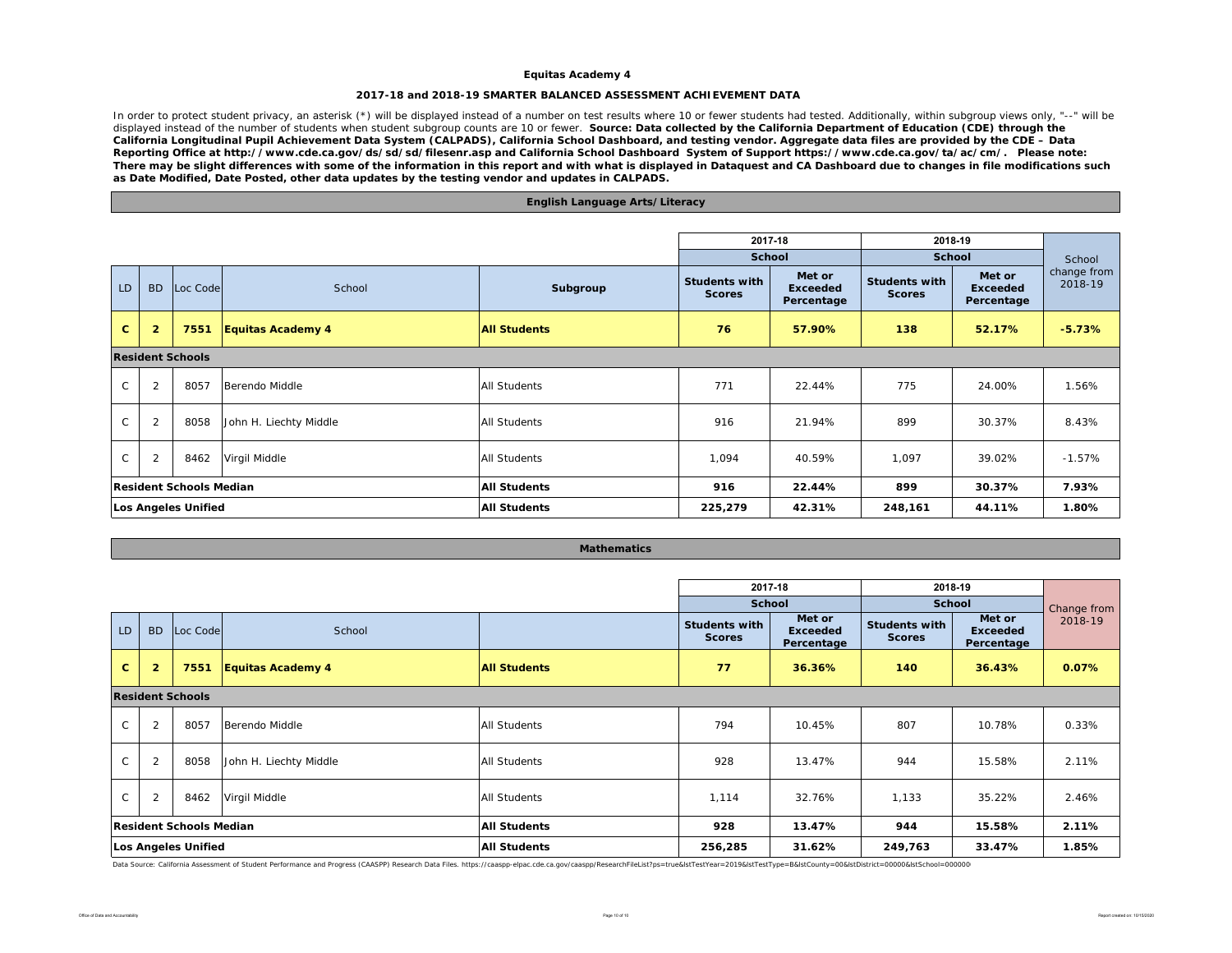## Equitas Academy 4

### 2017-18 and 2018-19 SMARTER BALANCED ASSESSMENT ACHIEVEMENT DATA

In order to protect student privacy, an asterisk (*) will be displayed instead of a number on test results where 10 or fewer students had tested. Additionally, within subgroup views only, "--" will be displayed instead of the number of students when student subgroup counts are 10 or fewer. **Source: Data collected by the California Department of Education (CDE) through the California Longitudinal Pupil Achievement Data System (CALPADS), California School Dashboard, and testing vendor. Aggregate data files are provided by the CDE – Data Reporting Office at http://www.cde.ca.gov/ds/sd/sd/filesenr.asp and California School Dashboard System of Support https://www.cde.ca.gov/ta/ac/cm/. Please note: There may be slight differences with some of the information in this report and with what is displayed in Dataquest and CA Dashboard due to changes in file modifications such as Date Modified, Date Posted, other data updates by the testing vendor and updates in CALPADS.**

### English Language Arts/Literacy

| LD | BD | Loc Code | School | Subgroup | 2017-18 School Students with Scores | 2017-18 School Met or Exceeded Percentage | 2018-19 School Students with Scores | 2018-19 School Met or Exceeded Percentage | School change from 2018-19 |
|---|---|---|---|---|---|---|---|---|---|
| **C** | **2** | **7551** | **Equitas Academy 4** | **All Students** | **76** | **57.90%** | **138** | **52.17%** | **-5.73%** |
| **Resident Schools** | | | | | | | | | |
| C | 2 | 8057 | Berendo Middle | All Students | 771 | 22.44% | 775 | 24.00% | 1.56% |
| C | 2 | 8058 | John H. Liechty Middle | All Students | 916 | 21.94% | 899 | 30.37% | 8.43% |
| C | 2 | 8462 | Virgil Middle | All Students | 1,094 | 40.59% | 1,097 | 39.02% | -1.57% |
| **Resident Schools Median** | | | | **All Students** | **916** | **22.44%** | **899** | **30.37%** | **7.93%** |
| **Los Angeles Unified** | | | | **All Students** | **225,279** | **42.31%** | **248,161** | **44.11%** | **1.80%** |

### Mathematics

| LD | BD | Loc Code | School | | 2017-18 School Students with Scores | 2017-18 School Met or Exceeded Percentage | 2018-19 School Students with Scores | 2018-19 School Met or Exceeded Percentage | Change from 2018-19 |
|---|---|---|---|---|---|---|---|---|---|
| **C** | **2** | **7551** | **Equitas Academy 4** | **All Students** | **77** | **36.36%** | **140** | **36.43%** | **0.07%** |
| **Resident Schools** | | | | | | | | | |
| C | 2 | 8057 | Berendo Middle | All Students | 794 | 10.45% | 807 | 10.78% | 0.33% |
| C | 2 | 8058 | John H. Liechty Middle | All Students | 928 | 13.47% | 944 | 15.58% | 2.11% |
| C | 2 | 8462 | Virgil Middle | All Students | 1,114 | 32.76% | 1,133 | 35.22% | 2.46% |
| **Resident Schools Median** | | | | **All Students** | **928** | **13.47%** | **944** | **15.58%** | **2.11%** |
| **Los Angeles Unified** | | | | **All Students** | **256,285** | **31.62%** | **249,763** | **33.47%** | **1.85%** |

Data Source: California Assessment of Student Performance and Progress (CAASPP) Research Data Files. https://caaspp-elpac.cde.ca.gov/caaspp/ResearchFileList?ps=true&lstTestYear=2019&lstTestType=B&lstCounty=00&lstDistrict=00000&lstSchool=000000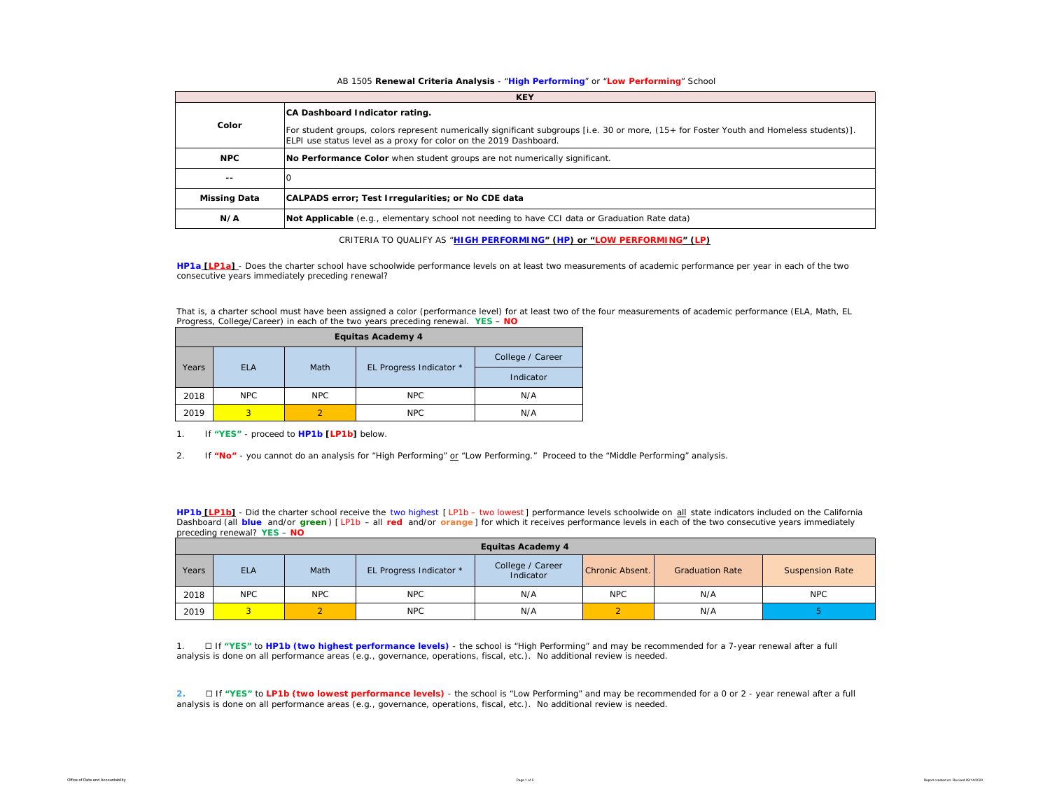AB 1505 **Renewal Criteria Analysis** - "**High Performing**" or "**Low Performing**" School

| KEY | |
|---|---|
| **Color** | **CA Dashboard Indicator rating.** For student groups, colors represent numerically significant subgroups [i.e. 30 or more, (15+ for Foster Youth and Homeless students)]. ELPI use status level as a proxy for color on the 2019 Dashboard. |
| **NPC** | **No Performance Color** when student groups are not numerically significant. |
| **--** | 0 |
| **Missing Data** | **CALPADS error; Test Irregularities; or No CDE data** |
| **N/A** | **Not Applicable** (e.g., elementary school not needing to have CCI data or Graduation Rate data) |

CRITERIA TO QUALIFY AS "**HIGH PERFORMING" (HP) or "LOW PERFORMING" (LP)**

**HP1a [LP1a]** - Does the charter school have schoolwide performance levels on at least two measurements of academic performance per year in each of the two consecutive years immediately preceding renewal?

That is, a charter school must have been assigned a color (performance level) for at least two of the four measurements of academic performance (ELA, Math, EL Progress, College/Career) in each of the two years preceding renewal. **YES** – **NO**

| Equitas Academy 4 | | | | |
|---|---|---|---|---|
| Years | ELA | Math | EL Progress Indicator * | College / Career Indicator |
| 2018 | NPC | NPC | NPC | N/A |
| 2019 | 3 | 2 | NPC | N/A |

1. If **"YES"** - proceed to **HP1b [LP1b]** below.

2. If **"No"** - you cannot do an analysis for "High Performing" or "Low Performing." Proceed to the "Middle Performing" analysis.

**HP1b [LP1b]** - Did the charter school receive the two highest [ LP1b – two lowest ] performance levels schoolwide on all state indicators included on the California Dashboard (all **blue** and/or **green**) [ LP1b – all **red** and/or **orange** ] for which it receives performance levels in each of the two consecutive years immediately preceding renewal? **YES** – **NO**

| Equitas Academy 4 | | | | | | | |
|---|---|---|---|---|---|---|---|
| Years | ELA | Math | EL Progress Indicator * | College / Career Indicator | Chronic Absent. | Graduation Rate | Suspension Rate |
| 2018 | NPC | NPC | NPC | N/A | NPC | N/A | NPC |
| 2019 | 3 | 2 | NPC | N/A | 2 | N/A | 5 |

1. ☐ If **"YES"** to **HP1b (two highest performance levels)** - the school is "High Performing" and may be recommended for a 7-year renewal after a full analysis is done on all performance areas (e.g., governance, operations, fiscal, etc.). No additional review is needed.

2. ☐ If **"YES"** to **LP1b (two lowest performance levels)** - the school is "Low Performing" and may be recommended for a 0 or 2 - year renewal after a full analysis is done on all performance areas (e.g., governance, operations, fiscal, etc.). No additional review is needed.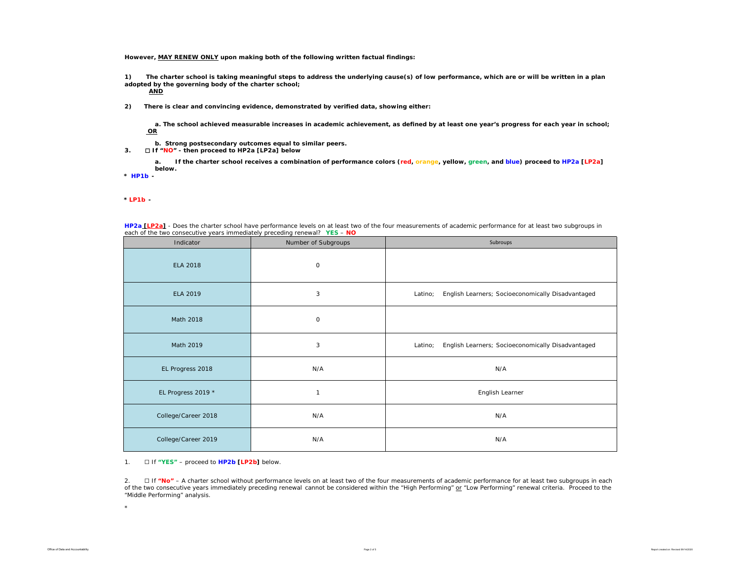**However, MAY RENEW ONLY upon making both of the following written factual findings:**

**1) The charter school is taking meaningful steps to address the underlying cause(s) of low performance, which are or will be written in a plan adopted by the governing body of the charter school;**
**AND**

**2) There is clear and convincing evidence, demonstrated by verified data, showing either:**

**a. The school achieved measurable increases in academic achievement, as defined by at least one year's progress for each year in school;**
**OR**

**b. Strong postsecondary outcomes equal to similar peers.**

**3. ☐ If "NO" - then proceed to HP2a [LP2a] below**

**a. If the charter school receives a combination of performance colors (red, orange, yellow, green, and blue) proceed to HP2a [LP2a] below.**

**\* HP1b -**

**\* LP1b -**

**HP2a [LP2a]** - Does the charter school have performance levels on at least two of the four measurements of academic performance for at least two subgroups in each of the two consecutive years immediately preceding renewal? **YES** – **NO**

| Indicator | Number of Subgroups | Subroups |
|---|---|---|
| ELA 2018 | 0 | |
| ELA 2019 | 3 | Latino; English Learners; Socioeconomically Disadvantaged |
| Math 2018 | 0 | |
| Math 2019 | 3 | Latino; English Learners; Socioeconomically Disadvantaged |
| EL Progress 2018 | N/A | N/A |
| EL Progress 2019 * | 1 | English Learner |
| College/Career 2018 | N/A | N/A |
| College/Career 2019 | N/A | N/A |

1. ☐ If **"YES"** – proceed to **HP2b [LP2b]** below.

2. ☐ If **"No"** – A charter school without performance levels on at least two of the four measurements of academic performance for at least two subgroups in each of the two consecutive years immediately preceding renewal cannot be considered within the "High Performing" or "Low Performing" renewal criteria. Proceed to the "Middle Performing" analysis.

\*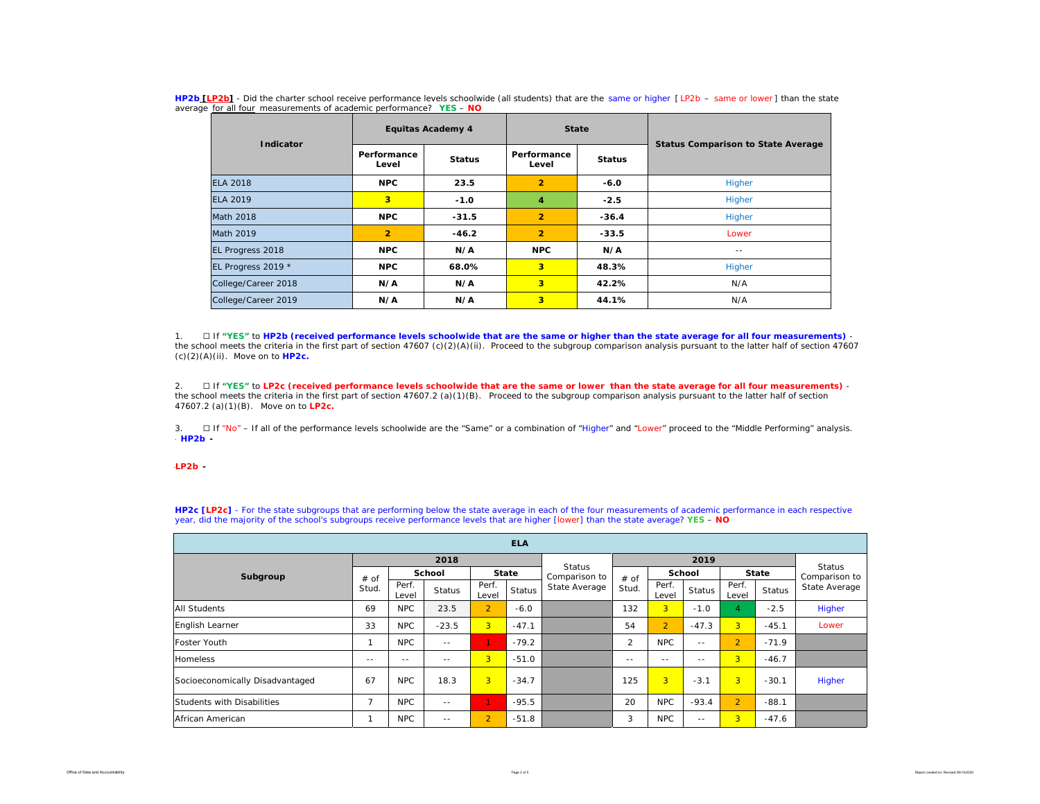**HP2b [LP2b]** - Did the charter school receive performance levels schoolwide (all students) that are the same or higher [ LP2b – same or lower ] than the state average for all four measurements of academic performance? **YES** – **NO**

| Indicator | Equitas Academy 4 | | State | | Status Comparison to State Average |
|---|---|---|---|---|---|
| | Performance Level | Status | Performance Level | Status | |
| ELA 2018 | NPC | 23.5 | 2 | -6.0 | Higher |
| ELA 2019 | 3 | -1.0 | 4 | -2.5 | Higher |
| Math 2018 | NPC | -31.5 | 2 | -36.4 | Higher |
| Math 2019 | 2 | -46.2 | 2 | -33.5 | Lower |
| EL Progress 2018 | NPC | N/A | NPC | N/A | -- |
| EL Progress 2019 * | NPC | 68.0% | 3 | 48.3% | Higher |
| College/Career 2018 | N/A | N/A | 3 | 42.2% | N/A |
| College/Career 2019 | N/A | N/A | 3 | 44.1% | N/A |

1. ☐ If **"YES"** to **HP2b (received performance levels schoolwide that are the same or higher than the state average for all four measurements)** - the school meets the criteria in the first part of section 47607 (c)(2)(A)(ii). Proceed to the subgroup comparison analysis pursuant to the latter half of section 47607 (c)(2)(A)(ii). Move on to **HP2c.**

2. ☐ If **"YES"** to **LP2c (received performance levels schoolwide that are the same or lower than the state average for all four measurements)** - the school meets the criteria in the first part of section 47607.2 (a)(1)(B). Proceed to the subgroup comparison analysis pursuant to the latter half of section 47607.2 (a)(1)(B). Move on to **LP2c.**

3. ☐ If "No" – If all of the performance levels schoolwide are the "Same" or a combination of "Higher" and "Lower" proceed to the "Middle Performing" analysis.

**HP2b -**

**LP2b -**

**HP2c [LP2c]** - For the state subgroups that are performing below the state average in each of the four measurements of academic performance in each respective year, did the majority of the school's subgroups receive performance levels that are higher [lower] than the state average? **YES** – **NO**

| ELA | | | | | | | | | | | | |
|---|---|---|---|---|---|---|---|---|---|---|---|---|
| Subgroup | 2018 | | | | | Status Comparison to State Average | 2019 | | | | | Status Comparison to State Average |
| | # of Stud. | School | | State | | | # of Stud. | School | | State | | |
| | | Perf. Level | Status | Perf. Level | Status | | | Perf. Level | Status | Perf. Level | Status | |
| All Students | 69 | NPC | 23.5 | 2 | -6.0 | | 132 | 3 | -1.0 | 4 | -2.5 | Higher |
| English Learner | 33 | NPC | -23.5 | 3 | -47.1 | | 54 | 2 | -47.3 | 3 | -45.1 | Lower |
| Foster Youth | 1 | NPC | -- | 1 | -79.2 | | 2 | NPC | -- | 2 | -71.9 | |
| Homeless | -- | -- | -- | 3 | -51.0 | | -- | -- | -- | 3 | -46.7 | |
| Socioeconomically Disadvantaged | 67 | NPC | 18.3 | 3 | -34.7 | | 125 | 3 | -3.1 | 3 | -30.1 | Higher |
| Students with Disabilities | 7 | NPC | -- | 1 | -95.5 | | 20 | NPC | -93.4 | 2 | -88.1 | |
| African American | 1 | NPC | -- | 2 | -51.8 | | 3 | NPC | -- | 3 | -47.6 | |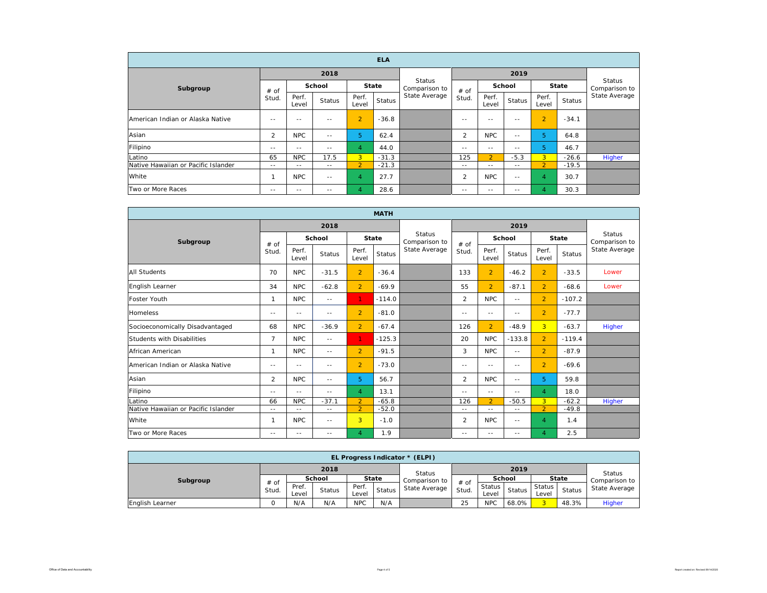| ELA | | | | | | | | | | | | |
|---|---|---|---|---|---|---|---|---|---|---|---|---|
| Subgroup | 2018 | | | | | Status Comparison to State Average | 2019 | | | | | Status Comparison to State Average |
| | # of Stud. | School | | State | | | # of Stud. | School | | State | | |
| | | Perf. Level | Status | Perf. Level | Status | | | Perf. Level | Status | Perf. Level | Status | |
| American Indian or Alaska Native | -- | -- | -- | 2 | -36.8 | | -- | -- | -- | 2 | -34.1 | |
| Asian | 2 | NPC | -- | 5 | 62.4 | | 2 | NPC | -- | 5 | 64.8 | |
| Filipino | -- | -- | -- | 4 | 44.0 | | -- | -- | -- | 5 | 46.7 | |
| Latino | 65 | NPC | 17.5 | 3 | -31.3 | | 125 | 2 | -5.3 | 3 | -26.6 | Higher |
| Native Hawaiian or Pacific Islander | -- | -- | -- | 2 | -21.3 | | -- | -- | -- | 2 | -19.5 | |
| White | 1 | NPC | -- | 4 | 27.7 | | 2 | NPC | -- | 4 | 30.7 | |
| Two or More Races | -- | -- | -- | 4 | 28.6 | | -- | -- | -- | 4 | 30.3 | |

| MATH | | | | | | | | | | | | |
|---|---|---|---|---|---|---|---|---|---|---|---|---|
| Subgroup | 2018 | | | | | Status Comparison to State Average | 2019 | | | | | Status Comparison to State Average |
| | # of Stud. | School | | State | | | # of Stud. | School | | State | | |
| | | Perf. Level | Status | Perf. Level | Status | | | Perf. Level | Status | Perf. Level | Status | |
| All Students | 70 | NPC | -31.5 | 2 | -36.4 | | 133 | 2 | -46.2 | 2 | -33.5 | Lower |
| English Learner | 34 | NPC | -62.8 | 2 | -69.9 | | 55 | 2 | -87.1 | 2 | -68.6 | Lower |
| Foster Youth | 1 | NPC | -- | 1 | -114.0 | | 2 | NPC | -- | 2 | -107.2 | |
| Homeless | -- | -- | -- | 2 | -81.0 | | -- | -- | -- | 2 | -77.7 | |
| Socioeconomically Disadvantaged | 68 | NPC | -36.9 | 2 | -67.4 | | 126 | 2 | -48.9 | 3 | -63.7 | Higher |
| Students with Disabilities | 7 | NPC | -- | 1 | -125.3 | | 20 | NPC | -133.8 | 2 | -119.4 | |
| African American | 1 | NPC | -- | 2 | -91.5 | | 3 | NPC | -- | 2 | -87.9 | |
| American Indian or Alaska Native | -- | -- | -- | 2 | -73.0 | | -- | -- | -- | 2 | -69.6 | |
| Asian | 2 | NPC | -- | 5 | 56.7 | | 2 | NPC | -- | 5 | 59.8 | |
| Filipino | -- | -- | -- | 4 | 13.1 | | -- | -- | -- | 4 | 18.0 | |
| Latino | 66 | NPC | -37.1 | 2 | -65.8 | | 126 | 2 | -50.5 | 3 | -62.2 | Higher |
| Native Hawaiian or Pacific Islander | -- | -- | -- | 2 | -52.0 | | -- | -- | -- | 2 | -49.8 | |
| White | 1 | NPC | -- | 3 | -1.0 | | 2 | NPC | -- | 4 | 1.4 | |
| Two or More Races | -- | -- | -- | 4 | 1.9 | | -- | -- | -- | 4 | 2.5 | |

| EL Progress Indicator * (ELPI) | | | | | | | | | | | | |
|---|---|---|---|---|---|---|---|---|---|---|---|---|
| Subgroup | 2018 | | | | | Status Comparison to State Average | 2019 | | | | | Status Comparison to State Average |
| | # of Stud. | School | | State | | | # of Stud. | School | | State | | |
| | | Pref. Level | Status | Perf. Level | Status | | | Status Level | Status | Status Level | Status | |
| English Learner | 0 | N/A | N/A | NPC | N/A | | 25 | NPC | 68.0% | 3 | 48.3% | Higher |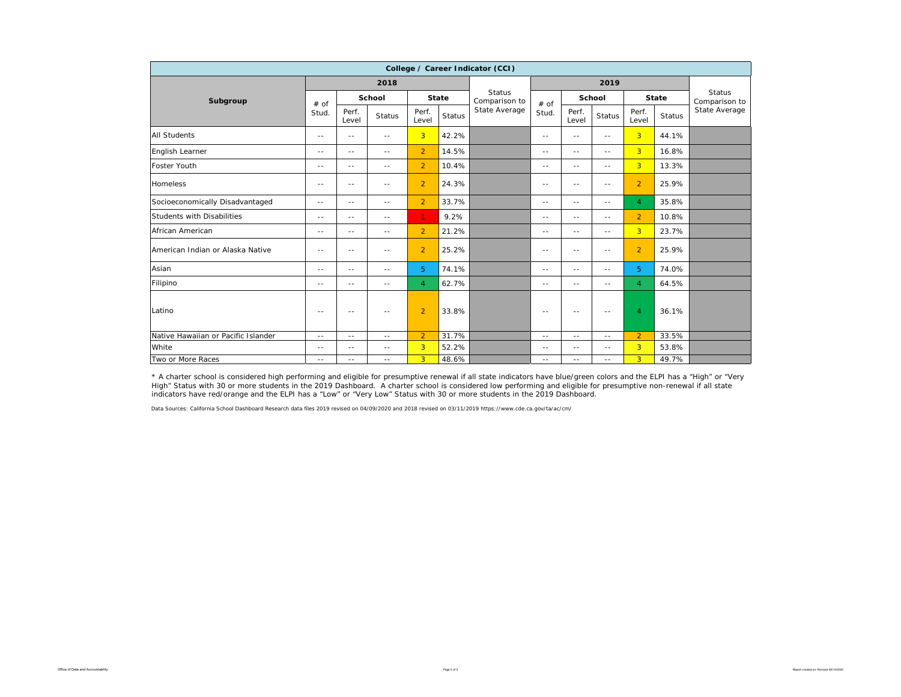| College / Career Indicator (CCI) | | | | | | | | | | | | |
|---|---|---|---|---|---|---|---|---|---|---|---|---|
| Subgroup | 2018 | | | | | | 2019 | | | | | |
| | # of Stud. | School | | State | | Status Comparison to State Average | # of Stud. | School | | State | | Status Comparison to State Average |
| | | Perf. Level | Status | Perf. Level | Status | | | Perf. Level | Status | Perf. Level | Status | |
| All Students | -- | -- | -- | 3 | 42.2% | | -- | -- | -- | 3 | 44.1% | |
| English Learner | -- | -- | -- | 2 | 14.5% | | -- | -- | -- | 3 | 16.8% | |
| Foster Youth | -- | -- | -- | 2 | 10.4% | | -- | -- | -- | 3 | 13.3% | |
| Homeless | -- | -- | -- | 2 | 24.3% | | -- | -- | -- | 2 | 25.9% | |
| Socioeconomically Disadvantaged | -- | -- | -- | 2 | 33.7% | | -- | -- | -- | 4 | 35.8% | |
| Students with Disabilities | -- | -- | -- | 1 | 9.2% | | -- | -- | -- | 2 | 10.8% | |
| African American | -- | -- | -- | 2 | 21.2% | | -- | -- | -- | 3 | 23.7% | |
| American Indian or Alaska Native | -- | -- | -- | 2 | 25.2% | | -- | -- | -- | 2 | 25.9% | |
| Asian | -- | -- | -- | 5 | 74.1% | | -- | -- | -- | 5 | 74.0% | |
| Filipino | -- | -- | -- | 4 | 62.7% | | -- | -- | -- | 4 | 64.5% | |
| Latino | -- | -- | -- | 2 | 33.8% | | -- | -- | -- | 4 | 36.1% | |
| Native Hawaiian or Pacific Islander | -- | -- | -- | 2 | 31.7% | | -- | -- | -- | 2 | 33.5% | |
| White | -- | -- | -- | 3 | 52.2% | | -- | -- | -- | 3 | 53.8% | |
| Two or More Races | -- | -- | -- | 3 | 48.6% | | -- | -- | -- | 3 | 49.7% | |

* A charter school is considered high performing and eligible for presumptive renewal if all state indicators have blue/green colors and the ELPI has a "High" or "Very High" Status with 30 or more students in the 2019 Dashboard. A charter school is considered low performing and eligible for presumptive non-renewal if all state indicators have red/orange and the ELPI has a "Low" or "Very Low" Status with 30 or more students in the 2019 Dashboard.

Data Sources: California School Dashboard Research data files 2019 revised on 04/09/2020 and 2018 revised on 03/11/2019 https://www.cde.ca.gov/ta/ac/cm/